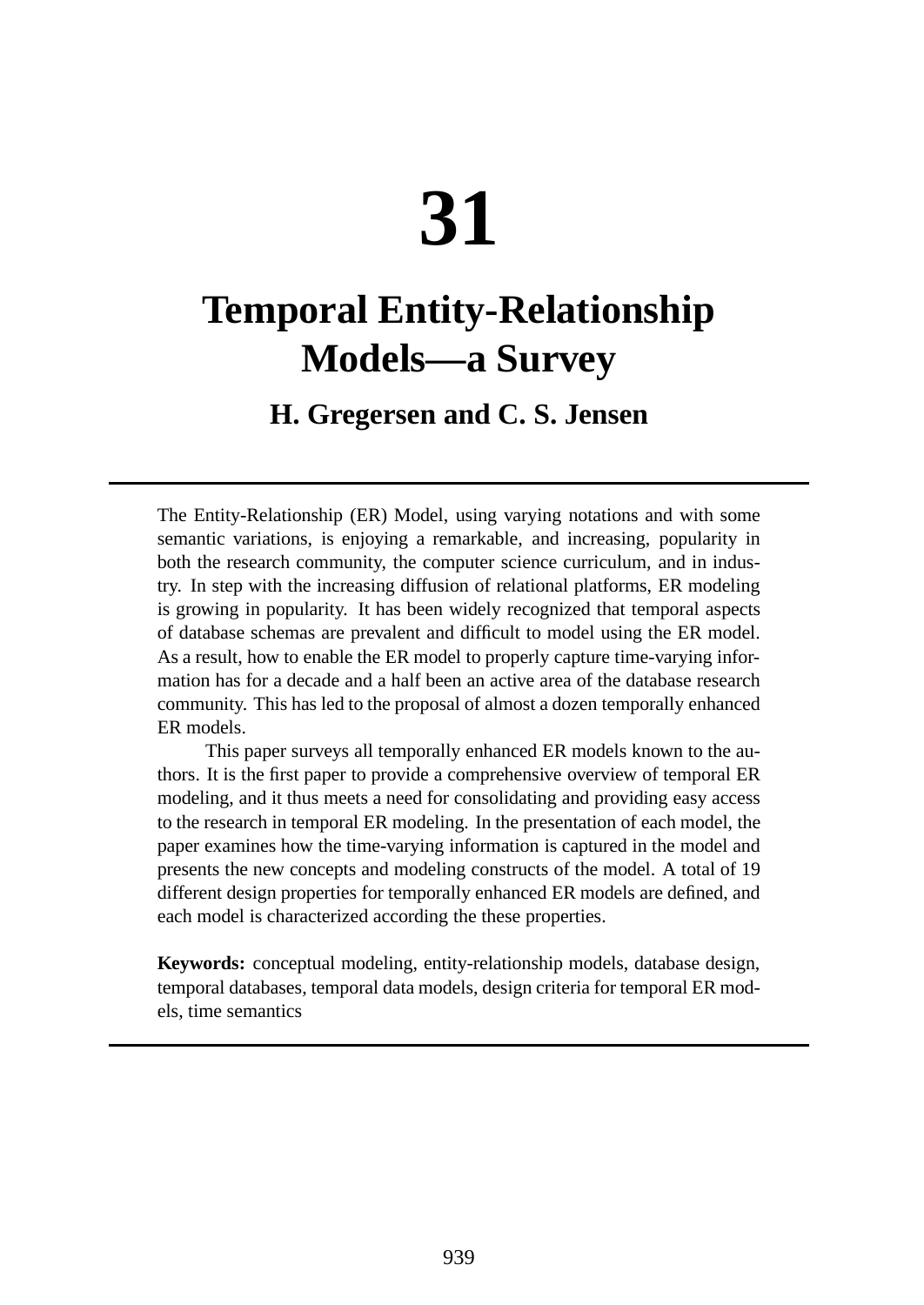# 31

# Temporal Entity-Relationship Models—a Survey

**H. Gregersen and C. S. Jensen**

---

The Entity-Relationship (ER) Model, using varying notations and with some semantic variations, is enjoying a remarkable, and increasing, popularity in both the research community, the computer science curriculum, and in industry. In step with the increasing diffusion of relational platforms, ER modeling is growing in popularity. It has been widely recognized that temporal aspects of database schemas are prevalent and difficult to model using the ER model. As a result, how to enable the ER model to properly capture time-varying information has for a decade and a half been an active area of the database research community. This has led to the proposal of almost a dozen temporally enhanced ER models.

This paper surveys all temporally enhanced ER models known to the authors. It is the first paper to provide a comprehensive overview of temporal ER modeling, and it thus meets a need for consolidating and providing easy access to the research in temporal ER modeling. In the presentation of each model, the paper examines how the time-varying information is captured in the model and presents the new concepts and modeling constructs of the model. A total of 19 different design properties for temporally enhanced ER models are defined, and each model is characterized according the these properties.

**Keywords:** conceptual modeling, entity-relationship models, database design, temporal databases, temporal data models, design criteria for temporal ER models, time semantics

---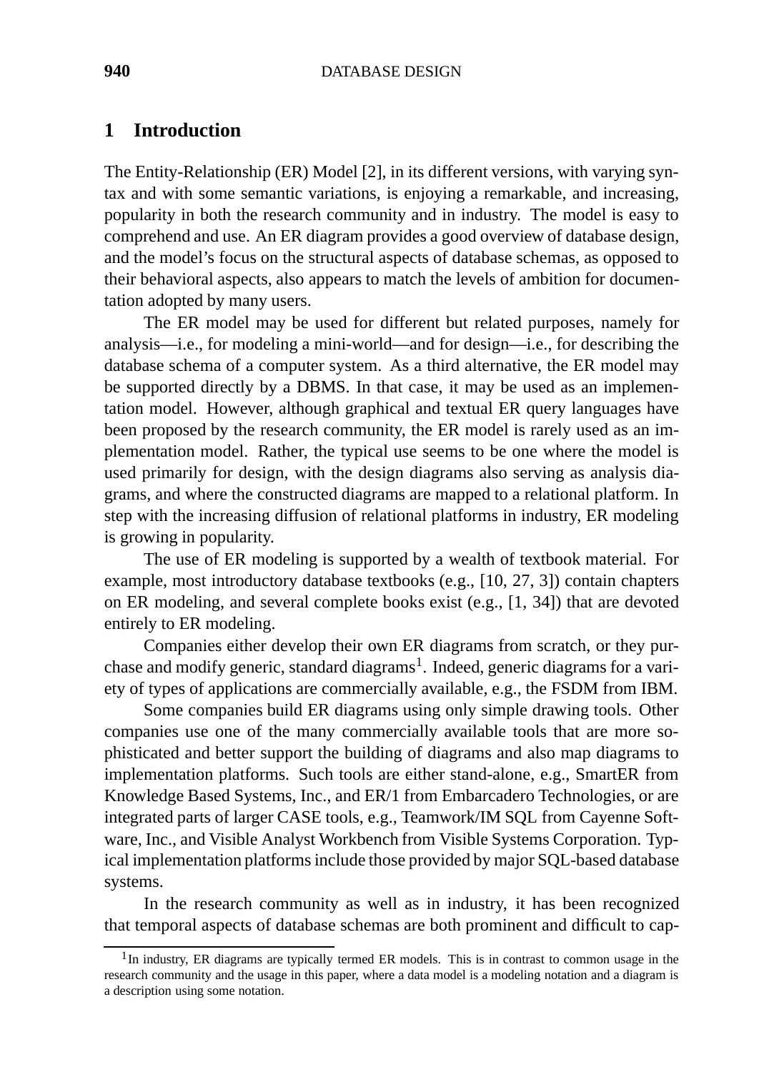## 1 Introduction

The Entity-Relationship (ER) Model [2], in its different versions, with varying syntax and with some semantic variations, is enjoying a remarkable, and increasing, popularity in both the research community and in industry. The model is easy to comprehend and use. An ER diagram provides a good overview of database design, and the model's focus on the structural aspects of database schemas, as opposed to their behavioral aspects, also appears to match the levels of ambition for documentation adopted by many users.

The ER model may be used for different but related purposes, namely for analysis—i.e., for modeling a mini-world—and for design—i.e., for describing the database schema of a computer system. As a third alternative, the ER model may be supported directly by a DBMS. In that case, it may be used as an implementation model. However, although graphical and textual ER query languages have been proposed by the research community, the ER model is rarely used as an implementation model. Rather, the typical use seems to be one where the model is used primarily for design, with the design diagrams also serving as analysis diagrams, and where the constructed diagrams are mapped to a relational platform. In step with the increasing diffusion of relational platforms in industry, ER modeling is growing in popularity.

The use of ER modeling is supported by a wealth of textbook material. For example, most introductory database textbooks (e.g., [10, 27, 3]) contain chapters on ER modeling, and several complete books exist (e.g., [1, 34]) that are devoted entirely to ER modeling.

Companies either develop their own ER diagrams from scratch, or they purchase and modify generic, standard diagrams[1]. Indeed, generic diagrams for a variety of types of applications are commercially available, e.g., the FSDM from IBM.

Some companies build ER diagrams using only simple drawing tools. Other companies use one of the many commercially available tools that are more sophisticated and better support the building of diagrams and also map diagrams to implementation platforms. Such tools are either stand-alone, e.g., SmartER from Knowledge Based Systems, Inc., and ER/1 from Embarcadero Technologies, or are integrated parts of larger CASE tools, e.g., Teamwork/IM SQL from Cayenne Software, Inc., and Visible Analyst Workbench from Visible Systems Corporation. Typical implementation platforms include those provided by major SQL-based database systems.

In the research community as well as in industry, it has been recognized that temporal aspects of database schemas are both prominent and difficult to cap-

[1] In industry, ER diagrams are typically termed ER models. This is in contrast to common usage in the research community and the usage in this paper, where a data model is a modeling notation and a diagram is a description using some notation.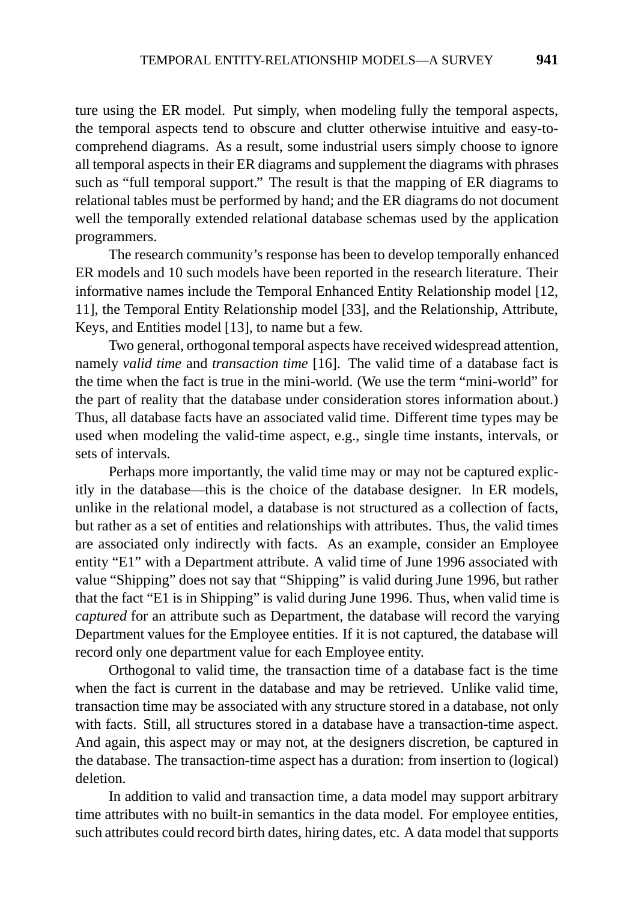ture using the ER model. Put simply, when modeling fully the temporal aspects, the temporal aspects tend to obscure and clutter otherwise intuitive and easy-to-comprehend diagrams. As a result, some industrial users simply choose to ignore all temporal aspects in their ER diagrams and supplement the diagrams with phrases such as "full temporal support." The result is that the mapping of ER diagrams to relational tables must be performed by hand; and the ER diagrams do not document well the temporally extended relational database schemas used by the application programmers.

The research community's response has been to develop temporally enhanced ER models and 10 such models have been reported in the research literature. Their informative names include the Temporal Enhanced Entity Relationship model [12, 11], the Temporal Entity Relationship model [33], and the Relationship, Attribute, Keys, and Entities model [13], to name but a few.

Two general, orthogonal temporal aspects have received widespread attention, namely *valid time* and *transaction time* [16]. The valid time of a database fact is the time when the fact is true in the mini-world. (We use the term "mini-world" for the part of reality that the database under consideration stores information about.) Thus, all database facts have an associated valid time. Different time types may be used when modeling the valid-time aspect, e.g., single time instants, intervals, or sets of intervals.

Perhaps more importantly, the valid time may or may not be captured explicitly in the database—this is the choice of the database designer. In ER models, unlike in the relational model, a database is not structured as a collection of facts, but rather as a set of entities and relationships with attributes. Thus, the valid times are associated only indirectly with facts. As an example, consider an Employee entity "E1" with a Department attribute. A valid time of June 1996 associated with value "Shipping" does not say that "Shipping" is valid during June 1996, but rather that the fact "E1 is in Shipping" is valid during June 1996. Thus, when valid time is *captured* for an attribute such as Department, the database will record the varying Department values for the Employee entities. If it is not captured, the database will record only one department value for each Employee entity.

Orthogonal to valid time, the transaction time of a database fact is the time when the fact is current in the database and may be retrieved. Unlike valid time, transaction time may be associated with any structure stored in a database, not only with facts. Still, all structures stored in a database have a transaction-time aspect. And again, this aspect may or may not, at the designers discretion, be captured in the database. The transaction-time aspect has a duration: from insertion to (logical) deletion.

In addition to valid and transaction time, a data model may support arbitrary time attributes with no built-in semantics in the data model. For employee entities, such attributes could record birth dates, hiring dates, etc. A data model that supports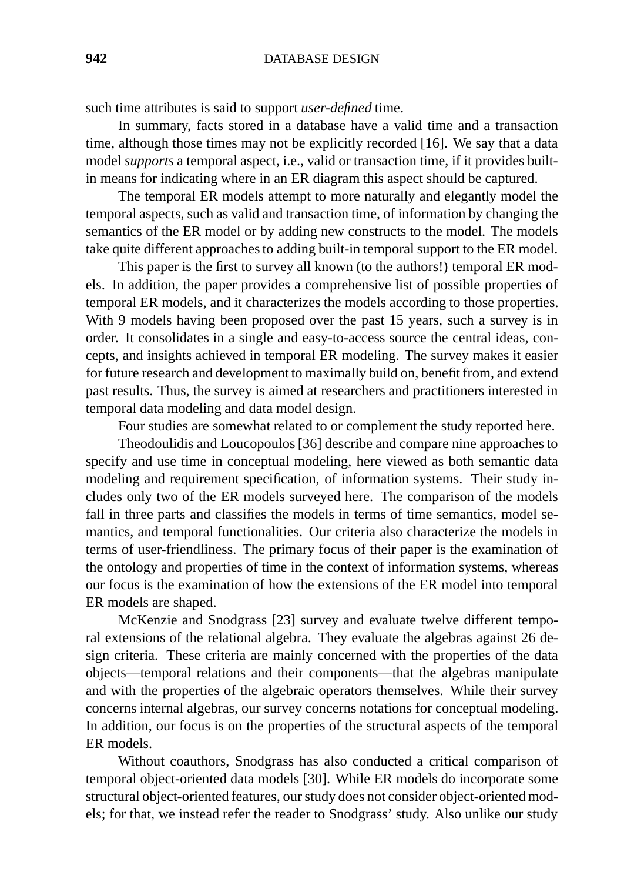such time attributes is said to support *user-defined* time.

In summary, facts stored in a database have a valid time and a transaction time, although those times may not be explicitly recorded [16]. We say that a data model *supports* a temporal aspect, i.e., valid or transaction time, if it provides built-in means for indicating where in an ER diagram this aspect should be captured.

The temporal ER models attempt to more naturally and elegantly model the temporal aspects, such as valid and transaction time, of information by changing the semantics of the ER model or by adding new constructs to the model. The models take quite different approaches to adding built-in temporal support to the ER model.

This paper is the first to survey all known (to the authors!) temporal ER models. In addition, the paper provides a comprehensive list of possible properties of temporal ER models, and it characterizes the models according to those properties. With 9 models having been proposed over the past 15 years, such a survey is in order. It consolidates in a single and easy-to-access source the central ideas, concepts, and insights achieved in temporal ER modeling. The survey makes it easier for future research and development to maximally build on, benefit from, and extend past results. Thus, the survey is aimed at researchers and practitioners interested in temporal data modeling and data model design.

Four studies are somewhat related to or complement the study reported here.

Theodoulidis and Loucopoulos [36] describe and compare nine approaches to specify and use time in conceptual modeling, here viewed as both semantic data modeling and requirement specification, of information systems. Their study includes only two of the ER models surveyed here. The comparison of the models fall in three parts and classifies the models in terms of time semantics, model semantics, and temporal functionalities. Our criteria also characterize the models in terms of user-friendliness. The primary focus of their paper is the examination of the ontology and properties of time in the context of information systems, whereas our focus is the examination of how the extensions of the ER model into temporal ER models are shaped.

McKenzie and Snodgrass [23] survey and evaluate twelve different temporal extensions of the relational algebra. They evaluate the algebras against 26 design criteria. These criteria are mainly concerned with the properties of the data objects—temporal relations and their components—that the algebras manipulate and with the properties of the algebraic operators themselves. While their survey concerns internal algebras, our survey concerns notations for conceptual modeling. In addition, our focus is on the properties of the structural aspects of the temporal ER models.

Without coauthors, Snodgrass has also conducted a critical comparison of temporal object-oriented data models [30]. While ER models do incorporate some structural object-oriented features, our study does not consider object-oriented models; for that, we instead refer the reader to Snodgrass' study. Also unlike our study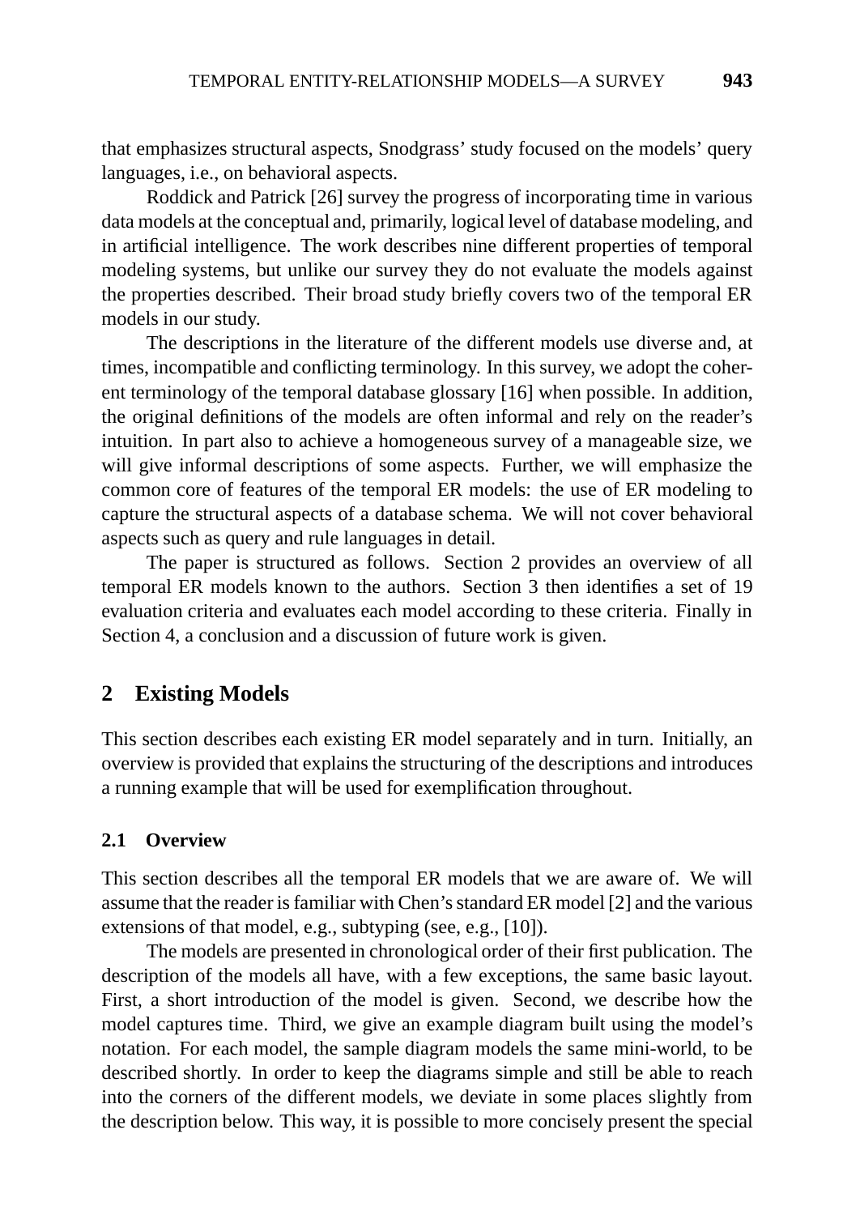that emphasizes structural aspects, Snodgrass' study focused on the models' query languages, i.e., on behavioral aspects.

Roddick and Patrick [26] survey the progress of incorporating time in various data models at the conceptual and, primarily, logical level of database modeling, and in artificial intelligence. The work describes nine different properties of temporal modeling systems, but unlike our survey they do not evaluate the models against the properties described. Their broad study briefly covers two of the temporal ER models in our study.

The descriptions in the literature of the different models use diverse and, at times, incompatible and conflicting terminology. In this survey, we adopt the coherent terminology of the temporal database glossary [16] when possible. In addition, the original definitions of the models are often informal and rely on the reader's intuition. In part also to achieve a homogeneous survey of a manageable size, we will give informal descriptions of some aspects. Further, we will emphasize the common core of features of the temporal ER models: the use of ER modeling to capture the structural aspects of a database schema. We will not cover behavioral aspects such as query and rule languages in detail.

The paper is structured as follows. Section 2 provides an overview of all temporal ER models known to the authors. Section 3 then identifies a set of 19 evaluation criteria and evaluates each model according to these criteria. Finally in Section 4, a conclusion and a discussion of future work is given.

## 2 Existing Models

This section describes each existing ER model separately and in turn. Initially, an overview is provided that explains the structuring of the descriptions and introduces a running example that will be used for exemplification throughout.

### 2.1 Overview

This section describes all the temporal ER models that we are aware of. We will assume that the reader is familiar with Chen's standard ER model [2] and the various extensions of that model, e.g., subtyping (see, e.g., [10]).

The models are presented in chronological order of their first publication. The description of the models all have, with a few exceptions, the same basic layout. First, a short introduction of the model is given. Second, we describe how the model captures time. Third, we give an example diagram built using the model's notation. For each model, the sample diagram models the same mini-world, to be described shortly. In order to keep the diagrams simple and still be able to reach into the corners of the different models, we deviate in some places slightly from the description below. This way, it is possible to more concisely present the special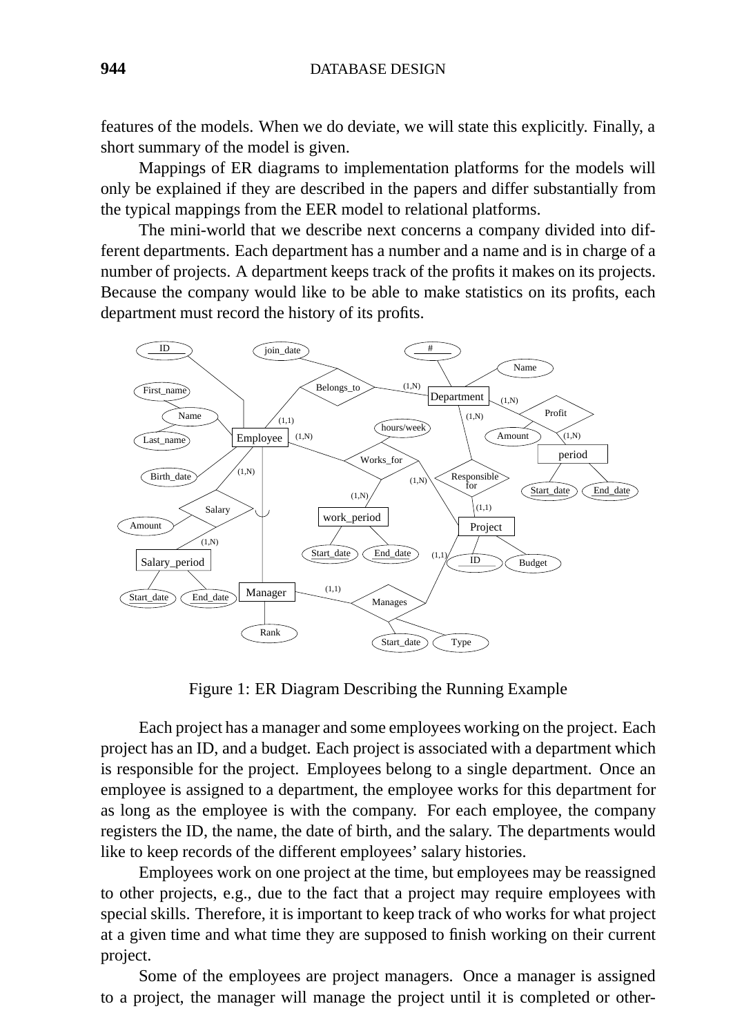features of the models. When we do deviate, we will state this explicitly. Finally, a short summary of the model is given.

Mappings of ER diagrams to implementation platforms for the models will only be explained if they are described in the papers and differ substantially from the typical mappings from the EER model to relational platforms.

The mini-world that we describe next concerns a company divided into different departments. Each department has a number and a name and is in charge of a number of projects. A department keeps track of the profits it makes on its projects. Because the company would like to be able to make statistics on its profits, each department must record the history of its profits.

Figure 1: ER Diagram Describing the Running Example

Each project has a manager and some employees working on the project. Each project has an ID, and a budget. Each project is associated with a department which is responsible for the project. Employees belong to a single department. Once an employee is assigned to a department, the employee works for this department for as long as the employee is with the company. For each employee, the company registers the ID, the name, the date of birth, and the salary. The departments would like to keep records of the different employees' salary histories.

Employees work on one project at the time, but employees may be reassigned to other projects, e.g., due to the fact that a project may require employees with special skills. Therefore, it is important to keep track of who works for what project at a given time and what time they are supposed to finish working on their current project.

Some of the employees are project managers. Once a manager is assigned to a project, the manager will manage the project until it is completed or other-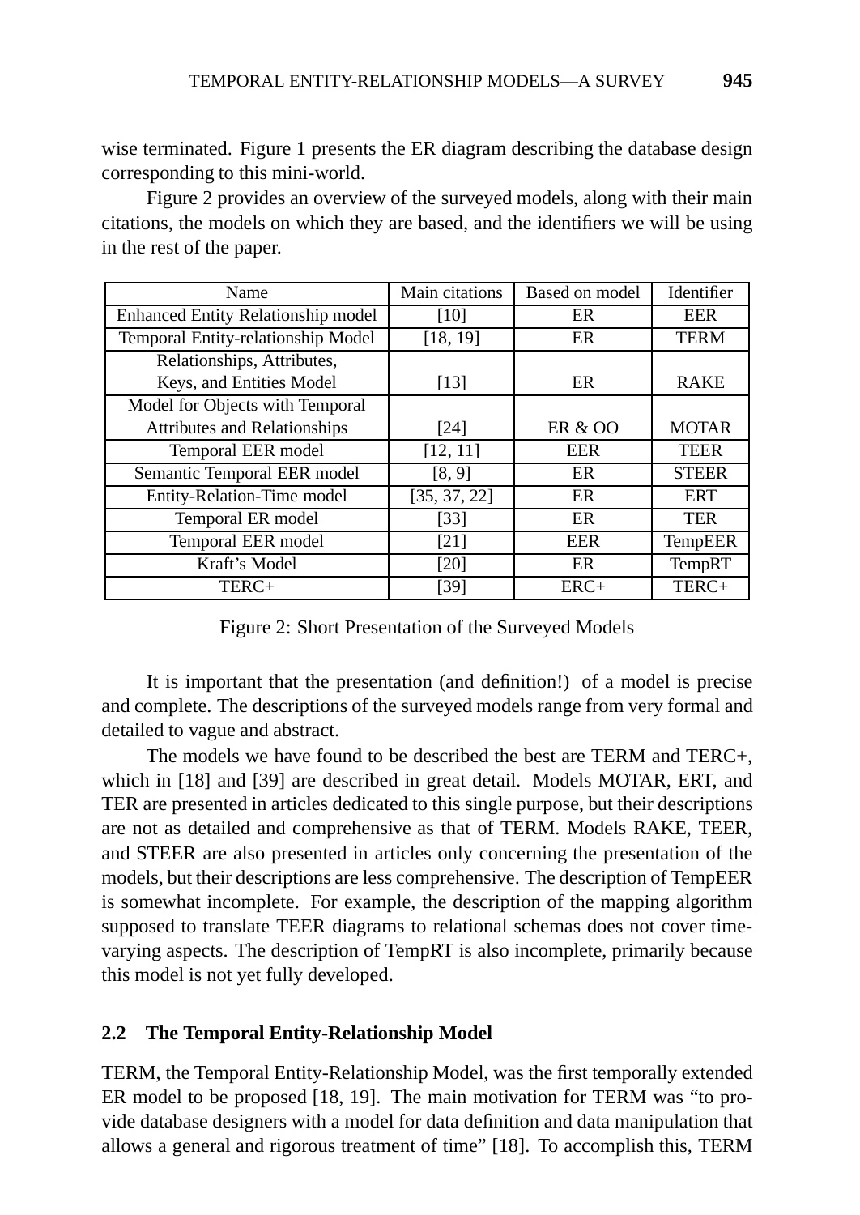wise terminated. Figure 1 presents the ER diagram describing the database design corresponding to this mini-world.

Figure 2 provides an overview of the surveyed models, along with their main citations, the models on which they are based, and the identifiers we will be using in the rest of the paper.

| Name | Main citations | Based on model | Identifier |
|---|---|---|---|
| Enhanced Entity Relationship model | [10] | ER | EER |
| Temporal Entity-relationship Model | [18, 19] | ER | TERM |
| Relationships, Attributes, Keys, and Entities Model | [13] | ER | RAKE |
| Model for Objects with Temporal Attributes and Relationships | [24] | ER & OO | MOTAR |
| Temporal EER model | [12, 11] | EER | TEER |
| Semantic Temporal EER model | [8, 9] | ER | STEER |
| Entity-Relation-Time model | [35, 37, 22] | ER | ERT |
| Temporal ER model | [33] | ER | TER |
| Temporal EER model | [21] | EER | TempEER |
| Kraft's Model | [20] | ER | TempRT |
| TERC+ | [39] | ERC+ | TERC+ |

Figure 2: Short Presentation of the Surveyed Models

It is important that the presentation (and definition!) of a model is precise and complete. The descriptions of the surveyed models range from very formal and detailed to vague and abstract.

The models we have found to be described the best are TERM and TERC+, which in [18] and [39] are described in great detail. Models MOTAR, ERT, and TER are presented in articles dedicated to this single purpose, but their descriptions are not as detailed and comprehensive as that of TERM. Models RAKE, TEER, and STEER are also presented in articles only concerning the presentation of the models, but their descriptions are less comprehensive. The description of TempEER is somewhat incomplete. For example, the description of the mapping algorithm supposed to translate TEER diagrams to relational schemas does not cover time-varying aspects. The description of TempRT is also incomplete, primarily because this model is not yet fully developed.

## 2.2 The Temporal Entity-Relationship Model

TERM, the Temporal Entity-Relationship Model, was the first temporally extended ER model to be proposed [18, 19]. The main motivation for TERM was "to provide database designers with a model for data definition and data manipulation that allows a general and rigorous treatment of time" [18]. To accomplish this, TERM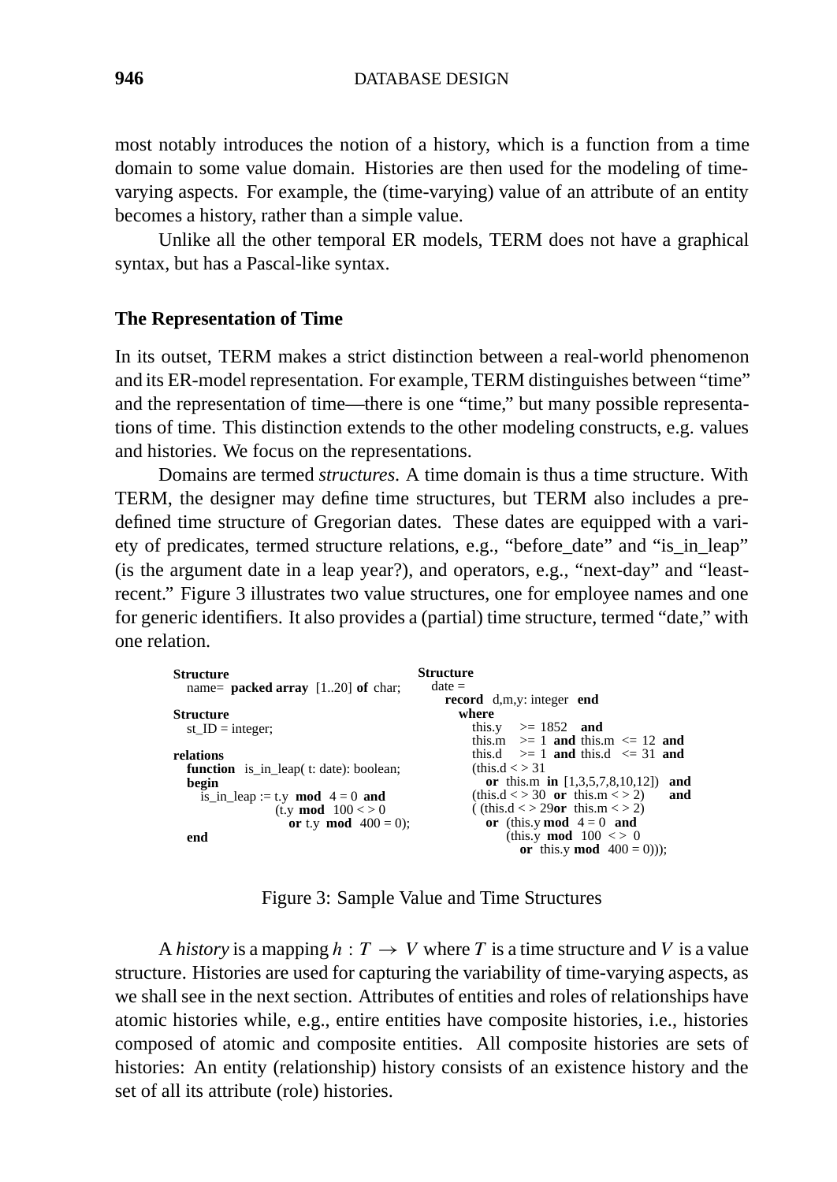most notably introduces the notion of a history, which is a function from a time domain to some value domain. Histories are then used for the modeling of time-varying aspects. For example, the (time-varying) value of an attribute of an entity becomes a history, rather than a simple value.

Unlike all the other temporal ER models, TERM does not have a graphical syntax, but has a Pascal-like syntax.

### The Representation of Time

In its outset, TERM makes a strict distinction between a real-world phenomenon and its ER-model representation. For example, TERM distinguishes between "time" and the representation of time—there is one "time," but many possible representations of time. This distinction extends to the other modeling constructs, e.g. values and histories. We focus on the representations.

Domains are termed *structures*. A time domain is thus a time structure. With TERM, the designer may define time structures, but TERM also includes a predefined time structure of Gregorian dates. These dates are equipped with a variety of predicates, termed structure relations, e.g., "before_date" and "is_in_leap" (is the argument date in a leap year?), and operators, e.g., "next-day" and "least-recent." Figure 3 illustrates two value structures, one for employee names and one for generic identifiers. It also provides a (partial) time structure, termed "date," with one relation.

```
Structure
   name= packed array [1..20] of char;

Structure
   st_ID = integer;

relations
   function is_in_leap( t: date): boolean;
   begin
      is_in_leap := t.y mod 4 = 0 and
                    (t.y mod 100 < > 0
                       or t.y mod 400 = 0);
   end
```

```
Structure
   date =
      record d,m,y: integer end
        where
          this.y   >= 1852  and
          this.m   >= 1  and this.m  <= 12  and
          this.d   >= 1  and this.d  <= 31  and
          (this.d < > 31
             or this.m in [1,3,5,7,8,10,12])  and
          (this.d < > 30  or  this.m < > 2)     and
          ( (this.d < > 29or  this.m < > 2)
             or  (this.y mod  4 = 0  and
                   (this.y  mod  100  < >  0
                      or  this.y mod  400 = 0)));
```

Figure 3: Sample Value and Time Structures

A *history* is a mapping $h : T \rightarrow V$ where $T$ is a time structure and $V$ is a value structure. Histories are used for capturing the variability of time-varying aspects, as we shall see in the next section. Attributes of entities and roles of relationships have atomic histories while, e.g., entire entities have composite histories, i.e., histories composed of atomic and composite entities. All composite histories are sets of histories: An entity (relationship) history consists of an existence history and the set of all its attribute (role) histories.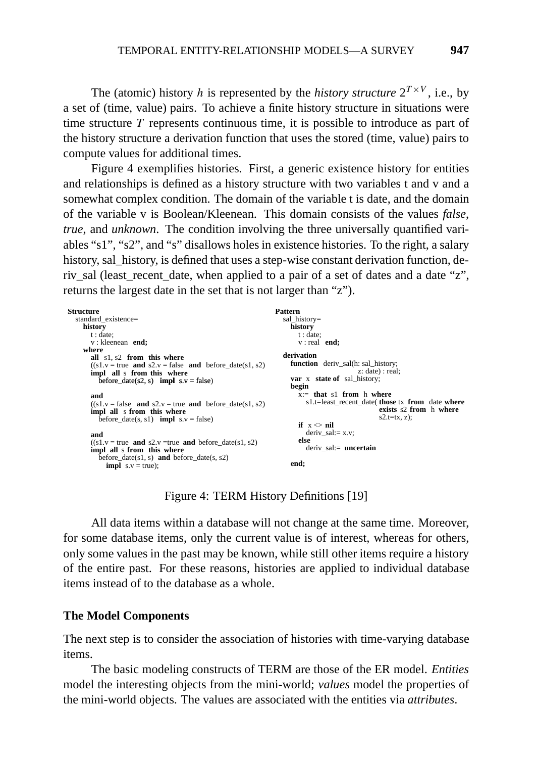The (atomic) history $h$ is represented by the *history structure* $2^{T \times V}$, i.e., by a set of (time, value) pairs. To achieve a finite history structure in situations were time structure $T$ represents continuous time, it is possible to introduce as part of the history structure a derivation function that uses the stored (time, value) pairs to compute values for additional times.

Figure 4 exemplifies histories. First, a generic existence history for entities and relationships is defined as a history structure with two variables t and v and a somewhat complex condition. The domain of the variable t is date, and the domain of the variable v is Boolean/Kleenean. This domain consists of the values *false*, *true*, and *unknown*. The condition involving the three universally quantified variables "s1", "s2", and "s" disallows holes in existence histories. To the right, a salary history, sal_history, is defined that uses a step-wise constant derivation function, deriv_sal (least_recent_date, when applied to a pair of a set of dates and a date "z", returns the largest date in the set that is not larger than "z").

```
Structure
   standard_existence=
     history
        t : date;
        v : kleenean  end;
     where
        all  s1, s2  from  this  where
        ((s1.v = true  and  s2.v = false  and  before_date(s1, s2)
        impl  all  s  from  this  where
           before_date(s2, s)  impl  s.v = false)

        and
        ((s1.v = false  and  s2.v = true  and  before_date(s1, s2)
        impl  all  s  from  this  where
           before_date(s, s1)  impl  s.v = false)

        and
        ((s1.v = true  and  s2.v =true  and  before_date(s1, s2)
        impl  all  s  from  this  where
           before_date(s1, s)  and  before_date(s, s2)
              impl  s.v = true);
```

```
Pattern
   sal_history=
     history
        t : date;
        v : real  end;

   derivation
     function  deriv_sal(h: sal_history;
                          z: date) : real;
     var  x  state of  sal_history;
     begin
        x:=  that  s1  from  h  where
           s1.t=least_recent_date( those tx  from  date where
                                   exists  s2  from  h  where
                                   s2.t=tx, z);
        if  x <> nil
           deriv_sal:= x.v;
        else
           deriv_sal:=  uncertain

     end;
```

Figure 4: TERM History Definitions [19]

All data items within a database will not change at the same time. Moreover, for some database items, only the current value is of interest, whereas for others, only some values in the past may be known, while still other items require a history of the entire past. For these reasons, histories are applied to individual database items instead of to the database as a whole.

### The Model Components

The next step is to consider the association of histories with time-varying database items.

The basic modeling constructs of TERM are those of the ER model. *Entities* model the interesting objects from the mini-world; *values* model the properties of the mini-world objects. The values are associated with the entities via *attributes*.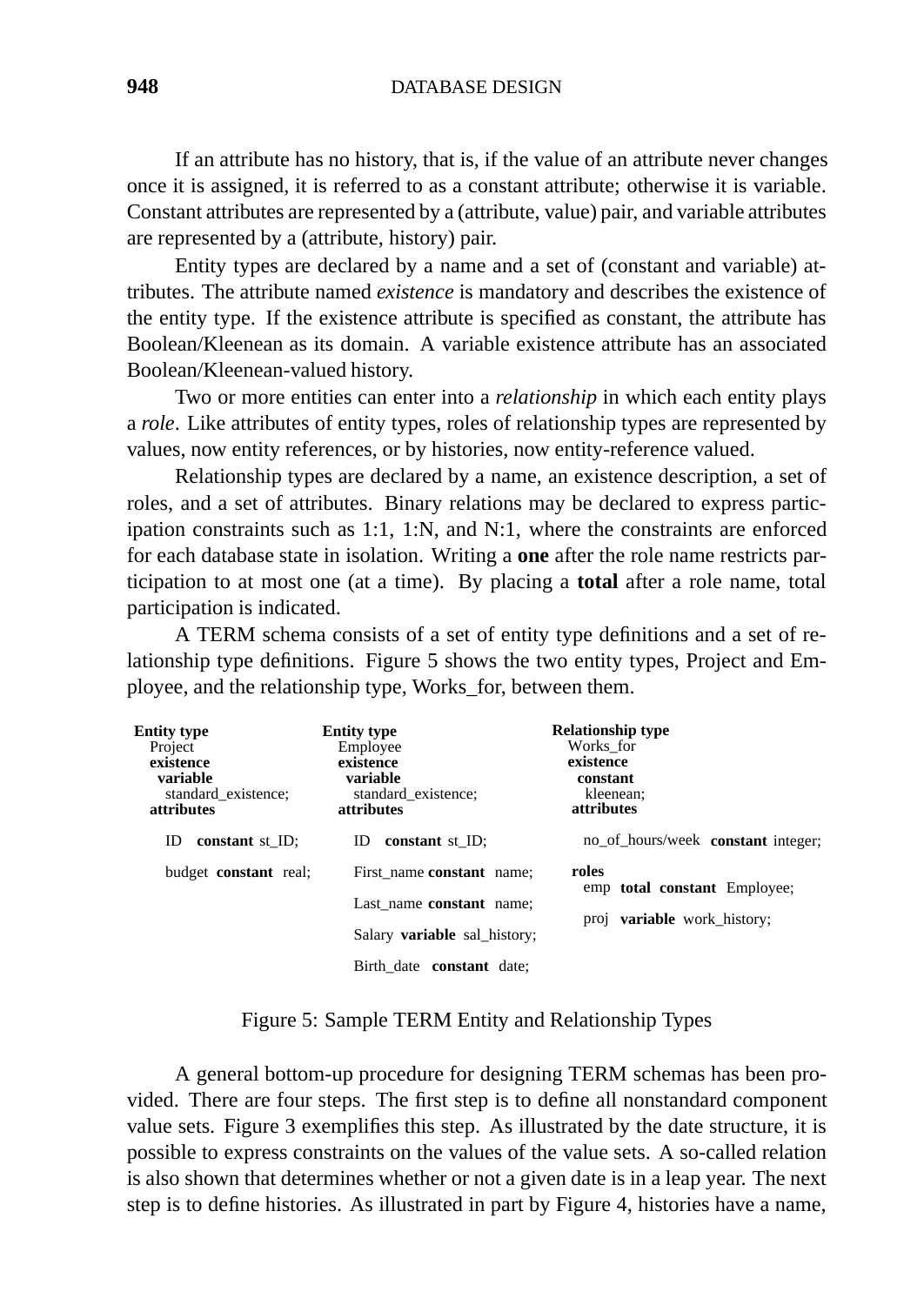If an attribute has no history, that is, if the value of an attribute never changes once it is assigned, it is referred to as a constant attribute; otherwise it is variable. Constant attributes are represented by a (attribute, value) pair, and variable attributes are represented by a (attribute, history) pair.

Entity types are declared by a name and a set of (constant and variable) attributes. The attribute named *existence* is mandatory and describes the existence of the entity type. If the existence attribute is specified as constant, the attribute has Boolean/Kleenean as its domain. A variable existence attribute has an associated Boolean/Kleenean-valued history.

Two or more entities can enter into a *relationship* in which each entity plays a *role*. Like attributes of entity types, roles of relationship types are represented by values, now entity references, or by histories, now entity-reference valued.

Relationship types are declared by a name, an existence description, a set of roles, and a set of attributes. Binary relations may be declared to express participation constraints such as 1:1, 1:N, and N:1, where the constraints are enforced for each database state in isolation. Writing a **one** after the role name restricts participation to at most one (at a time). By placing a **total** after a role name, total participation is indicated.

A TERM schema consists of a set of entity type definitions and a set of relationship type definitions. Figure 5 shows the two entity types, Project and Employee, and the relationship type, Works_for, between them.

```
Entity type                 Entity type                      Relationship type
  Project                     Employee                         Works_for
 existence                   existence                        existence
  variable                    variable                         constant
   standard_existence;         standard_existence;              kleenean;
 attributes                  attributes                       attributes

   ID  constant st_ID;         ID  constant st_ID;               no_of_hours/week  constant integer;

   budget constant real;       First_name constant name;       roles
                                                                 emp  total constant  Employee;
                               Last_name constant name;
                                                                 proj  variable work_history;
                               Salary variable sal_history;

                               Birth_date  constant date;
```

Figure 5: Sample TERM Entity and Relationship Types

A general bottom-up procedure for designing TERM schemas has been provided. There are four steps. The first step is to define all nonstandard component value sets. Figure 3 exemplifies this step. As illustrated by the date structure, it is possible to express constraints on the values of the value sets. A so-called relation is also shown that determines whether or not a given date is in a leap year. The next step is to define histories. As illustrated in part by Figure 4, histories have a name,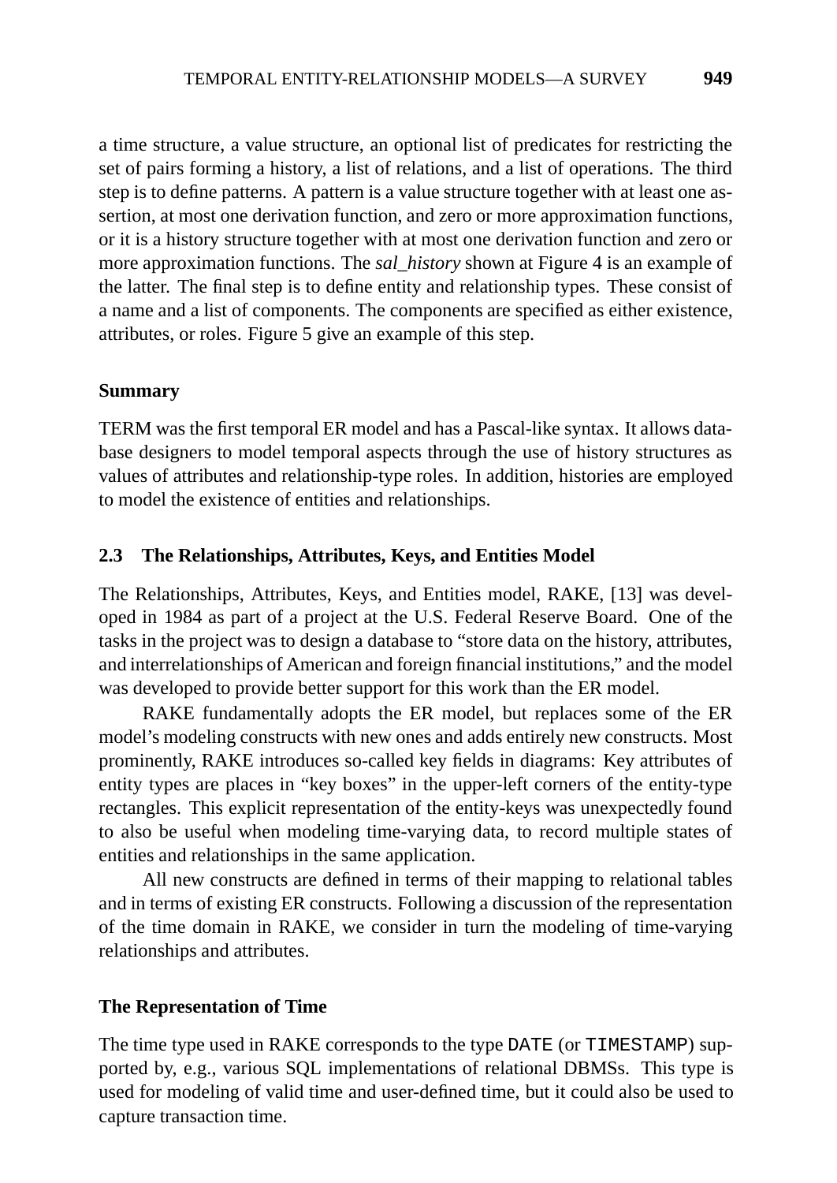a time structure, a value structure, an optional list of predicates for restricting the set of pairs forming a history, a list of relations, and a list of operations. The third step is to define patterns. A pattern is a value structure together with at least one assertion, at most one derivation function, and zero or more approximation functions, or it is a history structure together with at most one derivation function and zero or more approximation functions. The *sal_history* shown at Figure 4 is an example of the latter. The final step is to define entity and relationship types. These consist of a name and a list of components. The components are specified as either existence, attributes, or roles. Figure 5 give an example of this step.

### Summary

TERM was the first temporal ER model and has a Pascal-like syntax. It allows database designers to model temporal aspects through the use of history structures as values of attributes and relationship-type roles. In addition, histories are employed to model the existence of entities and relationships.

## 2.3 The Relationships, Attributes, Keys, and Entities Model

The Relationships, Attributes, Keys, and Entities model, RAKE, [13] was developed in 1984 as part of a project at the U.S. Federal Reserve Board. One of the tasks in the project was to design a database to "store data on the history, attributes, and interrelationships of American and foreign financial institutions," and the model was developed to provide better support for this work than the ER model.

RAKE fundamentally adopts the ER model, but replaces some of the ER model's modeling constructs with new ones and adds entirely new constructs. Most prominently, RAKE introduces so-called key fields in diagrams: Key attributes of entity types are places in "key boxes" in the upper-left corners of the entity-type rectangles. This explicit representation of the entity-keys was unexpectedly found to also be useful when modeling time-varying data, to record multiple states of entities and relationships in the same application.

All new constructs are defined in terms of their mapping to relational tables and in terms of existing ER constructs. Following a discussion of the representation of the time domain in RAKE, we consider in turn the modeling of time-varying relationships and attributes.

### The Representation of Time

The time type used in RAKE corresponds to the type `DATE` (or `TIMESTAMP`) supported by, e.g., various SQL implementations of relational DBMSs. This type is used for modeling of valid time and user-defined time, but it could also be used to capture transaction time.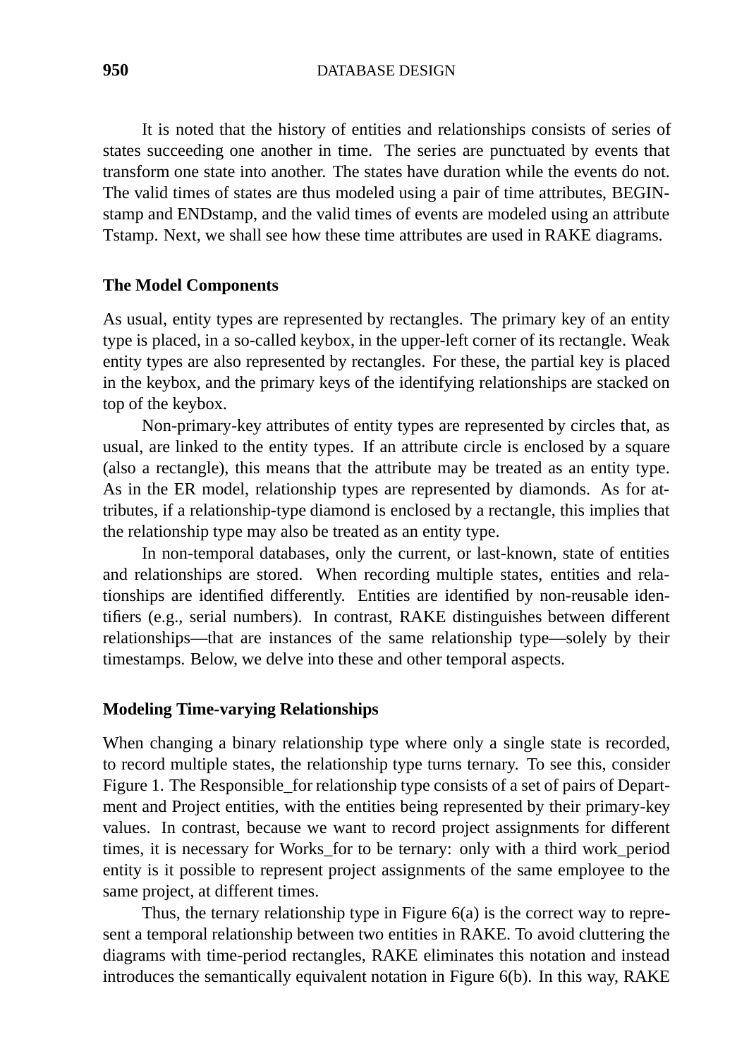It is noted that the history of entities and relationships consists of series of states succeeding one another in time. The series are punctuated by events that transform one state into another. The states have duration while the events do not. The valid times of states are thus modeled using a pair of time attributes, BEGINstamp and ENDstamp, and the valid times of events are modeled using an attribute Tstamp. Next, we shall see how these time attributes are used in RAKE diagrams.

### The Model Components

As usual, entity types are represented by rectangles. The primary key of an entity type is placed, in a so-called keybox, in the upper-left corner of its rectangle. Weak entity types are also represented by rectangles. For these, the partial key is placed in the keybox, and the primary keys of the identifying relationships are stacked on top of the keybox.

Non-primary-key attributes of entity types are represented by circles that, as usual, are linked to the entity types. If an attribute circle is enclosed by a square (also a rectangle), this means that the attribute may be treated as an entity type. As in the ER model, relationship types are represented by diamonds. As for attributes, if a relationship-type diamond is enclosed by a rectangle, this implies that the relationship type may also be treated as an entity type.

In non-temporal databases, only the current, or last-known, state of entities and relationships are stored. When recording multiple states, entities and relationships are identified differently. Entities are identified by non-reusable identifiers (e.g., serial numbers). In contrast, RAKE distinguishes between different relationships—that are instances of the same relationship type—solely by their timestamps. Below, we delve into these and other temporal aspects.

### Modeling Time-varying Relationships

When changing a binary relationship type where only a single state is recorded, to record multiple states, the relationship type turns ternary. To see this, consider Figure 1. The Responsible_for relationship type consists of a set of pairs of Department and Project entities, with the entities being represented by their primary-key values. In contrast, because we want to record project assignments for different times, it is necessary for Works_for to be ternary: only with a third work_period entity is it possible to represent project assignments of the same employee to the same project, at different times.

Thus, the ternary relationship type in Figure 6(a) is the correct way to represent a temporal relationship between two entities in RAKE. To avoid cluttering the diagrams with time-period rectangles, RAKE eliminates this notation and instead introduces the semantically equivalent notation in Figure 6(b). In this way, RAKE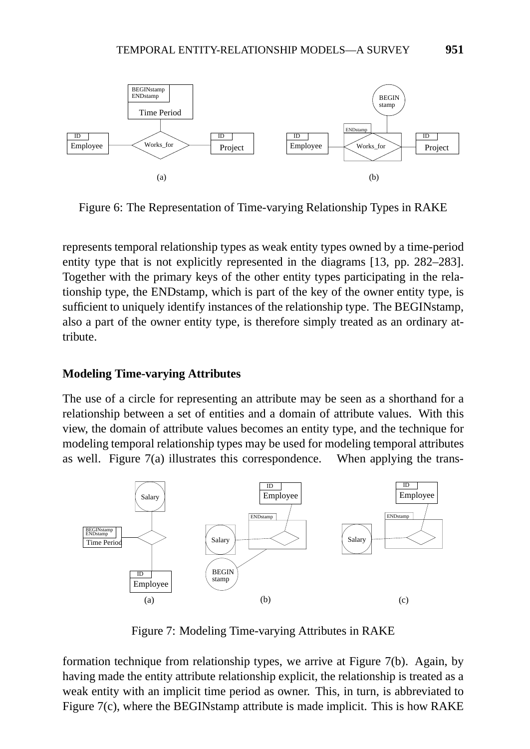Figure 6: The Representation of Time-varying Relationship Types in RAKE

represents temporal relationship types as weak entity types owned by a time-period entity type that is not explicitly represented in the diagrams [13, pp. 282–283]. Together with the primary keys of the other entity types participating in the relationship type, the ENDstamp, which is part of the key of the owner entity type, is sufficient to uniquely identify instances of the relationship type. The BEGINstamp, also a part of the owner entity type, is therefore simply treated as an ordinary attribute.

### Modeling Time-varying Attributes

The use of a circle for representing an attribute may be seen as a shorthand for a relationship between a set of entities and a domain of attribute values. With this view, the domain of attribute values becomes an entity type, and the technique for modeling temporal relationship types may be used for modeling temporal attributes as well. Figure 7(a) illustrates this correspondence. When applying the transformation technique from relationship types, we arrive at Figure 7(b). Again, by having made the entity attribute relationship explicit, the relationship is treated as a weak entity with an implicit time period as owner. This, in turn, is abbreviated to Figure 7(c), where the BEGINstamp attribute is made implicit. This is how RAKE

Figure 7: Modeling Time-varying Attributes in RAKE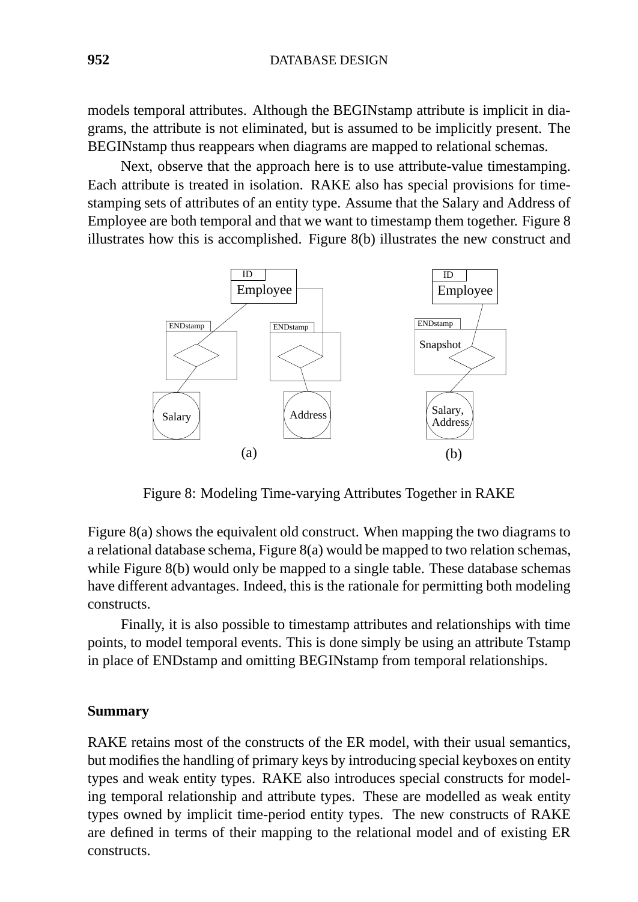models temporal attributes. Although the BEGINstamp attribute is implicit in diagrams, the attribute is not eliminated, but is assumed to be implicitly present. The BEGINstamp thus reappears when diagrams are mapped to relational schemas.

Next, observe that the approach here is to use attribute-value timestamping. Each attribute is treated in isolation. RAKE also has special provisions for timestamping sets of attributes of an entity type. Assume that the Salary and Address of Employee are both temporal and that we want to timestamp them together. Figure 8 illustrates how this is accomplished. Figure 8(b) illustrates the new construct and

Figure 8: Modeling Time-varying Attributes Together in RAKE

Figure 8(a) shows the equivalent old construct. When mapping the two diagrams to a relational database schema, Figure 8(a) would be mapped to two relation schemas, while Figure 8(b) would only be mapped to a single table. These database schemas have different advantages. Indeed, this is the rationale for permitting both modeling constructs.

Finally, it is also possible to timestamp attributes and relationships with time points, to model temporal events. This is done simply be using an attribute Tstamp in place of ENDstamp and omitting BEGINstamp from temporal relationships.

**Summary**

RAKE retains most of the constructs of the ER model, with their usual semantics, but modifies the handling of primary keys by introducing special keyboxes on entity types and weak entity types. RAKE also introduces special constructs for modeling temporal relationship and attribute types. These are modelled as weak entity types owned by implicit time-period entity types. The new constructs of RAKE are defined in terms of their mapping to the relational model and of existing ER constructs.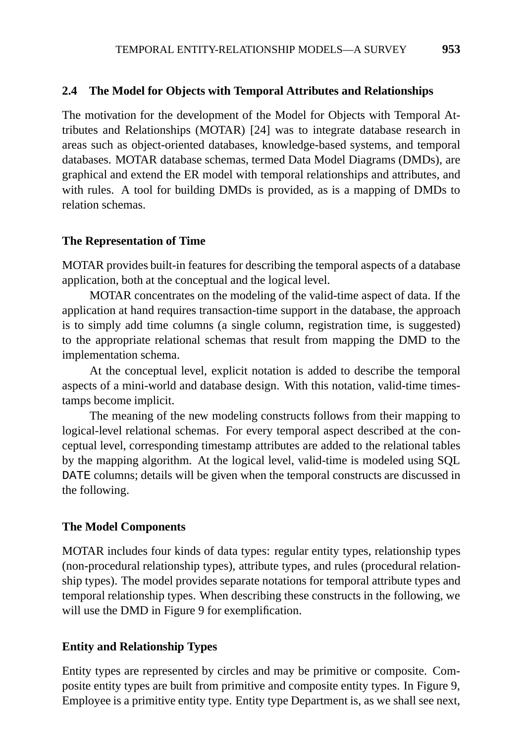## 2.4 The Model for Objects with Temporal Attributes and Relationships

The motivation for the development of the Model for Objects with Temporal Attributes and Relationships (MOTAR) [24] was to integrate database research in areas such as object-oriented databases, knowledge-based systems, and temporal databases. MOTAR database schemas, termed Data Model Diagrams (DMDs), are graphical and extend the ER model with temporal relationships and attributes, and with rules. A tool for building DMDs is provided, as is a mapping of DMDs to relation schemas.

### The Representation of Time

MOTAR provides built-in features for describing the temporal aspects of a database application, both at the conceptual and the logical level.

MOTAR concentrates on the modeling of the valid-time aspect of data. If the application at hand requires transaction-time support in the database, the approach is to simply add time columns (a single column, registration time, is suggested) to the appropriate relational schemas that result from mapping the DMD to the implementation schema.

At the conceptual level, explicit notation is added to describe the temporal aspects of a mini-world and database design. With this notation, valid-time timestamps become implicit.

The meaning of the new modeling constructs follows from their mapping to logical-level relational schemas. For every temporal aspect described at the conceptual level, corresponding timestamp attributes are added to the relational tables by the mapping algorithm. At the logical level, valid-time is modeled using SQL `DATE` columns; details will be given when the temporal constructs are discussed in the following.

### The Model Components

MOTAR includes four kinds of data types: regular entity types, relationship types (non-procedural relationship types), attribute types, and rules (procedural relationship types). The model provides separate notations for temporal attribute types and temporal relationship types. When describing these constructs in the following, we will use the DMD in Figure 9 for exemplification.

### Entity and Relationship Types

Entity types are represented by circles and may be primitive or composite. Composite entity types are built from primitive and composite entity types. In Figure 9, Employee is a primitive entity type. Entity type Department is, as we shall see next,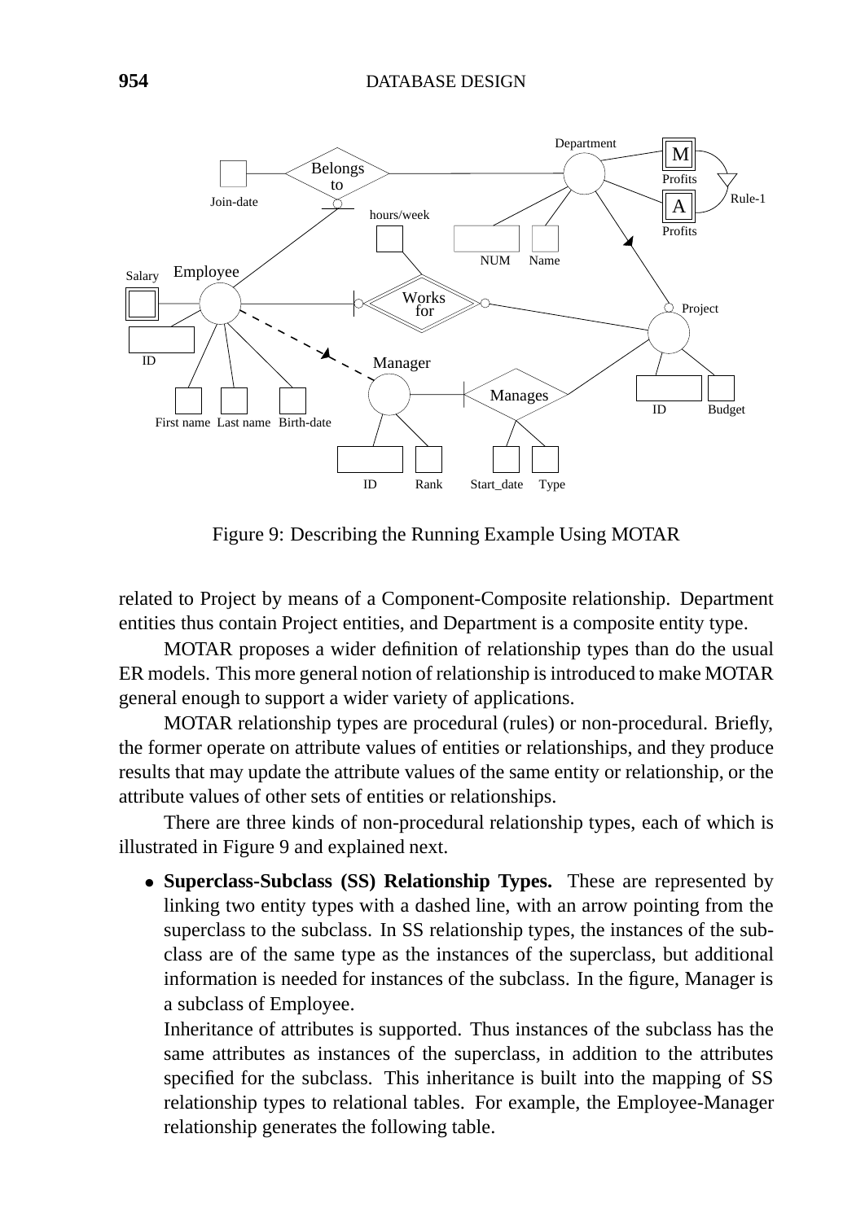Figure 9: Describing the Running Example Using MOTAR

related to Project by means of a Component-Composite relationship. Department entities thus contain Project entities, and Department is a composite entity type.

MOTAR proposes a wider definition of relationship types than do the usual ER models. This more general notion of relationship is introduced to make MOTAR general enough to support a wider variety of applications.

MOTAR relationship types are procedural (rules) or non-procedural. Briefly, the former operate on attribute values of entities or relationships, and they produce results that may update the attribute values of the same entity or relationship, or the attribute values of other sets of entities or relationships.

There are three kinds of non-procedural relationship types, each of which is illustrated in Figure 9 and explained next.

- **Superclass-Subclass (SS) Relationship Types.** These are represented by linking two entity types with a dashed line, with an arrow pointing from the superclass to the subclass. In SS relationship types, the instances of the subclass are of the same type as the instances of the superclass, but additional information is needed for instances of the subclass. In the figure, Manager is a subclass of Employee.

  Inheritance of attributes is supported. Thus instances of the subclass has the same attributes as instances of the superclass, in addition to the attributes specified for the subclass. This inheritance is built into the mapping of SS relationship types to relational tables. For example, the Employee-Manager relationship generates the following table.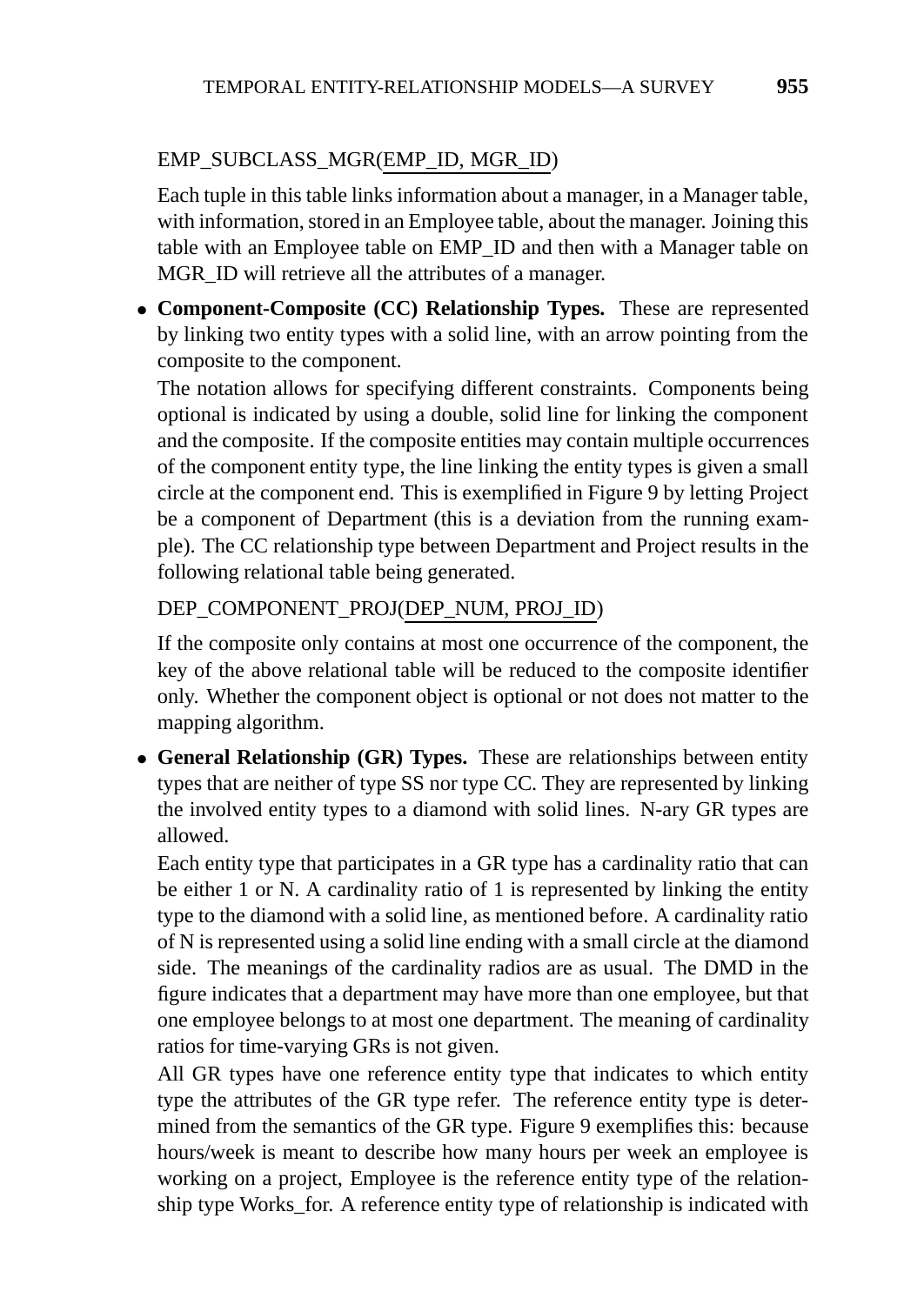EMP_SUBCLASS_MGR(EMP_ID, MGR_ID)

Each tuple in this table links information about a manager, in a Manager table, with information, stored in an Employee table, about the manager. Joining this table with an Employee table on EMP_ID and then with a Manager table on MGR_ID will retrieve all the attributes of a manager.

- **Component-Composite (CC) Relationship Types.** These are represented by linking two entity types with a solid line, with an arrow pointing from the composite to the component.

  The notation allows for specifying different constraints. Components being optional is indicated by using a double, solid line for linking the component and the composite. If the composite entities may contain multiple occurrences of the component entity type, the line linking the entity types is given a small circle at the component end. This is exemplified in Figure 9 by letting Project be a component of Department (this is a deviation from the running example). The CC relationship type between Department and Project results in the following relational table being generated.

  DEP_COMPONENT_PROJ(DEP_NUM, PROJ_ID)

  If the composite only contains at most one occurrence of the component, the key of the above relational table will be reduced to the composite identifier only. Whether the component object is optional or not does not matter to the mapping algorithm.

- **General Relationship (GR) Types.** These are relationships between entity types that are neither of type SS nor type CC. They are represented by linking the involved entity types to a diamond with solid lines. N-ary GR types are allowed.

  Each entity type that participates in a GR type has a cardinality ratio that can be either 1 or N. A cardinality ratio of 1 is represented by linking the entity type to the diamond with a solid line, as mentioned before. A cardinality ratio of N is represented using a solid line ending with a small circle at the diamond side. The meanings of the cardinality radios are as usual. The DMD in the figure indicates that a department may have more than one employee, but that one employee belongs to at most one department. The meaning of cardinality ratios for time-varying GRs is not given.

  All GR types have one reference entity type that indicates to which entity type the attributes of the GR type refer. The reference entity type is determined from the semantics of the GR type. Figure 9 exemplifies this: because hours/week is meant to describe how many hours per week an employee is working on a project, Employee is the reference entity type of the relationship type Works_for. A reference entity type of relationship is indicated with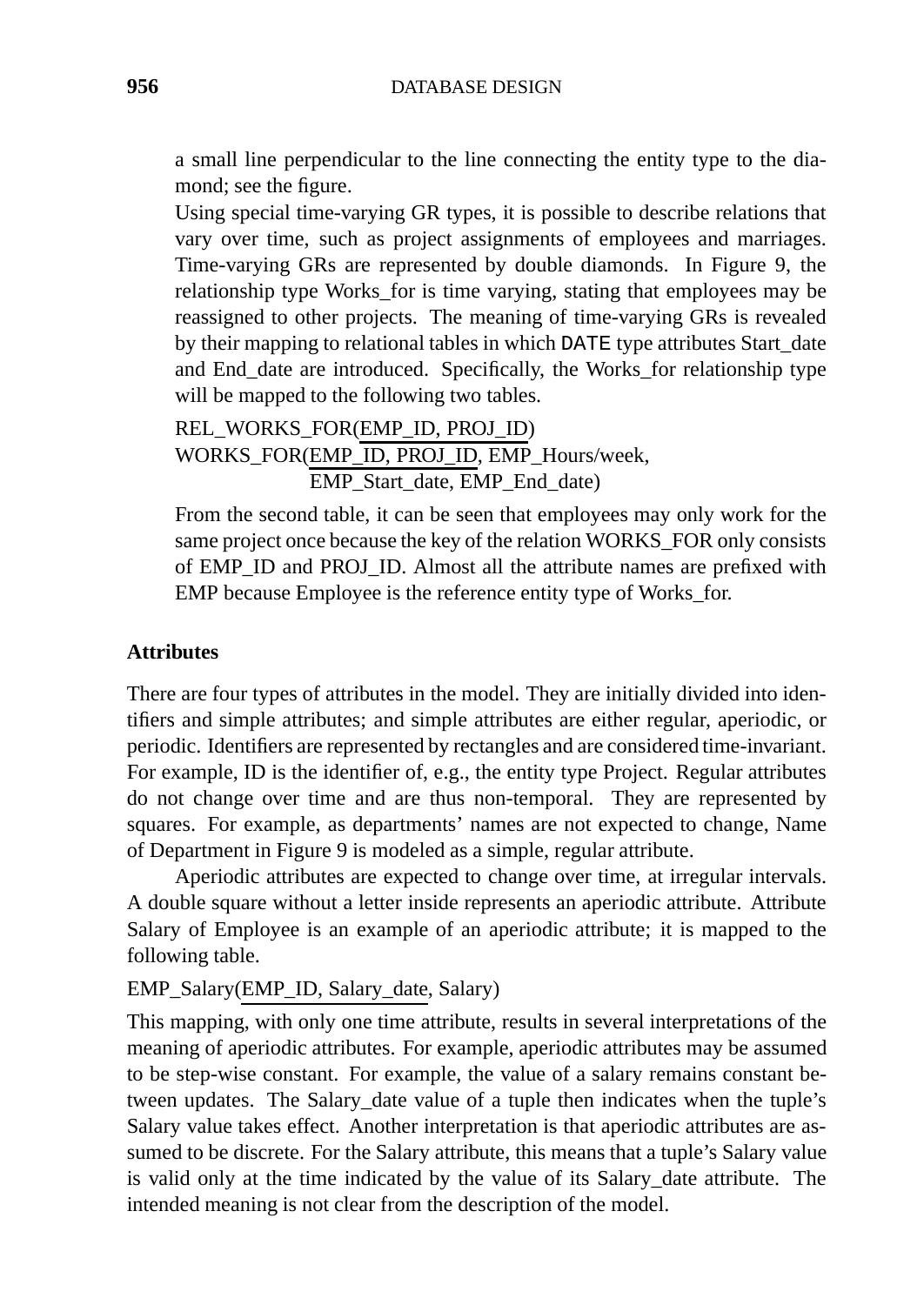a small line perpendicular to the line connecting the entity type to the diamond; see the figure.

Using special time-varying GR types, it is possible to describe relations that vary over time, such as project assignments of employees and marriages. Time-varying GRs are represented by double diamonds. In Figure 9, the relationship type Works_for is time varying, stating that employees may be reassigned to other projects. The meaning of time-varying GRs is revealed by their mapping to relational tables in which DATE type attributes Start_date and End_date are introduced. Specifically, the Works_for relationship type will be mapped to the following two tables.

REL_WORKS_FOR(EMP_ID, PROJ_ID)
WORKS_FOR(EMP_ID, PROJ_ID, EMP_Hours/week,
EMP_Start_date, EMP_End_date)

From the second table, it can be seen that employees may only work for the same project once because the key of the relation WORKS_FOR only consists of EMP_ID and PROJ_ID. Almost all the attribute names are prefixed with EMP because Employee is the reference entity type of Works_for.

### Attributes

There are four types of attributes in the model. They are initially divided into identifiers and simple attributes; and simple attributes are either regular, aperiodic, or periodic. Identifiers are represented by rectangles and are considered time-invariant. For example, ID is the identifier of, e.g., the entity type Project. Regular attributes do not change over time and are thus non-temporal. They are represented by squares. For example, as departments' names are not expected to change, Name of Department in Figure 9 is modeled as a simple, regular attribute.

Aperiodic attributes are expected to change over time, at irregular intervals. A double square without a letter inside represents an aperiodic attribute. Attribute Salary of Employee is an example of an aperiodic attribute; it is mapped to the following table.

EMP_Salary(EMP_ID, Salary_date, Salary)

This mapping, with only one time attribute, results in several interpretations of the meaning of aperiodic attributes. For example, aperiodic attributes may be assumed to be step-wise constant. For example, the value of a salary remains constant between updates. The Salary_date value of a tuple then indicates when the tuple's Salary value takes effect. Another interpretation is that aperiodic attributes are assumed to be discrete. For the Salary attribute, this means that a tuple's Salary value is valid only at the time indicated by the value of its Salary_date attribute. The intended meaning is not clear from the description of the model.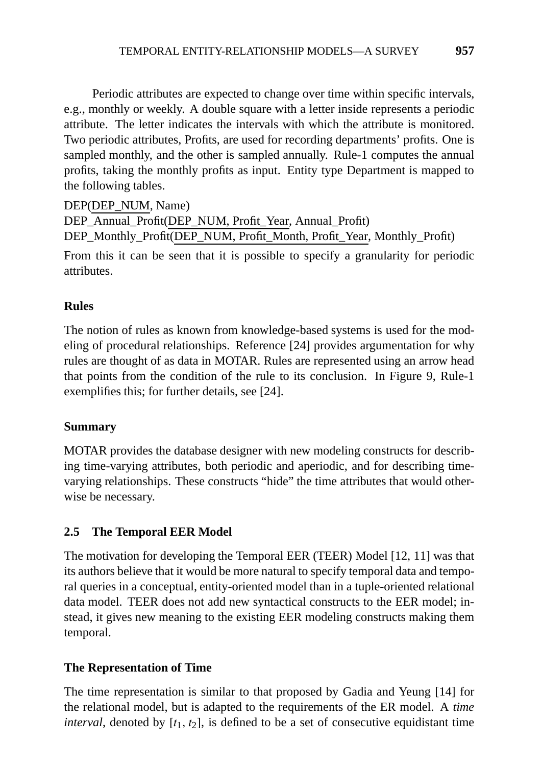Periodic attributes are expected to change over time within specific intervals, e.g., monthly or weekly. A double square with a letter inside represents a periodic attribute. The letter indicates the intervals with which the attribute is monitored. Two periodic attributes, Profits, are used for recording departments' profits. One is sampled monthly, and the other is sampled annually. Rule-1 computes the annual profits, taking the monthly profits as input. Entity type Department is mapped to the following tables.

DEP(DEP_NUM, Name)
DEP_Annual_Profit(DEP_NUM, Profit_Year, Annual_Profit)
DEP_Monthly_Profit(DEP_NUM, Profit_Month, Profit_Year, Monthly_Profit)

From this it can be seen that it is possible to specify a granularity for periodic attributes.

### Rules

The notion of rules as known from knowledge-based systems is used for the modeling of procedural relationships. Reference [24] provides argumentation for why rules are thought of as data in MOTAR. Rules are represented using an arrow head that points from the condition of the rule to its conclusion. In Figure 9, Rule-1 exemplifies this; for further details, see [24].

### Summary

MOTAR provides the database designer with new modeling constructs for describing time-varying attributes, both periodic and aperiodic, and for describing time-varying relationships. These constructs "hide" the time attributes that would otherwise be necessary.

## 2.5 The Temporal EER Model

The motivation for developing the Temporal EER (TEER) Model [12, 11] was that its authors believe that it would be more natural to specify temporal data and temporal queries in a conceptual, entity-oriented model than in a tuple-oriented relational data model. TEER does not add new syntactical constructs to the EER model; instead, it gives new meaning to the existing EER modeling constructs making them temporal.

### The Representation of Time

The time representation is similar to that proposed by Gadia and Yeung [14] for the relational model, but is adapted to the requirements of the ER model. A *time interval*, denoted by $[t_1, t_2]$, is defined to be a set of consecutive equidistant time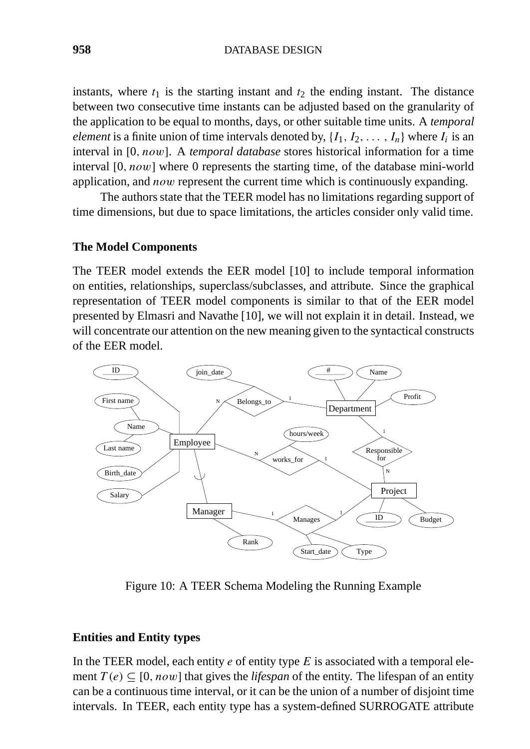instants, where $t_1$ is the starting instant and $t_2$ the ending instant. The distance between two consecutive time instants can be adjusted based on the granularity of the application to be equal to months, days, or other suitable time units. A *temporal element* is a finite union of time intervals denoted by, $\{I_1, I_2, \ldots, I_n\}$ where $I_i$ is an interval in $[0, now]$. A *temporal database* stores historical information for a time interval $[0, now]$ where 0 represents the starting time, of the database mini-world application, and $now$ represent the current time which is continuously expanding.

The authors state that the TEER model has no limitations regarding support of time dimensions, but due to space limitations, the articles consider only valid time.

### The Model Components

The TEER model extends the EER model [10] to include temporal information on entities, relationships, superclass/subclasses, and attribute. Since the graphical representation of TEER model components is similar to that of the EER model presented by Elmasri and Navathe [10], we will not explain it in detail. Instead, we will concentrate our attention on the new meaning given to the syntactical constructs of the EER model.

Figure 10: A TEER Schema Modeling the Running Example

### Entities and Entity types

In the TEER model, each entity $e$ of entity type $E$ is associated with a temporal element $T(e) \subseteq [0, now]$ that gives the *lifespan* of the entity. The lifespan of an entity can be a continuous time interval, or it can be the union of a number of disjoint time intervals. In TEER, each entity type has a system-defined SURROGATE attribute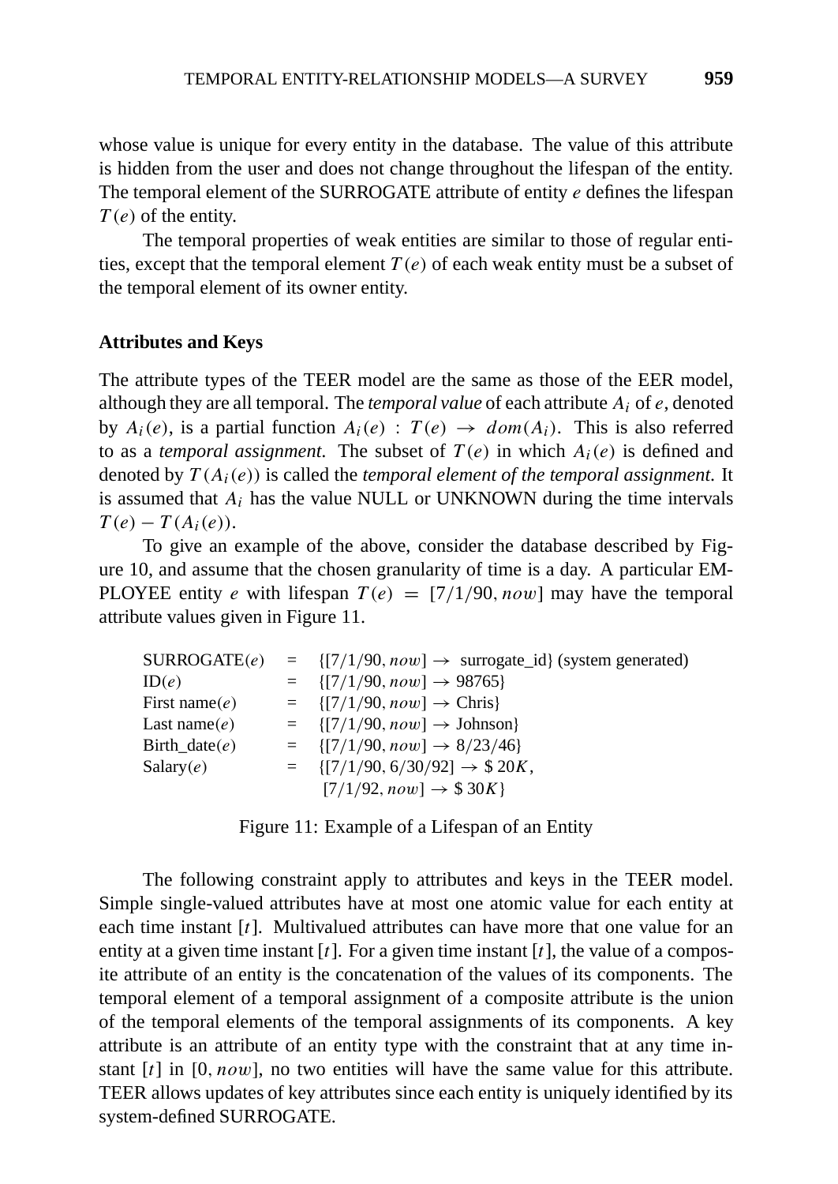whose value is unique for every entity in the database. The value of this attribute is hidden from the user and does not change throughout the lifespan of the entity. The temporal element of the SURROGATE attribute of entity $e$ defines the lifespan $T(e)$ of the entity.

The temporal properties of weak entities are similar to those of regular entities, except that the temporal element $T(e)$ of each weak entity must be a subset of the temporal element of its owner entity.

### Attributes and Keys

The attribute types of the TEER model are the same as those of the EER model, although they are all temporal. The *temporal value* of each attribute $A_i$ of $e$, denoted by $A_i(e)$, is a partial function $A_i(e) : T(e) \rightarrow dom(A_i)$. This is also referred to as a *temporal assignment*. The subset of $T(e)$ in which $A_i(e)$ is defined and denoted by $T(A_i(e))$ is called the *temporal element of the temporal assignment*. It is assumed that $A_i$ has the value NULL or UNKNOWN during the time intervals $T(e) - T(A_i(e))$.

To give an example of the above, consider the database described by Figure 10, and assume that the chosen granularity of time is a day. A particular EMPLOYEE entity $e$ with lifespan $T(e) = [7/1/90, now]$ may have the temporal attribute values given in Figure 11.

| | | |
|---|---|---|
| SURROGATE($e$) | = | {$[7/1/90, now] \rightarrow$ surrogate_id} (system generated) |
| ID($e$) | = | {$[7/1/90, now] \rightarrow$ 98765} |
| First name($e$) | = | {$[7/1/90, now] \rightarrow$ Chris} |
| Last name($e$) | = | {$[7/1/90, now] \rightarrow$ Johnson} |
| Birth_date($e$) | = | {$[7/1/90, now] \rightarrow 8/23/46$} |
| Salary($e$) | = | {$[7/1/90, 6/30/92] \rightarrow \$\,20K$, $[7/1/92, now] \rightarrow \$\,30K$} |

Figure 11: Example of a Lifespan of an Entity

The following constraint apply to attributes and keys in the TEER model. Simple single-valued attributes have at most one atomic value for each entity at each time instant $[t]$. Multivalued attributes can have more that one value for an entity at a given time instant $[t]$. For a given time instant $[t]$, the value of a composite attribute of an entity is the concatenation of the values of its components. The temporal element of a temporal assignment of a composite attribute is the union of the temporal elements of the temporal assignments of its components. A key attribute is an attribute of an entity type with the constraint that at any time instant $[t]$ in $[0, now]$, no two entities will have the same value for this attribute. TEER allows updates of key attributes since each entity is uniquely identified by its system-defined SURROGATE.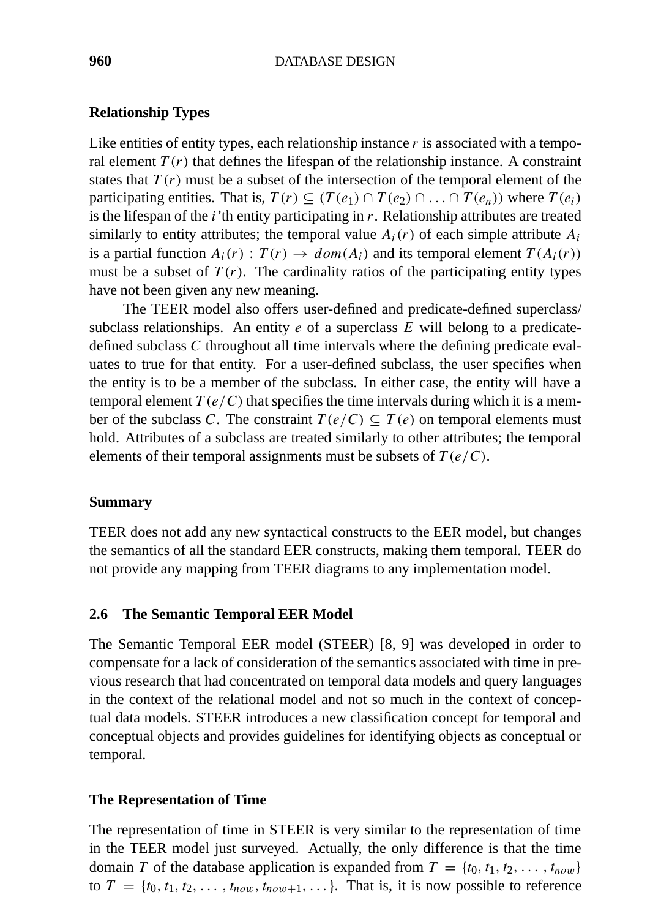### Relationship Types

Like entities of entity types, each relationship instance $r$ is associated with a temporal element $T(r)$ that defines the lifespan of the relationship instance. A constraint states that $T(r)$ must be a subset of the intersection of the temporal element of the participating entities. That is, $T(r) \subseteq (T(e_1) \cap T(e_2) \cap \ldots \cap T(e_n))$ where $T(e_i)$ is the lifespan of the $i$'th entity participating in $r$. Relationship attributes are treated similarly to entity attributes; the temporal value $A_i(r)$ of each simple attribute $A_i$ is a partial function $A_i(r) : T(r) \rightarrow dom(A_i)$ and its temporal element $T(A_i(r))$ must be a subset of $T(r)$. The cardinality ratios of the participating entity types have not been given any new meaning.

The TEER model also offers user-defined and predicate-defined superclass/subclass relationships. An entity $e$ of a superclass $E$ will belong to a predicate-defined subclass $C$ throughout all time intervals where the defining predicate evaluates to true for that entity. For a user-defined subclass, the user specifies when the entity is to be a member of the subclass. In either case, the entity will have a temporal element $T(e/C)$ that specifies the time intervals during which it is a member of the subclass $C$. The constraint $T(e/C) \subseteq T(e)$ on temporal elements must hold. Attributes of a subclass are treated similarly to other attributes; the temporal elements of their temporal assignments must be subsets of $T(e/C)$.

### Summary

TEER does not add any new syntactical constructs to the EER model, but changes the semantics of all the standard EER constructs, making them temporal. TEER do not provide any mapping from TEER diagrams to any implementation model.

## 2.6 The Semantic Temporal EER Model

The Semantic Temporal EER model (STEER) [8, 9] was developed in order to compensate for a lack of consideration of the semantics associated with time in previous research that had concentrated on temporal data models and query languages in the context of the relational model and not so much in the context of conceptual data models. STEER introduces a new classification concept for temporal and conceptual objects and provides guidelines for identifying objects as conceptual or temporal.

### The Representation of Time

The representation of time in STEER is very similar to the representation of time in the TEER model just surveyed. Actually, the only difference is that the time domain $T$ of the database application is expanded from $T = \{t_0, t_1, t_2, \ldots, t_{now}\}$ to $T = \{t_0, t_1, t_2, \ldots, t_{now}, t_{now+1}, \ldots\}$. That is, it is now possible to reference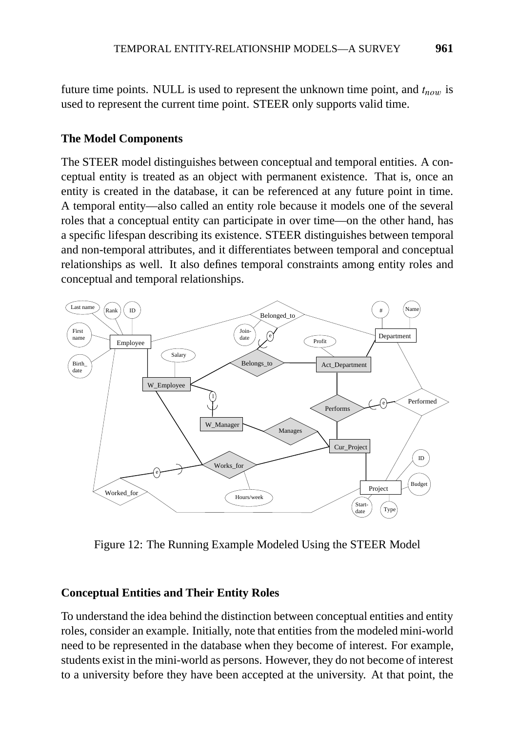future time points. NULL is used to represent the unknown time point, and $t_{now}$ is used to represent the current time point. STEER only supports valid time.

### The Model Components

The STEER model distinguishes between conceptual and temporal entities. A conceptual entity is treated as an object with permanent existence. That is, once an entity is created in the database, it can be referenced at any future point in time. A temporal entity—also called an entity role because it models one of the several roles that a conceptual entity can participate in over time—on the other hand, has a specific lifespan describing its existence. STEER distinguishes between temporal and non-temporal attributes, and it differentiates between temporal and conceptual relationships as well. It also defines temporal constraints among entity roles and conceptual and temporal relationships.

Figure 12: The Running Example Modeled Using the STEER Model

### Conceptual Entities and Their Entity Roles

To understand the idea behind the distinction between conceptual entities and entity roles, consider an example. Initially, note that entities from the modeled mini-world need to be represented in the database when they become of interest. For example, students exist in the mini-world as persons. However, they do not become of interest to a university before they have been accepted at the university. At that point, the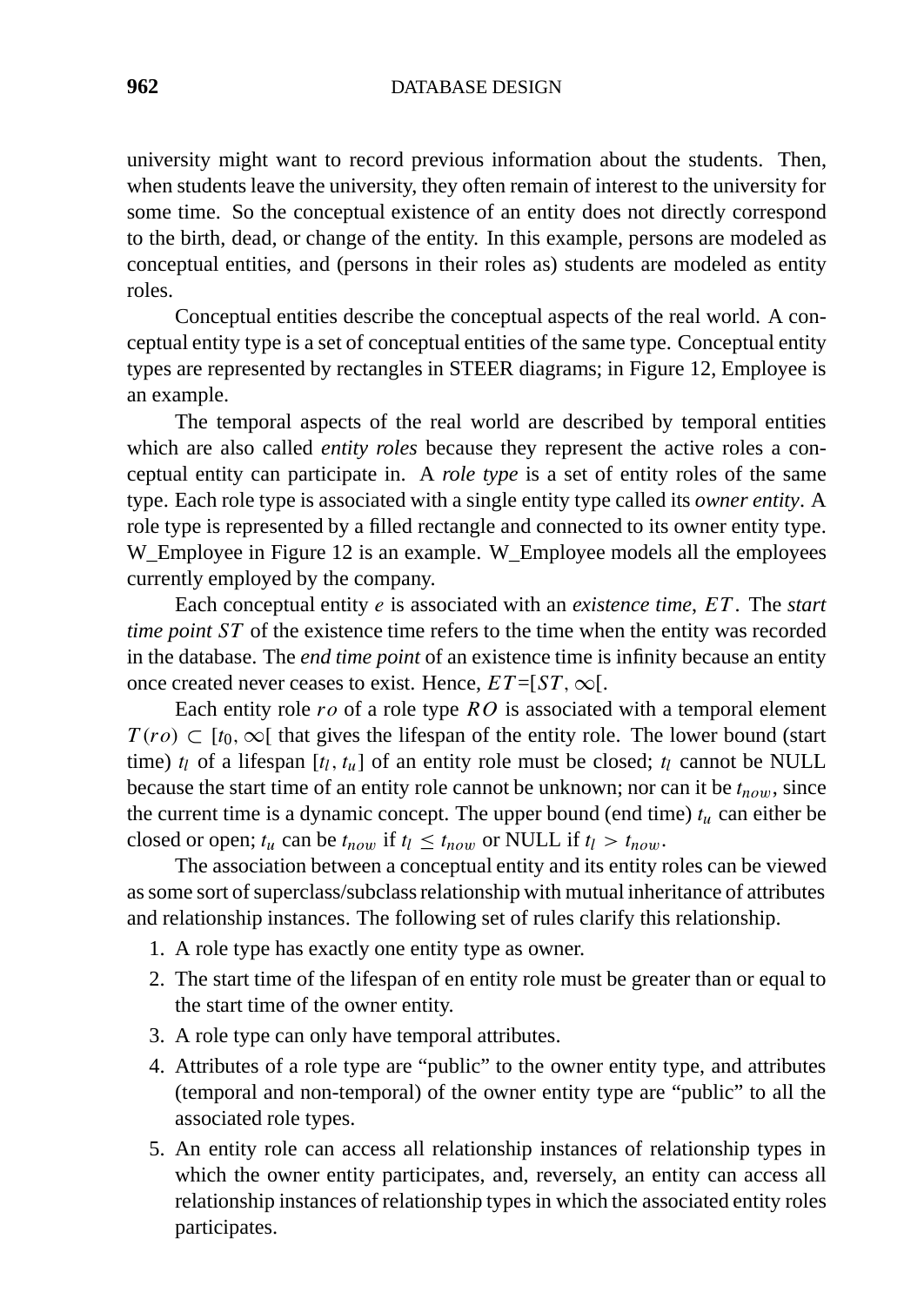university might want to record previous information about the students. Then, when students leave the university, they often remain of interest to the university for some time. So the conceptual existence of an entity does not directly correspond to the birth, dead, or change of the entity. In this example, persons are modeled as conceptual entities, and (persons in their roles as) students are modeled as entity roles.

Conceptual entities describe the conceptual aspects of the real world. A conceptual entity type is a set of conceptual entities of the same type. Conceptual entity types are represented by rectangles in STEER diagrams; in Figure 12, Employee is an example.

The temporal aspects of the real world are described by temporal entities which are also called *entity roles* because they represent the active roles a conceptual entity can participate in. A *role type* is a set of entity roles of the same type. Each role type is associated with a single entity type called its *owner entity*. A role type is represented by a filled rectangle and connected to its owner entity type. W_Employee in Figure 12 is an example. W_Employee models all the employees currently employed by the company.

Each conceptual entity $e$ is associated with an *existence time*, $ET$. The *start time point* $ST$ of the existence time refers to the time when the entity was recorded in the database. The *end time point* of an existence time is infinity because an entity once created never ceases to exist. Hence, $ET$=$[ST, \infty[$.

Each entity role $ro$ of a role type $RO$ is associated with a temporal element $T(ro) \subset [t_0, \infty[$ that gives the lifespan of the entity role. The lower bound (start time) $t_l$ of a lifespan $[t_l, t_u]$ of an entity role must be closed; $t_l$ cannot be NULL because the start time of an entity role cannot be unknown; nor can it be $t_{now}$, since the current time is a dynamic concept. The upper bound (end time) $t_u$ can either be closed or open; $t_u$ can be $t_{now}$ if $t_l \leq t_{now}$ or NULL if $t_l > t_{now}$.

The association between a conceptual entity and its entity roles can be viewed as some sort of superclass/subclass relationship with mutual inheritance of attributes and relationship instances. The following set of rules clarify this relationship.

1. A role type has exactly one entity type as owner.
2. The start time of the lifespan of en entity role must be greater than or equal to the start time of the owner entity.
3. A role type can only have temporal attributes.
4. Attributes of a role type are "public" to the owner entity type, and attributes (temporal and non-temporal) of the owner entity type are "public" to all the associated role types.
5. An entity role can access all relationship instances of relationship types in which the owner entity participates, and, reversely, an entity can access all relationship instances of relationship types in which the associated entity roles participates.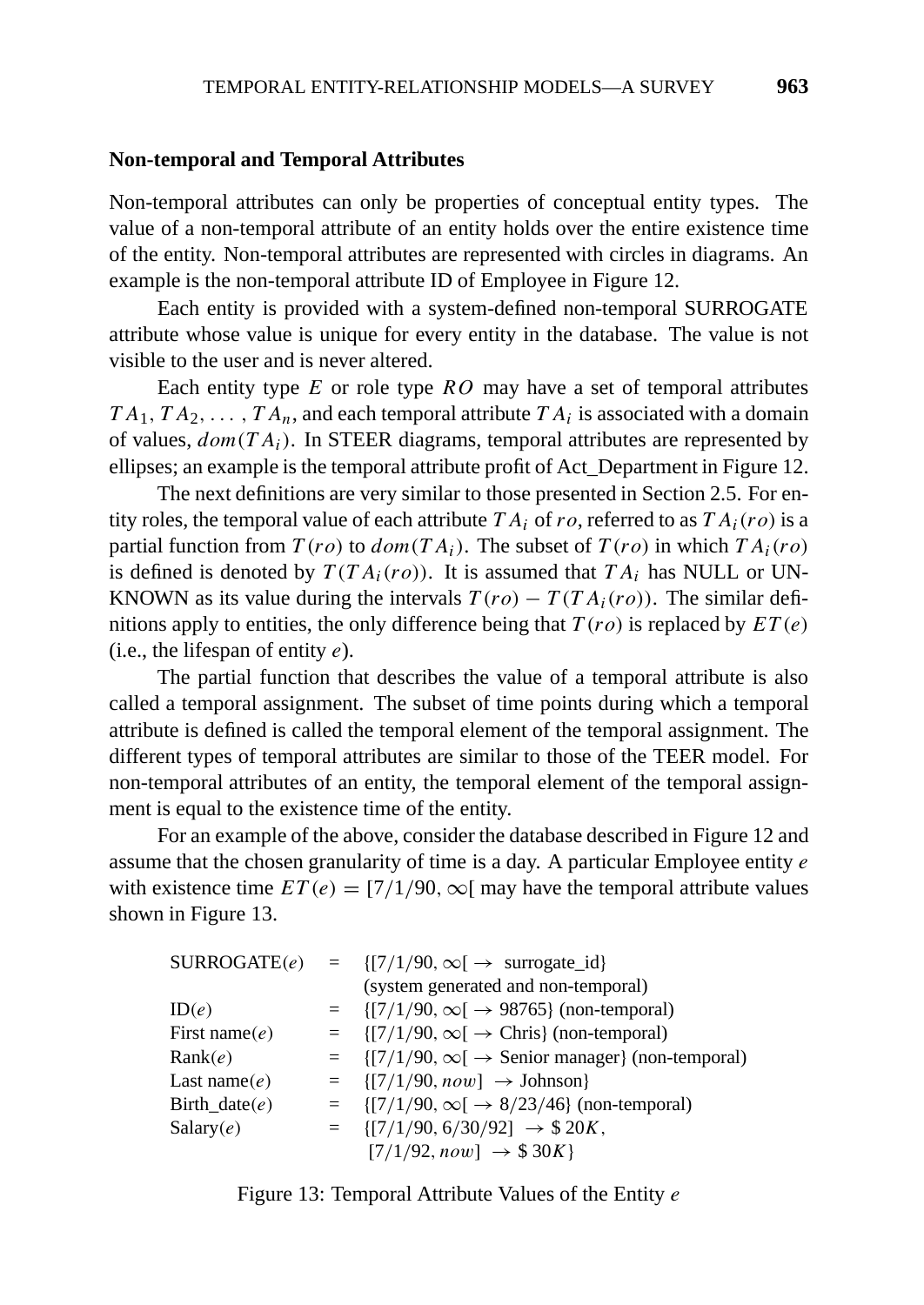### Non-temporal and Temporal Attributes

Non-temporal attributes can only be properties of conceptual entity types. The value of a non-temporal attribute of an entity holds over the entire existence time of the entity. Non-temporal attributes are represented with circles in diagrams. An example is the non-temporal attribute ID of Employee in Figure 12.

Each entity is provided with a system-defined non-temporal SURROGATE attribute whose value is unique for every entity in the database. The value is not visible to the user and is never altered.

Each entity type $E$ or role type $RO$ may have a set of temporal attributes $TA_1, TA_2, \ldots, TA_n$, and each temporal attribute $TA_i$ is associated with a domain of values, $dom(TA_i)$. In STEER diagrams, temporal attributes are represented by ellipses; an example is the temporal attribute profit of Act_Department in Figure 12.

The next definitions are very similar to those presented in Section 2.5. For entity roles, the temporal value of each attribute $TA_i$ of $ro$, referred to as $TA_i(ro)$ is a partial function from $T(ro)$ to $dom(TA_i)$. The subset of $T(ro)$ in which $TA_i(ro)$ is defined is denoted by $T(TA_i(ro))$. It is assumed that $TA_i$ has NULL or UNKNOWN as its value during the intervals $T(ro) - T(TA_i(ro))$. The similar definitions apply to entities, the only difference being that $T(ro)$ is replaced by $ET(e)$ (i.e., the lifespan of entity $e$).

The partial function that describes the value of a temporal attribute is also called a temporal assignment. The subset of time points during which a temporal attribute is defined is called the temporal element of the temporal assignment. The different types of temporal attributes are similar to those of the TEER model. For non-temporal attributes of an entity, the temporal element of the temporal assignment is equal to the existence time of the entity.

For an example of the above, consider the database described in Figure 12 and assume that the chosen granularity of time is a day. A particular Employee entity $e$ with existence time $ET(e) = [7/1/90, \infty[$ may have the temporal attribute values shown in Figure 13.

| | | |
|---|---|---|
| SURROGATE($e$) | = | $\{[7/1/90, \infty[ \rightarrow$ surrogate_id$\}$ (system generated and non-temporal) |
| ID($e$) | = | $\{[7/1/90, \infty[ \rightarrow 98765\}$ (non-temporal) |
| First name($e$) | = | $\{[7/1/90, \infty[ \rightarrow$ Chris$\}$ (non-temporal) |
| Rank($e$) | = | $\{[7/1/90, \infty[ \rightarrow$ Senior manager$\}$ (non-temporal) |
| Last name($e$) | = | $\{[7/1/90, now] \rightarrow$ Johnson$\}$ |
| Birth_date($e$) | = | $\{[7/1/90, \infty[ \rightarrow 8/23/46\}$ (non-temporal) |
| Salary($e$) | = | $\{[7/1/90, 6/30/92] \rightarrow \$\,20K$, $[7/1/92, now] \rightarrow \$\,30K\}$ |

Figure 13: Temporal Attribute Values of the Entity $e$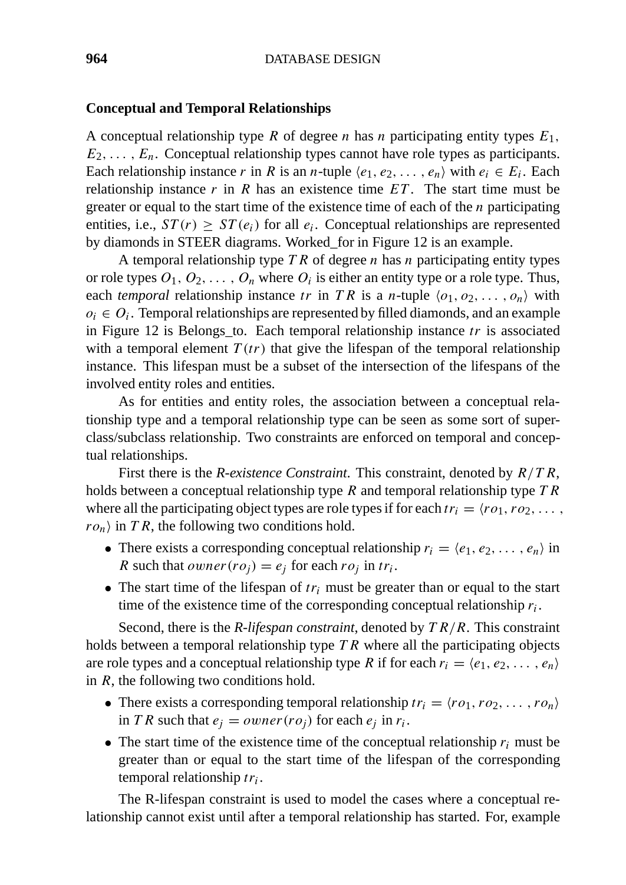### Conceptual and Temporal Relationships

A conceptual relationship type $R$ of degree $n$ has $n$ participating entity types $E_1$, $E_2, \ldots, E_n$. Conceptual relationship types cannot have role types as participants. Each relationship instance $r$ in $R$ is an $n$-tuple $\langle e_1, e_2, \ldots, e_n \rangle$ with $e_i \in E_i$. Each relationship instance $r$ in $R$ has an existence time $ET$. The start time must be greater or equal to the start time of the existence time of each of the $n$ participating entities, i.e., $ST(r) \geq ST(e_i)$ for all $e_i$. Conceptual relationships are represented by diamonds in STEER diagrams. Worked_for in Figure 12 is an example.

A temporal relationship type $TR$ of degree $n$ has $n$ participating entity types or role types $O_1, O_2, \ldots, O_n$ where $O_i$ is either an entity type or a role type. Thus, each *temporal* relationship instance $tr$ in $TR$ is a $n$-tuple $\langle o_1, o_2, \ldots, o_n \rangle$ with $o_i \in O_i$. Temporal relationships are represented by filled diamonds, and an example in Figure 12 is Belongs_to. Each temporal relationship instance $tr$ is associated with a temporal element $T(tr)$ that give the lifespan of the temporal relationship instance. This lifespan must be a subset of the intersection of the lifespans of the involved entity roles and entities.

As for entities and entity roles, the association between a conceptual relationship type and a temporal relationship type can be seen as some sort of superclass/subclass relationship. Two constraints are enforced on temporal and conceptual relationships.

First there is the *R-existence Constraint*. This constraint, denoted by $R/TR$, holds between a conceptual relationship type $R$ and temporal relationship type $TR$ where all the participating object types are role types if for each $tr_i = \langle ro_1, ro_2, \ldots, ro_n \rangle$ in $TR$, the following two conditions hold.

- There exists a corresponding conceptual relationship $r_i = \langle e_1, e_2, \ldots, e_n \rangle$ in $R$ such that $owner(ro_j) = e_j$ for each $ro_j$ in $tr_i$.
- The start time of the lifespan of $tr_i$ must be greater than or equal to the start time of the existence time of the corresponding conceptual relationship $r_i$.

Second, there is the *R-lifespan constraint*, denoted by $TR/R$. This constraint holds between a temporal relationship type $TR$ where all the participating objects are role types and a conceptual relationship type $R$ if for each $r_i = \langle e_1, e_2, \ldots, e_n \rangle$ in $R$, the following two conditions hold.

- There exists a corresponding temporal relationship $tr_i = \langle ro_1, ro_2, \ldots, ro_n \rangle$ in $TR$ such that $e_j = owner(ro_j)$ for each $e_j$ in $r_i$.
- The start time of the existence time of the conceptual relationship $r_i$ must be greater than or equal to the start time of the lifespan of the corresponding temporal relationship $tr_i$.

The R-lifespan constraint is used to model the cases where a conceptual relationship cannot exist until after a temporal relationship has started. For, example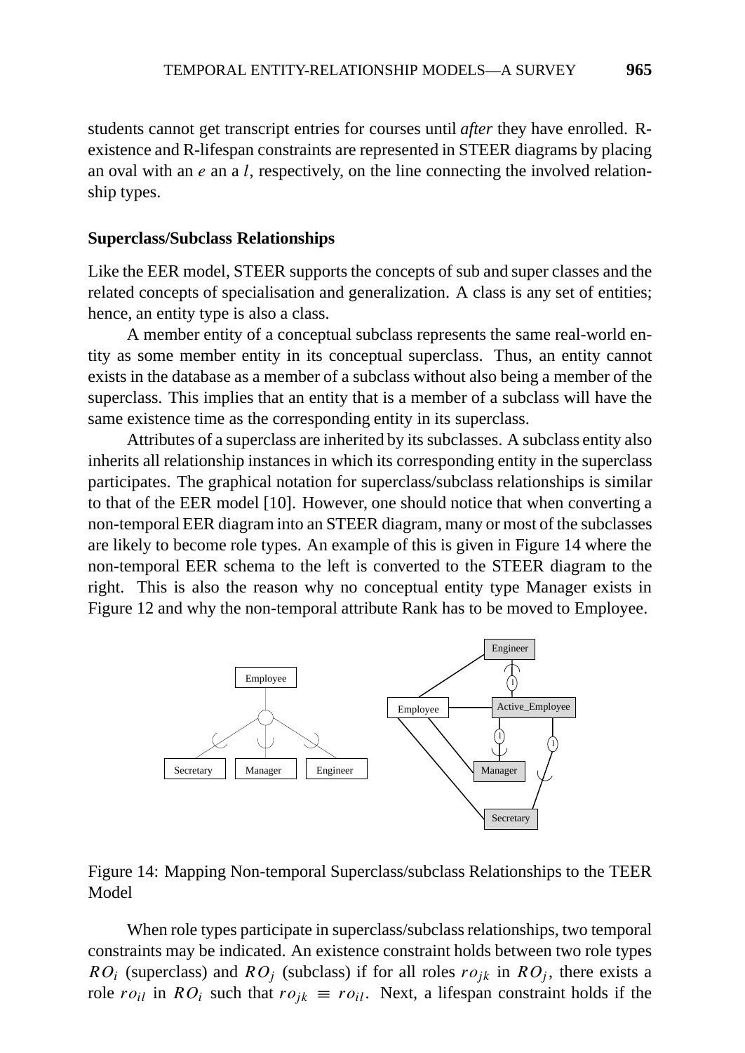students cannot get transcript entries for courses until *after* they have enrolled. R-existence and R-lifespan constraints are represented in STEER diagrams by placing an oval with an $e$ an a $l$, respectively, on the line connecting the involved relationship types.

**Superclass/Subclass Relationships**

Like the EER model, STEER supports the concepts of sub and super classes and the related concepts of specialisation and generalization. A class is any set of entities; hence, an entity type is also a class.

A member entity of a conceptual subclass represents the same real-world entity as some member entity in its conceptual superclass. Thus, an entity cannot exists in the database as a member of a subclass without also being a member of the superclass. This implies that an entity that is a member of a subclass will have the same existence time as the corresponding entity in its superclass.

Attributes of a superclass are inherited by its subclasses. A subclass entity also inherits all relationship instances in which its corresponding entity in the superclass participates. The graphical notation for superclass/subclass relationships is similar to that of the EER model [10]. However, one should notice that when converting a non-temporal EER diagram into an STEER diagram, many or most of the subclasses are likely to become role types. An example of this is given in Figure 14 where the non-temporal EER schema to the left is converted to the STEER diagram to the right. This is also the reason why no conceptual entity type Manager exists in Figure 12 and why the non-temporal attribute Rank has to be moved to Employee.

Figure 14: Mapping Non-temporal Superclass/subclass Relationships to the TEER Model

When role types participate in superclass/subclass relationships, two temporal constraints may be indicated. An existence constraint holds between two role types $RO_i$ (superclass) and $RO_j$ (subclass) if for all roles $ro_{jk}$ in $RO_j$, there exists a role $ro_{il}$ in $RO_i$ such that $ro_{jk} \equiv ro_{il}$. Next, a lifespan constraint holds if the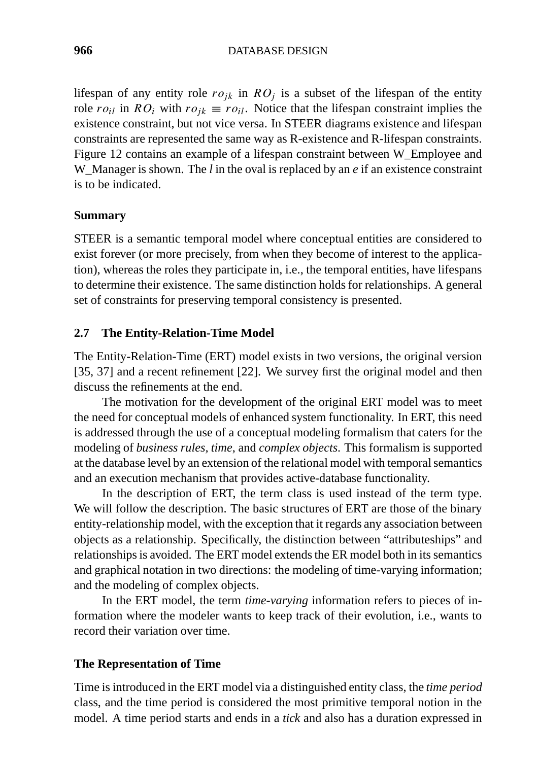lifespan of any entity role $ro_{jk}$ in $RO_j$ is a subset of the lifespan of the entity role $ro_{il}$ in $RO_i$ with $ro_{jk} \equiv ro_{il}$. Notice that the lifespan constraint implies the existence constraint, but not vice versa. In STEER diagrams existence and lifespan constraints are represented the same way as R-existence and R-lifespan constraints. Figure 12 contains an example of a lifespan constraint between W_Employee and W_Manager is shown. The *l* in the oval is replaced by an *e* if an existence constraint is to be indicated.

### Summary

STEER is a semantic temporal model where conceptual entities are considered to exist forever (or more precisely, from when they become of interest to the application), whereas the roles they participate in, i.e., the temporal entities, have lifespans to determine their existence. The same distinction holds for relationships. A general set of constraints for preserving temporal consistency is presented.

## 2.7 The Entity-Relation-Time Model

The Entity-Relation-Time (ERT) model exists in two versions, the original version [35, 37] and a recent refinement [22]. We survey first the original model and then discuss the refinements at the end.

The motivation for the development of the original ERT model was to meet the need for conceptual models of enhanced system functionality. In ERT, this need is addressed through the use of a conceptual modeling formalism that caters for the modeling of *business rules*, *time*, and *complex objects*. This formalism is supported at the database level by an extension of the relational model with temporal semantics and an execution mechanism that provides active-database functionality.

In the description of ERT, the term class is used instead of the term type. We will follow the description. The basic structures of ERT are those of the binary entity-relationship model, with the exception that it regards any association between objects as a relationship. Specifically, the distinction between "attributeships" and relationships is avoided. The ERT model extends the ER model both in its semantics and graphical notation in two directions: the modeling of time-varying information; and the modeling of complex objects.

In the ERT model, the term *time-varying* information refers to pieces of information where the modeler wants to keep track of their evolution, i.e., wants to record their variation over time.

### The Representation of Time

Time is introduced in the ERT model via a distinguished entity class, the *time period* class, and the time period is considered the most primitive temporal notion in the model. A time period starts and ends in a *tick* and also has a duration expressed in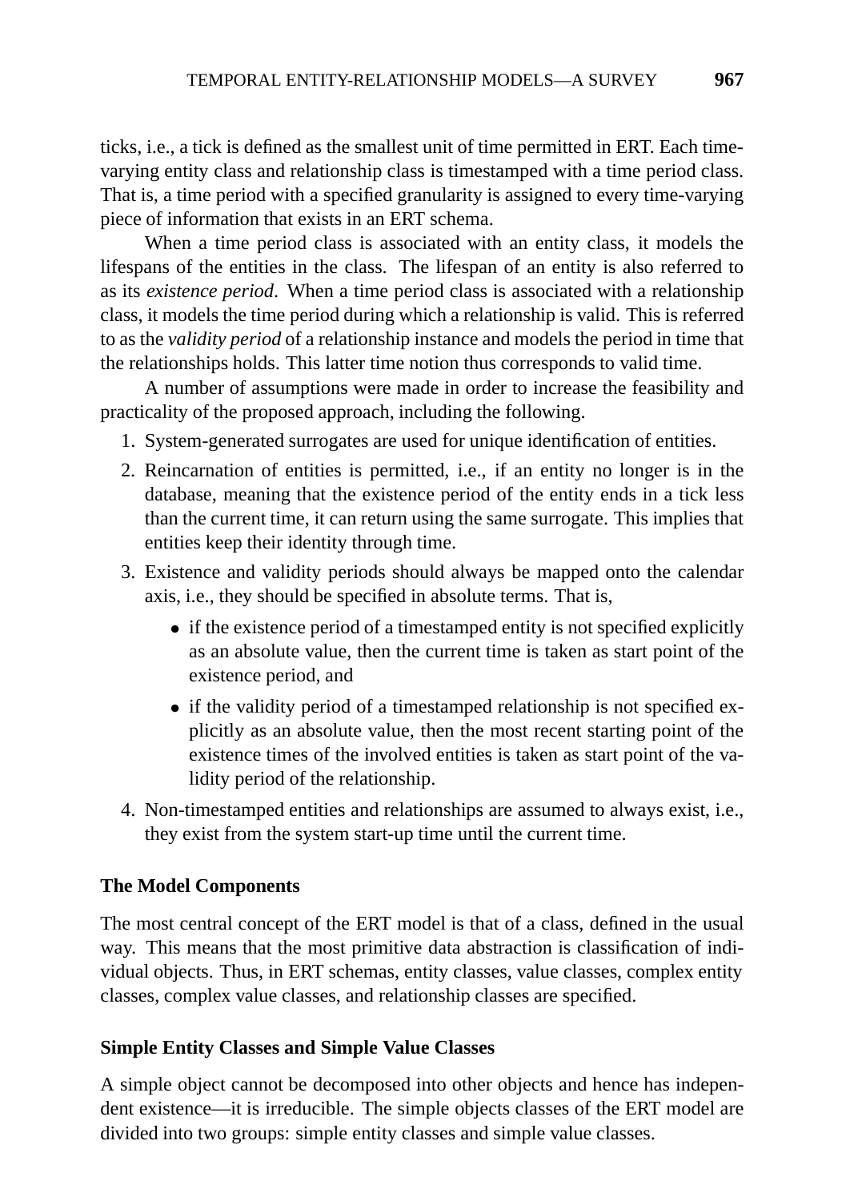ticks, i.e., a tick is defined as the smallest unit of time permitted in ERT. Each time-varying entity class and relationship class is timestamped with a time period class. That is, a time period with a specified granularity is assigned to every time-varying piece of information that exists in an ERT schema.

When a time period class is associated with an entity class, it models the lifespans of the entities in the class. The lifespan of an entity is also referred to as its *existence period*. When a time period class is associated with a relationship class, it models the time period during which a relationship is valid. This is referred to as the *validity period* of a relationship instance and models the period in time that the relationships holds. This latter time notion thus corresponds to valid time.

A number of assumptions were made in order to increase the feasibility and practicality of the proposed approach, including the following.

1. System-generated surrogates are used for unique identification of entities.
2. Reincarnation of entities is permitted, i.e., if an entity no longer is in the database, meaning that the existence period of the entity ends in a tick less than the current time, it can return using the same surrogate. This implies that entities keep their identity through time.
3. Existence and validity periods should always be mapped onto the calendar axis, i.e., they should be specified in absolute terms. That is,
   - if the existence period of a timestamped entity is not specified explicitly as an absolute value, then the current time is taken as start point of the existence period, and
   - if the validity period of a timestamped relationship is not specified explicitly as an absolute value, then the most recent starting point of the existence times of the involved entities is taken as start point of the validity period of the relationship.
4. Non-timestamped entities and relationships are assumed to always exist, i.e., they exist from the system start-up time until the current time.

### The Model Components

The most central concept of the ERT model is that of a class, defined in the usual way. This means that the most primitive data abstraction is classification of individual objects. Thus, in ERT schemas, entity classes, value classes, complex entity classes, complex value classes, and relationship classes are specified.

### Simple Entity Classes and Simple Value Classes

A simple object cannot be decomposed into other objects and hence has independent existence—it is irreducible. The simple objects classes of the ERT model are divided into two groups: simple entity classes and simple value classes.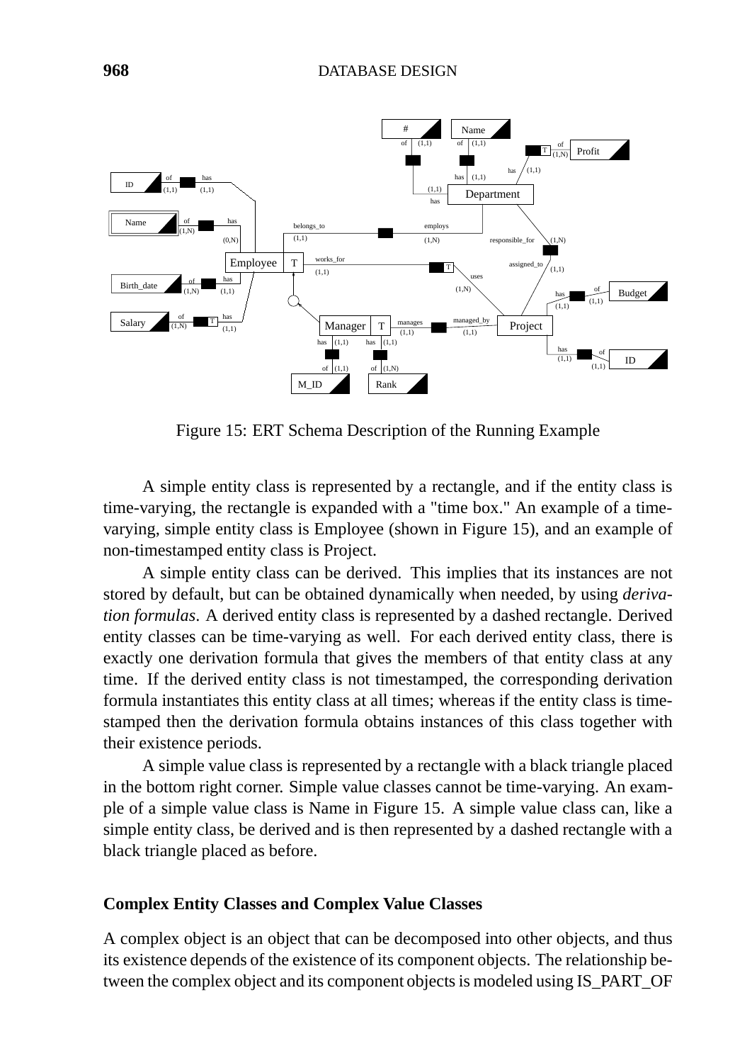Figure 15: ERT Schema Description of the Running Example

A simple entity class is represented by a rectangle, and if the entity class is time-varying, the rectangle is expanded with a "time box." An example of a time-varying, simple entity class is Employee (shown in Figure 15), and an example of non-timestamped entity class is Project.

A simple entity class can be derived. This implies that its instances are not stored by default, but can be obtained dynamically when needed, by using *derivation formulas*. A derived entity class is represented by a dashed rectangle. Derived entity classes can be time-varying as well. For each derived entity class, there is exactly one derivation formula that gives the members of that entity class at any time. If the derived entity class is not timestamped, the corresponding derivation formula instantiates this entity class at all times; whereas if the entity class is time-stamped then the derivation formula obtains instances of this class together with their existence periods.

A simple value class is represented by a rectangle with a black triangle placed in the bottom right corner. Simple value classes cannot be time-varying. An example of a simple value class is Name in Figure 15. A simple value class can, like a simple entity class, be derived and is then represented by a dashed rectangle with a black triangle placed as before.

### Complex Entity Classes and Complex Value Classes

A complex object is an object that can be decomposed into other objects, and thus its existence depends of the existence of its component objects. The relationship between the complex object and its component objects is modeled using IS_PART_OF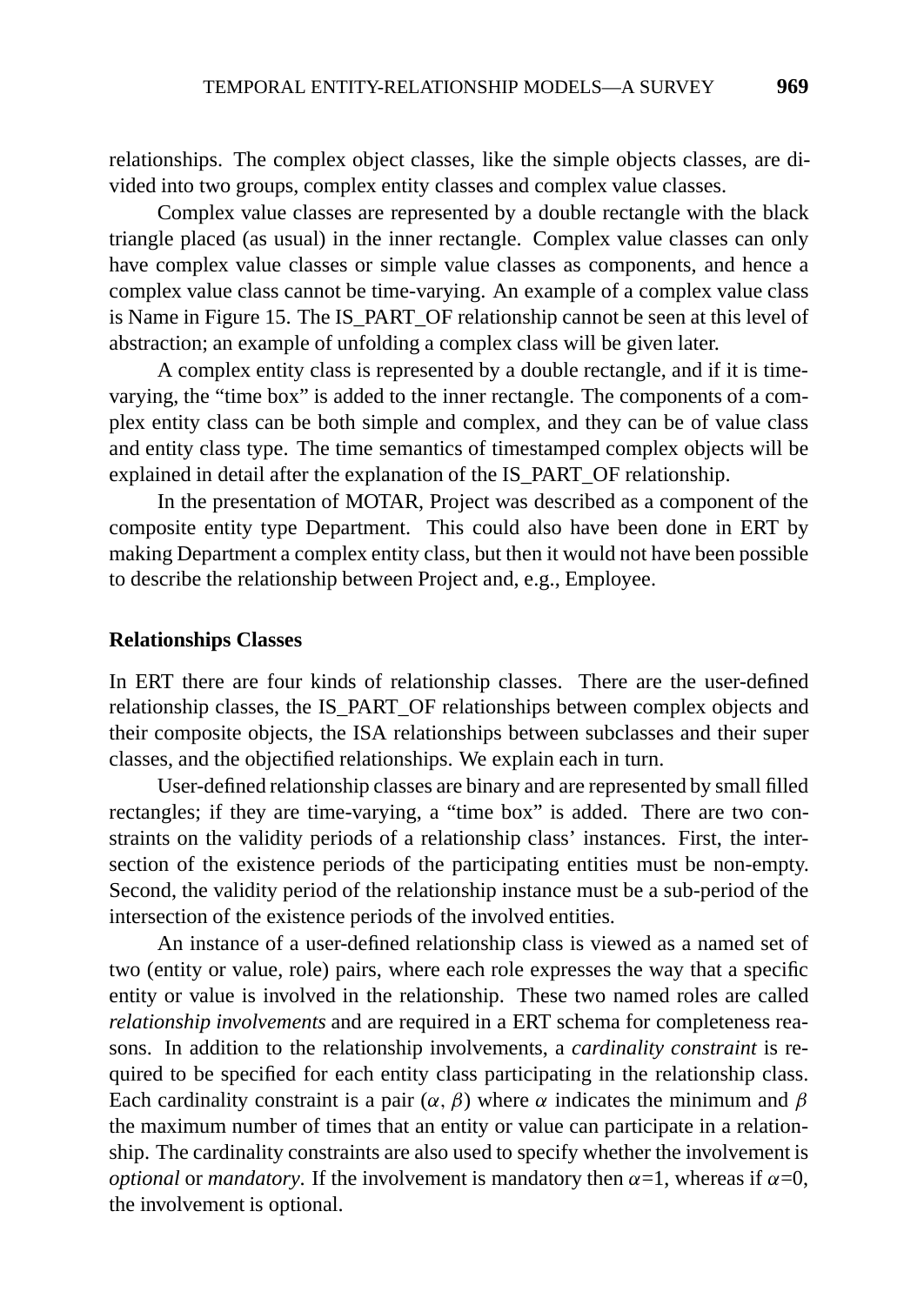relationships. The complex object classes, like the simple objects classes, are divided into two groups, complex entity classes and complex value classes.

Complex value classes are represented by a double rectangle with the black triangle placed (as usual) in the inner rectangle. Complex value classes can only have complex value classes or simple value classes as components, and hence a complex value class cannot be time-varying. An example of a complex value class is Name in Figure 15. The IS_PART_OF relationship cannot be seen at this level of abstraction; an example of unfolding a complex class will be given later.

A complex entity class is represented by a double rectangle, and if it is time-varying, the "time box" is added to the inner rectangle. The components of a complex entity class can be both simple and complex, and they can be of value class and entity class type. The time semantics of timestamped complex objects will be explained in detail after the explanation of the IS_PART_OF relationship.

In the presentation of MOTAR, Project was described as a component of the composite entity type Department. This could also have been done in ERT by making Department a complex entity class, but then it would not have been possible to describe the relationship between Project and, e.g., Employee.

### Relationships Classes

In ERT there are four kinds of relationship classes. There are the user-defined relationship classes, the IS_PART_OF relationships between complex objects and their composite objects, the ISA relationships between subclasses and their super classes, and the objectified relationships. We explain each in turn.

User-defined relationship classes are binary and are represented by small filled rectangles; if they are time-varying, a "time box" is added. There are two constraints on the validity periods of a relationship class' instances. First, the intersection of the existence periods of the participating entities must be non-empty. Second, the validity period of the relationship instance must be a sub-period of the intersection of the existence periods of the involved entities.

An instance of a user-defined relationship class is viewed as a named set of two (entity or value, role) pairs, where each role expresses the way that a specific entity or value is involved in the relationship. These two named roles are called *relationship involvements* and are required in a ERT schema for completeness reasons. In addition to the relationship involvements, a *cardinality constraint* is required to be specified for each entity class participating in the relationship class. Each cardinality constraint is a pair ($\alpha$, $\beta$) where $\alpha$ indicates the minimum and $\beta$ the maximum number of times that an entity or value can participate in a relationship. The cardinality constraints are also used to specify whether the involvement is *optional* or *mandatory*. If the involvement is mandatory then $\alpha$=1, whereas if $\alpha$=0, the involvement is optional.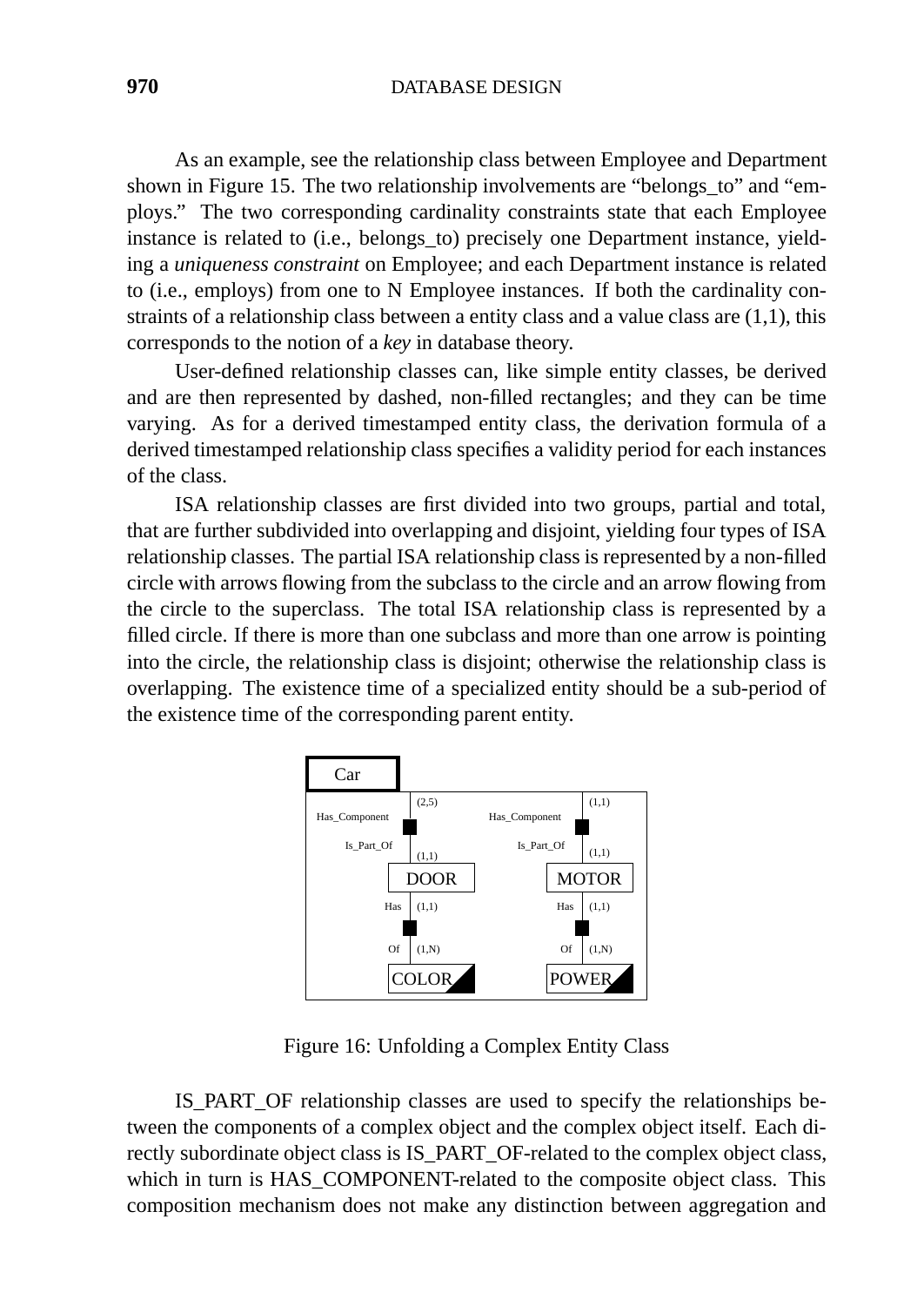As an example, see the relationship class between Employee and Department shown in Figure 15. The two relationship involvements are "belongs_to" and "employs." The two corresponding cardinality constraints state that each Employee instance is related to (i.e., belongs_to) precisely one Department instance, yielding a *uniqueness constraint* on Employee; and each Department instance is related to (i.e., employs) from one to N Employee instances. If both the cardinality constraints of a relationship class between a entity class and a value class are (1,1), this corresponds to the notion of a *key* in database theory.

User-defined relationship classes can, like simple entity classes, be derived and are then represented by dashed, non-filled rectangles; and they can be time varying. As for a derived timestamped entity class, the derivation formula of a derived timestamped relationship class specifies a validity period for each instances of the class.

ISA relationship classes are first divided into two groups, partial and total, that are further subdivided into overlapping and disjoint, yielding four types of ISA relationship classes. The partial ISA relationship class is represented by a non-filled circle with arrows flowing from the subclass to the circle and an arrow flowing from the circle to the superclass. The total ISA relationship class is represented by a filled circle. If there is more than one subclass and more than one arrow is pointing into the circle, the relationship class is disjoint; otherwise the relationship class is overlapping. The existence time of a specialized entity should be a sub-period of the existence time of the corresponding parent entity.

Figure 16: Unfolding a Complex Entity Class

IS_PART_OF relationship classes are used to specify the relationships between the components of a complex object and the complex object itself. Each directly subordinate object class is IS_PART_OF-related to the complex object class, which in turn is HAS_COMPONENT-related to the composite object class. This composition mechanism does not make any distinction between aggregation and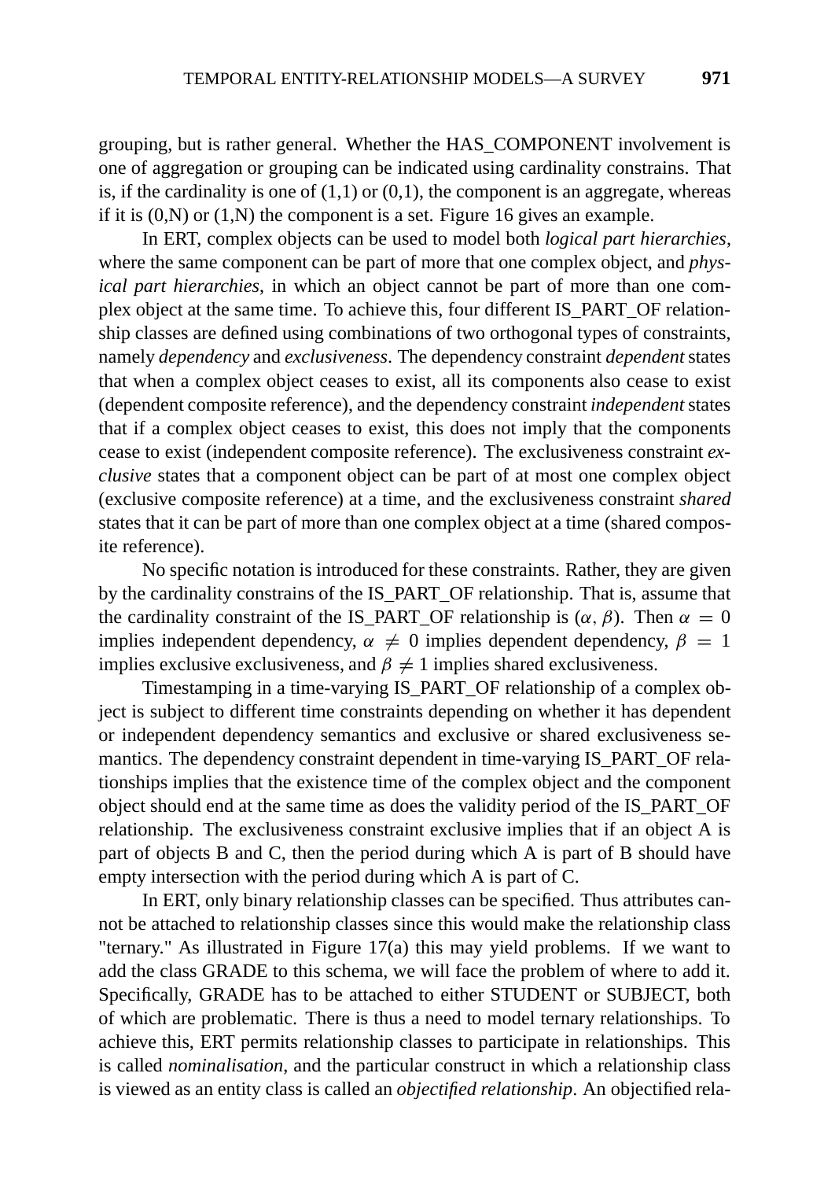grouping, but is rather general. Whether the HAS_COMPONENT involvement is one of aggregation or grouping can be indicated using cardinality constrains. That is, if the cardinality is one of (1,1) or (0,1), the component is an aggregate, whereas if it is (0,N) or (1,N) the component is a set. Figure 16 gives an example.

In ERT, complex objects can be used to model both *logical part hierarchies*, where the same component can be part of more that one complex object, and *physical part hierarchies*, in which an object cannot be part of more than one complex object at the same time. To achieve this, four different IS_PART_OF relationship classes are defined using combinations of two orthogonal types of constraints, namely *dependency* and *exclusiveness*. The dependency constraint *dependent* states that when a complex object ceases to exist, all its components also cease to exist (dependent composite reference), and the dependency constraint *independent* states that if a complex object ceases to exist, this does not imply that the components cease to exist (independent composite reference). The exclusiveness constraint *exclusive* states that a component object can be part of at most one complex object (exclusive composite reference) at a time, and the exclusiveness constraint *shared* states that it can be part of more than one complex object at a time (shared composite reference).

No specific notation is introduced for these constraints. Rather, they are given by the cardinality constrains of the IS_PART_OF relationship. That is, assume that the cardinality constraint of the IS_PART_OF relationship is $(\alpha, \beta)$. Then $\alpha = 0$ implies independent dependency, $\alpha \neq 0$ implies dependent dependency, $\beta = 1$ implies exclusive exclusiveness, and $\beta \neq 1$ implies shared exclusiveness.

Timestamping in a time-varying IS_PART_OF relationship of a complex object is subject to different time constraints depending on whether it has dependent or independent dependency semantics and exclusive or shared exclusiveness semantics. The dependency constraint dependent in time-varying IS_PART_OF relationships implies that the existence time of the complex object and the component object should end at the same time as does the validity period of the IS_PART_OF relationship. The exclusiveness constraint exclusive implies that if an object A is part of objects B and C, then the period during which A is part of B should have empty intersection with the period during which A is part of C.

In ERT, only binary relationship classes can be specified. Thus attributes cannot be attached to relationship classes since this would make the relationship class "ternary." As illustrated in Figure 17(a) this may yield problems. If we want to add the class GRADE to this schema, we will face the problem of where to add it. Specifically, GRADE has to be attached to either STUDENT or SUBJECT, both of which are problematic. There is thus a need to model ternary relationships. To achieve this, ERT permits relationship classes to participate in relationships. This is called *nominalisation*, and the particular construct in which a relationship class is viewed as an entity class is called an *objectified relationship*. An objectified rela-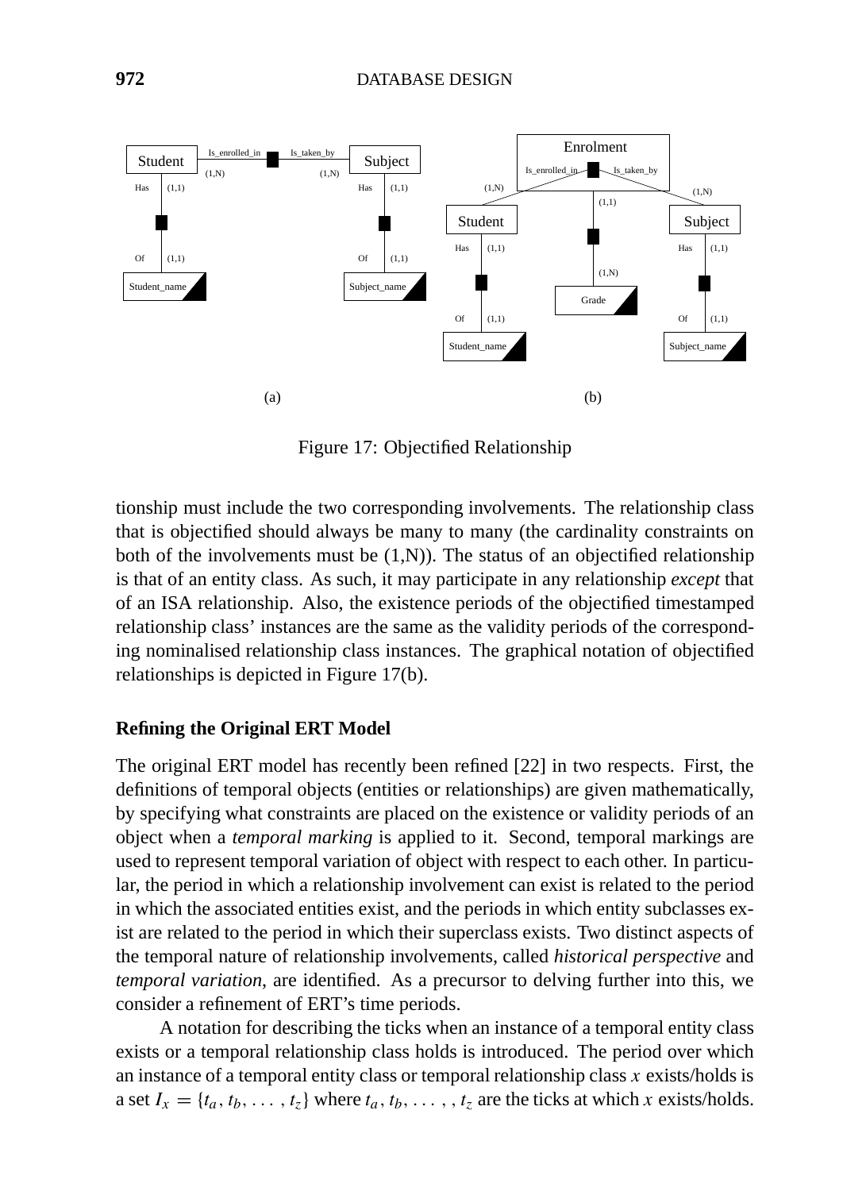Figure 17: Objectified Relationship

tionship must include the two corresponding involvements. The relationship class that is objectified should always be many to many (the cardinality constraints on both of the involvements must be (1,N)). The status of an objectified relationship is that of an entity class. As such, it may participate in any relationship *except* that of an ISA relationship. Also, the existence periods of the objectified timestamped relationship class' instances are the same as the validity periods of the corresponding nominalised relationship class instances. The graphical notation of objectified relationships is depicted in Figure 17(b).

### Refining the Original ERT Model

The original ERT model has recently been refined [22] in two respects. First, the definitions of temporal objects (entities or relationships) are given mathematically, by specifying what constraints are placed on the existence or validity periods of an object when a *temporal marking* is applied to it. Second, temporal markings are used to represent temporal variation of object with respect to each other. In particular, the period in which a relationship involvement can exist is related to the period in which the associated entities exist, and the periods in which entity subclasses exist are related to the period in which their superclass exists. Two distinct aspects of the temporal nature of relationship involvements, called *historical perspective* and *temporal variation*, are identified. As a precursor to delving further into this, we consider a refinement of ERT's time periods.

A notation for describing the ticks when an instance of a temporal entity class exists or a temporal relationship class holds is introduced. The period over which an instance of a temporal entity class or temporal relationship class $x$ exists/holds is a set $I_x = \{t_a, t_b, \ldots, t_z\}$ where $t_a, t_b, \ldots, t_z$ are the ticks at which $x$ exists/holds.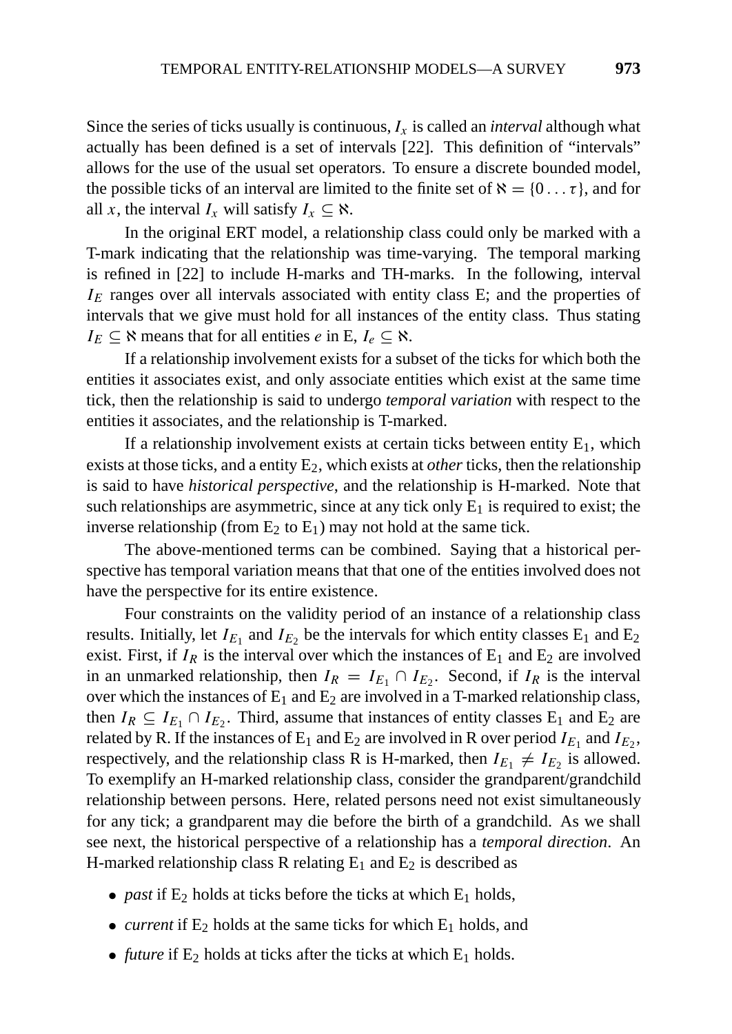Since the series of ticks usually is continuous, $I_x$ is called an *interval* although what actually has been defined is a set of intervals [22]. This definition of "intervals" allows for the use of the usual set operators. To ensure a discrete bounded model, the possible ticks of an interval are limited to the finite set of $\aleph = \{0 \ldots \tau\}$, and for all $x$, the interval $I_x$ will satisfy $I_x \subseteq \aleph$.

In the original ERT model, a relationship class could only be marked with a T-mark indicating that the relationship was time-varying. The temporal marking is refined in [22] to include H-marks and TH-marks. In the following, interval $I_E$ ranges over all intervals associated with entity class E; and the properties of intervals that we give must hold for all instances of the entity class. Thus stating $I_E \subseteq \aleph$ means that for all entities $e$ in E, $I_e \subseteq \aleph$.

If a relationship involvement exists for a subset of the ticks for which both the entities it associates exist, and only associate entities which exist at the same time tick, then the relationship is said to undergo *temporal variation* with respect to the entities it associates, and the relationship is T-marked.

If a relationship involvement exists at certain ticks between entity $E_1$, which exists at those ticks, and a entity $E_2$, which exists at *other* ticks, then the relationship is said to have *historical perspective*, and the relationship is H-marked. Note that such relationships are asymmetric, since at any tick only $E_1$ is required to exist; the inverse relationship (from $E_2$ to $E_1$) may not hold at the same tick.

The above-mentioned terms can be combined. Saying that a historical perspective has temporal variation means that that one of the entities involved does not have the perspective for its entire existence.

Four constraints on the validity period of an instance of a relationship class results. Initially, let $I_{E_1}$ and $I_{E_2}$ be the intervals for which entity classes $E_1$ and $E_2$ exist. First, if $I_R$ is the interval over which the instances of $E_1$ and $E_2$ are involved in an unmarked relationship, then $I_R = I_{E_1} \cap I_{E_2}$. Second, if $I_R$ is the interval over which the instances of $E_1$ and $E_2$ are involved in a T-marked relationship class, then $I_R \subseteq I_{E_1} \cap I_{E_2}$. Third, assume that instances of entity classes $E_1$ and $E_2$ are related by R. If the instances of $E_1$ and $E_2$ are involved in R over period $I_{E_1}$ and $I_{E_2}$, respectively, and the relationship class R is H-marked, then $I_{E_1} \neq I_{E_2}$ is allowed. To exemplify an H-marked relationship class, consider the grandparent/grandchild relationship between persons. Here, related persons need not exist simultaneously for any tick; a grandparent may die before the birth of a grandchild. As we shall see next, the historical perspective of a relationship has a *temporal direction*. An H-marked relationship class R relating $E_1$ and $E_2$ is described as

- *past* if $E_2$ holds at ticks before the ticks at which $E_1$ holds,
- *current* if $E_2$ holds at the same ticks for which $E_1$ holds, and
- *future* if $E_2$ holds at ticks after the ticks at which $E_1$ holds.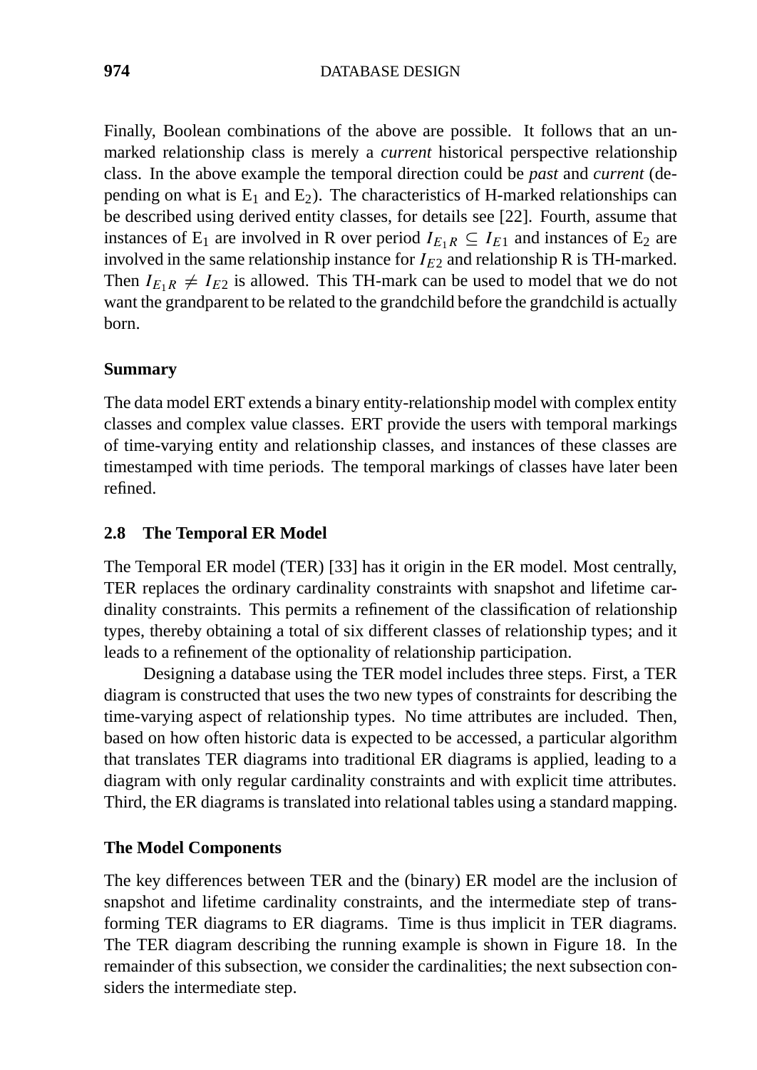Finally, Boolean combinations of the above are possible. It follows that an unmarked relationship class is merely a *current* historical perspective relationship class. In the above example the temporal direction could be *past* and *current* (depending on what is $E_1$ and $E_2$). The characteristics of H-marked relationships can be described using derived entity classes, for details see [22]. Fourth, assume that instances of $E_1$ are involved in R over period $I_{E_1R} \subseteq I_{E1}$ and instances of $E_2$ are involved in the same relationship instance for $I_{E2}$ and relationship R is TH-marked. Then $I_{E_1R} \neq I_{E2}$ is allowed. This TH-mark can be used to model that we do not want the grandparent to be related to the grandchild before the grandchild is actually born.

### Summary

The data model ERT extends a binary entity-relationship model with complex entity classes and complex value classes. ERT provide the users with temporal markings of time-varying entity and relationship classes, and instances of these classes are timestamped with time periods. The temporal markings of classes have later been refined.

## 2.8 The Temporal ER Model

The Temporal ER model (TER) [33] has it origin in the ER model. Most centrally, TER replaces the ordinary cardinality constraints with snapshot and lifetime cardinality constraints. This permits a refinement of the classification of relationship types, thereby obtaining a total of six different classes of relationship types; and it leads to a refinement of the optionality of relationship participation.

Designing a database using the TER model includes three steps. First, a TER diagram is constructed that uses the two new types of constraints for describing the time-varying aspect of relationship types. No time attributes are included. Then, based on how often historic data is expected to be accessed, a particular algorithm that translates TER diagrams into traditional ER diagrams is applied, leading to a diagram with only regular cardinality constraints and with explicit time attributes. Third, the ER diagrams is translated into relational tables using a standard mapping.

### The Model Components

The key differences between TER and the (binary) ER model are the inclusion of snapshot and lifetime cardinality constraints, and the intermediate step of transforming TER diagrams to ER diagrams. Time is thus implicit in TER diagrams. The TER diagram describing the running example is shown in Figure 18. In the remainder of this subsection, we consider the cardinalities; the next subsection considers the intermediate step.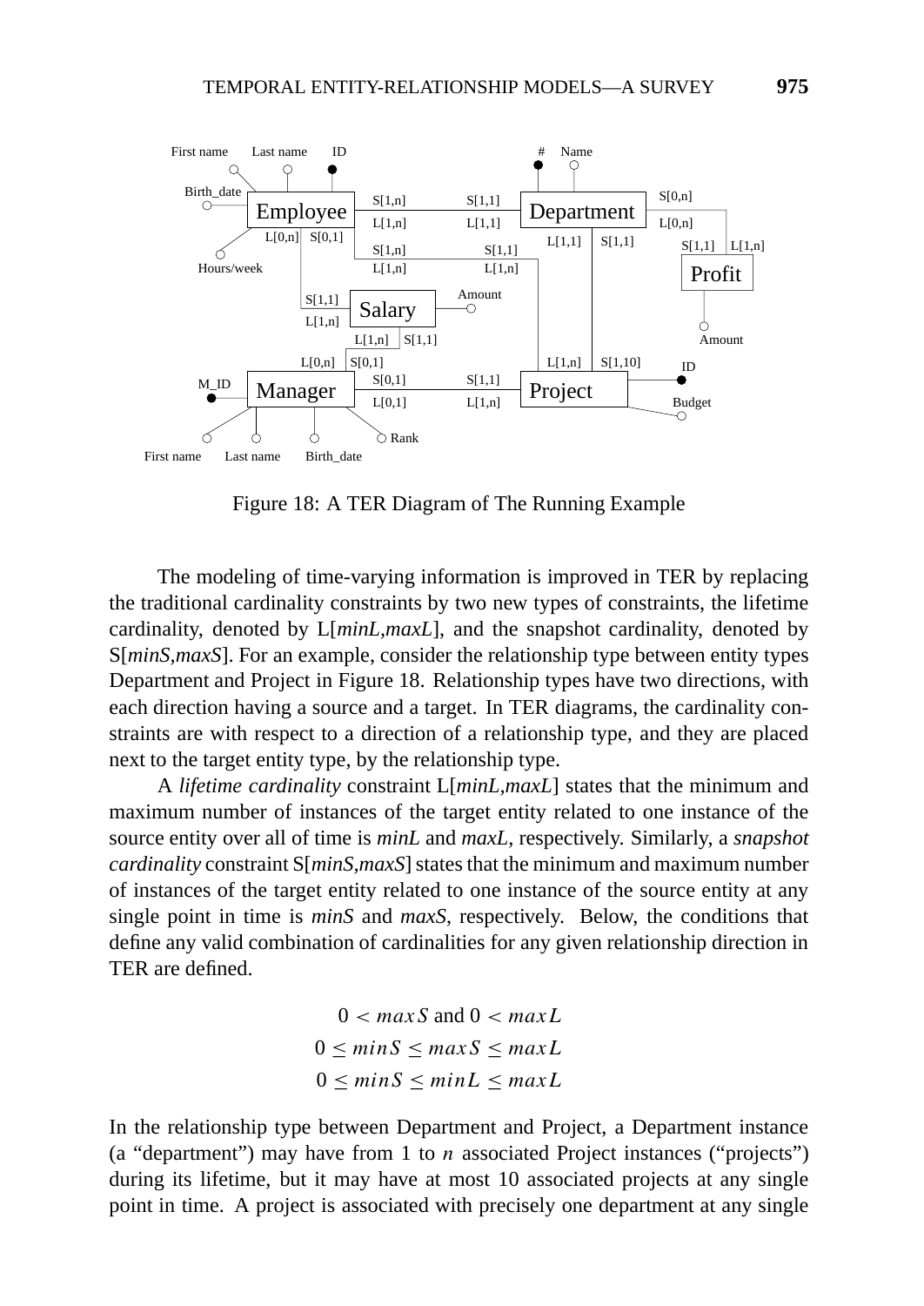Figure 18: A TER Diagram of The Running Example

The modeling of time-varying information is improved in TER by replacing the traditional cardinality constraints by two new types of constraints, the lifetime cardinality, denoted by L[*minL,maxL*], and the snapshot cardinality, denoted by S[*minS,maxS*]. For an example, consider the relationship type between entity types Department and Project in Figure 18. Relationship types have two directions, with each direction having a source and a target. In TER diagrams, the cardinality constraints are with respect to a direction of a relationship type, and they are placed next to the target entity type, by the relationship type.

A *lifetime cardinality* constraint L[*minL,maxL*] states that the minimum and maximum number of instances of the target entity related to one instance of the source entity over all of time is *minL* and *maxL*, respectively. Similarly, a *snapshot cardinality* constraint S[*minS,maxS*] states that the minimum and maximum number of instances of the target entity related to one instance of the source entity at any single point in time is *minS* and *maxS*, respectively. Below, the conditions that define any valid combination of cardinalities for any given relationship direction in TER are defined.

$$0 < maxS \text{ and } 0 < maxL$$
$$0 \leq minS \leq maxS \leq maxL$$
$$0 \leq minS \leq minL \leq maxL$$

In the relationship type between Department and Project, a Department instance (a "department") may have from 1 to *n* associated Project instances ("projects") during its lifetime, but it may have at most 10 associated projects at any single point in time. A project is associated with precisely one department at any single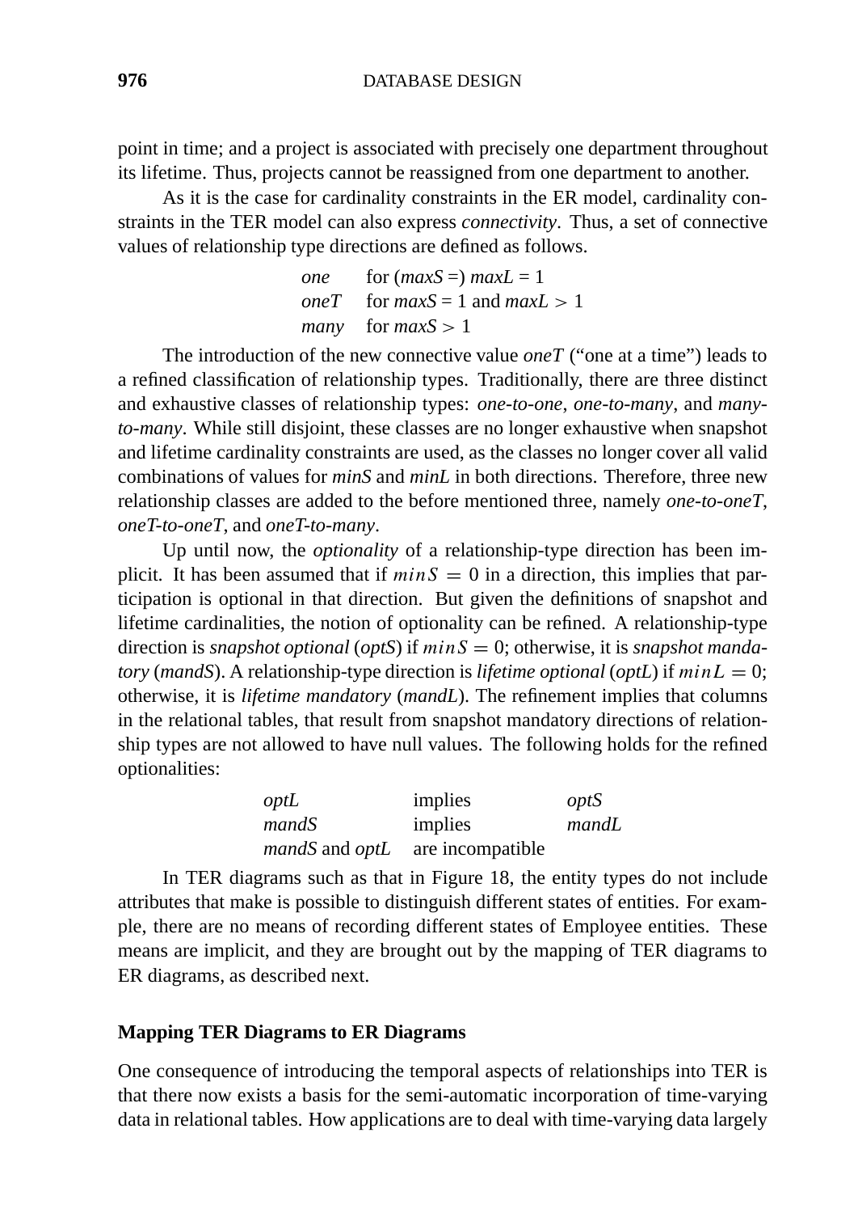point in time; and a project is associated with precisely one department throughout its lifetime. Thus, projects cannot be reassigned from one department to another.

As it is the case for cardinality constraints in the ER model, cardinality constraints in the TER model can also express *connectivity*. Thus, a set of connective values of relationship type directions are defined as follows.

| | |
|---|---|
| *one* | for (*maxS* =) *maxL* = 1 |
| *oneT* | for *maxS* = 1 and *maxL* $> 1$ |
| *many* | for *maxS* $> 1$ |

The introduction of the new connective value *oneT* ("one at a time") leads to a refined classification of relationship types. Traditionally, there are three distinct and exhaustive classes of relationship types: *one-to-one*, *one-to-many*, and *many-to-many*. While still disjoint, these classes are no longer exhaustive when snapshot and lifetime cardinality constraints are used, as the classes no longer cover all valid combinations of values for *minS* and *minL* in both directions. Therefore, three new relationship classes are added to the before mentioned three, namely *one-to-oneT*, *oneT-to-oneT*, and *oneT-to-many*.

Up until now, the *optionality* of a relationship-type direction has been implicit. It has been assumed that if $minS = 0$ in a direction, this implies that participation is optional in that direction. But given the definitions of snapshot and lifetime cardinalities, the notion of optionality can be refined. A relationship-type direction is *snapshot optional* (*optS*) if $minS = 0$; otherwise, it is *snapshot mandatory* (*mandS*). A relationship-type direction is *lifetime optional* (*optL*) if $minL = 0$; otherwise, it is *lifetime mandatory* (*mandL*). The refinement implies that columns in the relational tables, that result from snapshot mandatory directions of relationship types are not allowed to have null values. The following holds for the refined optionalities:

| | | |
|---|---|---|
| *optL* | implies | *optS* |
| *mandS* | implies | *mandL* |
| *mandS* and *optL* | are incompatible | |

In TER diagrams such as that in Figure 18, the entity types do not include attributes that make is possible to distinguish different states of entities. For example, there are no means of recording different states of Employee entities. These means are implicit, and they are brought out by the mapping of TER diagrams to ER diagrams, as described next.

### Mapping TER Diagrams to ER Diagrams

One consequence of introducing the temporal aspects of relationships into TER is that there now exists a basis for the semi-automatic incorporation of time-varying data in relational tables. How applications are to deal with time-varying data largely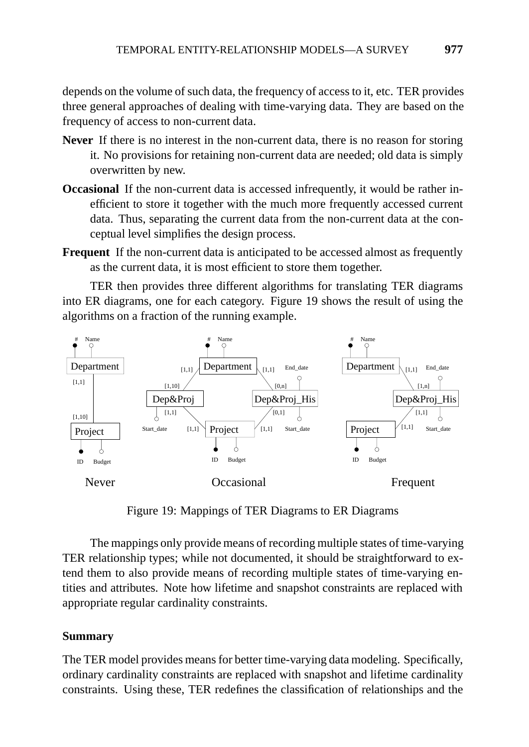depends on the volume of such data, the frequency of access to it, etc. TER provides three general approaches of dealing with time-varying data. They are based on the frequency of access to non-current data.

**Never** If there is no interest in the non-current data, there is no reason for storing it. No provisions for retaining non-current data are needed; old data is simply overwritten by new.

**Occasional** If the non-current data is accessed infrequently, it would be rather inefficient to store it together with the much more frequently accessed current data. Thus, separating the current data from the non-current data at the conceptual level simplifies the design process.

**Frequent** If the non-current data is anticipated to be accessed almost as frequently as the current data, it is most efficient to store them together.

TER then provides three different algorithms for translating TER diagrams into ER diagrams, one for each category. Figure 19 shows the result of using the algorithms on a fraction of the running example.

Figure 19: Mappings of TER Diagrams to ER Diagrams

The mappings only provide means of recording multiple states of time-varying TER relationship types; while not documented, it should be straightforward to extend them to also provide means of recording multiple states of time-varying entities and attributes. Note how lifetime and snapshot constraints are replaced with appropriate regular cardinality constraints.

### Summary

The TER model provides means for better time-varying data modeling. Specifically, ordinary cardinality constraints are replaced with snapshot and lifetime cardinality constraints. Using these, TER redefines the classification of relationships and the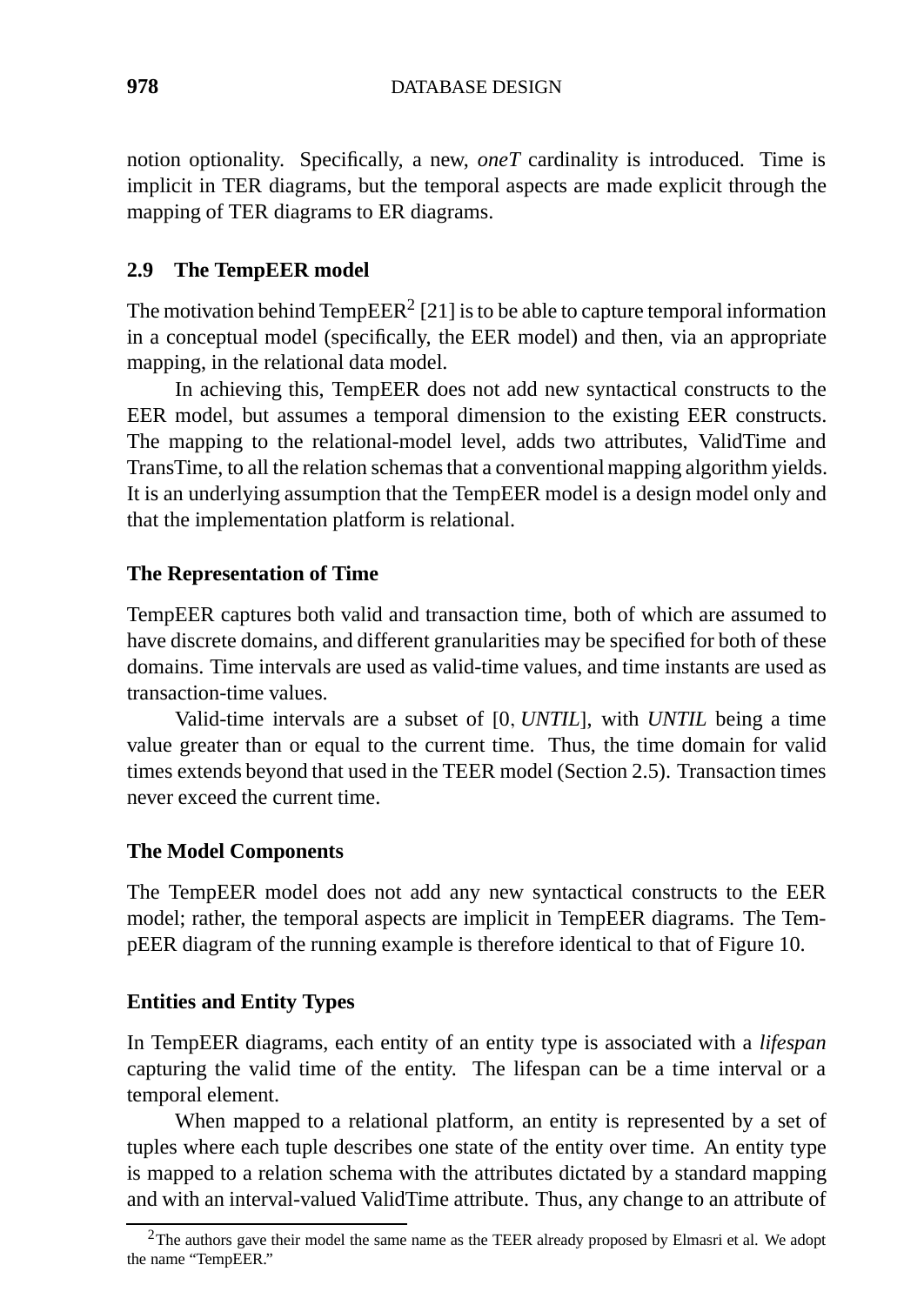notion optionality. Specifically, a new, *oneT* cardinality is introduced. Time is implicit in TER diagrams, but the temporal aspects are made explicit through the mapping of TER diagrams to ER diagrams.

### 2.9 The TempEER model

The motivation behind TempEER[2] [21] is to be able to capture temporal information in a conceptual model (specifically, the EER model) and then, via an appropriate mapping, in the relational data model.

In achieving this, TempEER does not add new syntactical constructs to the EER model, but assumes a temporal dimension to the existing EER constructs. The mapping to the relational-model level, adds two attributes, ValidTime and TransTime, to all the relation schemas that a conventional mapping algorithm yields. It is an underlying assumption that the TempEER model is a design model only and that the implementation platform is relational.

#### The Representation of Time

TempEER captures both valid and transaction time, both of which are assumed to have discrete domains, and different granularities may be specified for both of these domains. Time intervals are used as valid-time values, and time instants are used as transaction-time values.

Valid-time intervals are a subset of $[0, \mathit{UNTIL}]$, with *UNTIL* being a time value greater than or equal to the current time. Thus, the time domain for valid times extends beyond that used in the TEER model (Section 2.5). Transaction times never exceed the current time.

#### The Model Components

The TempEER model does not add any new syntactical constructs to the EER model; rather, the temporal aspects are implicit in TempEER diagrams. The TempEER diagram of the running example is therefore identical to that of Figure 10.

#### Entities and Entity Types

In TempEER diagrams, each entity of an entity type is associated with a *lifespan* capturing the valid time of the entity. The lifespan can be a time interval or a temporal element.

When mapped to a relational platform, an entity is represented by a set of tuples where each tuple describes one state of the entity over time. An entity type is mapped to a relation schema with the attributes dictated by a standard mapping and with an interval-valued ValidTime attribute. Thus, any change to an attribute of

[2] The authors gave their model the same name as the TEER already proposed by Elmasri et al. We adopt the name "TempEER."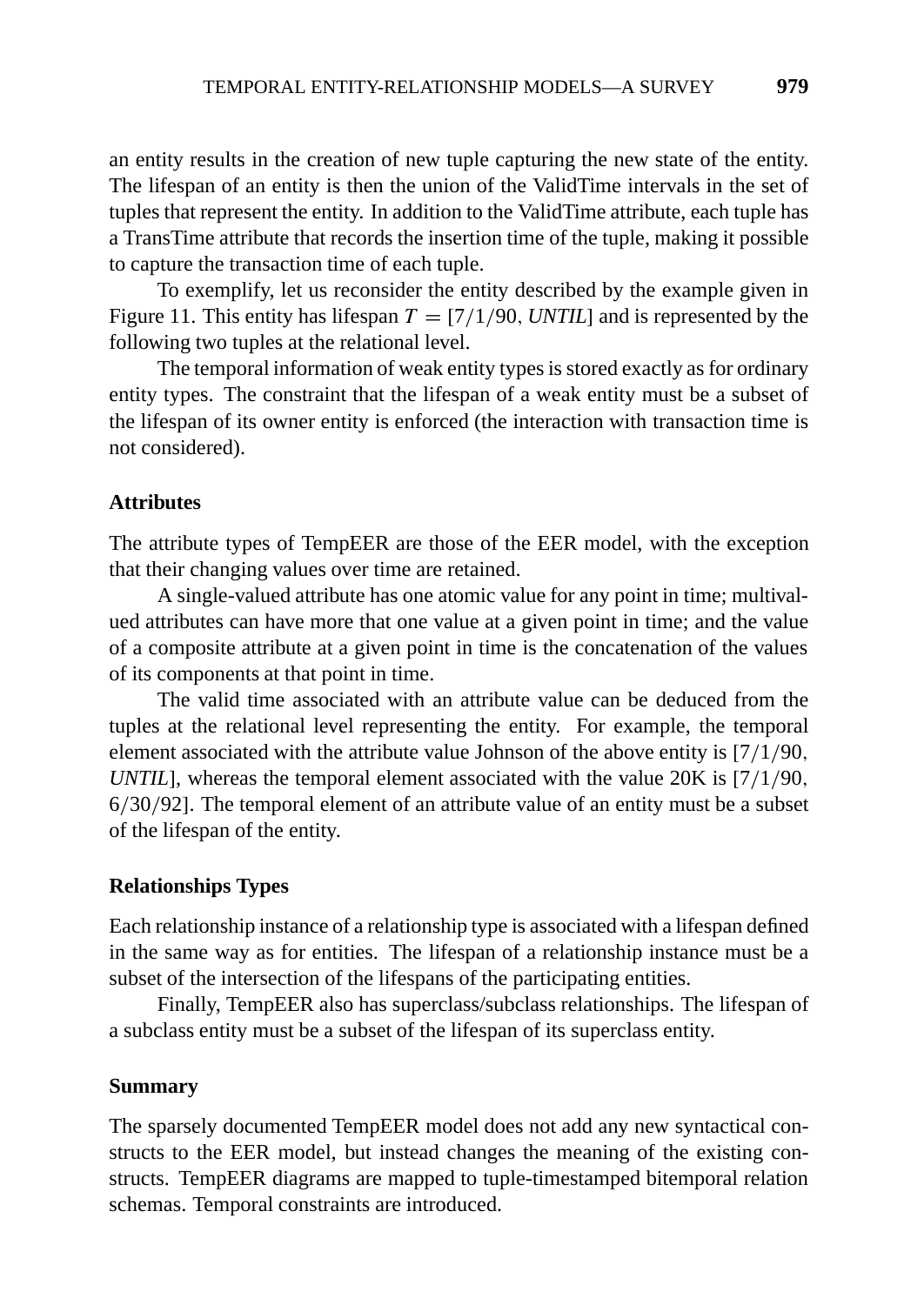an entity results in the creation of new tuple capturing the new state of the entity. The lifespan of an entity is then the union of the ValidTime intervals in the set of tuples that represent the entity. In addition to the ValidTime attribute, each tuple has a TransTime attribute that records the insertion time of the tuple, making it possible to capture the transaction time of each tuple.

To exemplify, let us reconsider the entity described by the example given in Figure 11. This entity has lifespan $T = [7/1/90, \mathit{UNTIL}]$ and is represented by the following two tuples at the relational level.

The temporal information of weak entity types is stored exactly as for ordinary entity types. The constraint that the lifespan of a weak entity must be a subset of the lifespan of its owner entity is enforced (the interaction with transaction time is not considered).

### Attributes

The attribute types of TempEER are those of the EER model, with the exception that their changing values over time are retained.

A single-valued attribute has one atomic value for any point in time; multivalued attributes can have more that one value at a given point in time; and the value of a composite attribute at a given point in time is the concatenation of the values of its components at that point in time.

The valid time associated with an attribute value can be deduced from the tuples at the relational level representing the entity. For example, the temporal element associated with the attribute value Johnson of the above entity is $[7/1/90, \mathit{UNTIL}]$, whereas the temporal element associated with the value 20K is $[7/1/90, 6/30/92]$. The temporal element of an attribute value of an entity must be a subset of the lifespan of the entity.

### Relationships Types

Each relationship instance of a relationship type is associated with a lifespan defined in the same way as for entities. The lifespan of a relationship instance must be a subset of the intersection of the lifespans of the participating entities.

Finally, TempEER also has superclass/subclass relationships. The lifespan of a subclass entity must be a subset of the lifespan of its superclass entity.

### Summary

The sparsely documented TempEER model does not add any new syntactical constructs to the EER model, but instead changes the meaning of the existing constructs. TempEER diagrams are mapped to tuple-timestamped bitemporal relation schemas. Temporal constraints are introduced.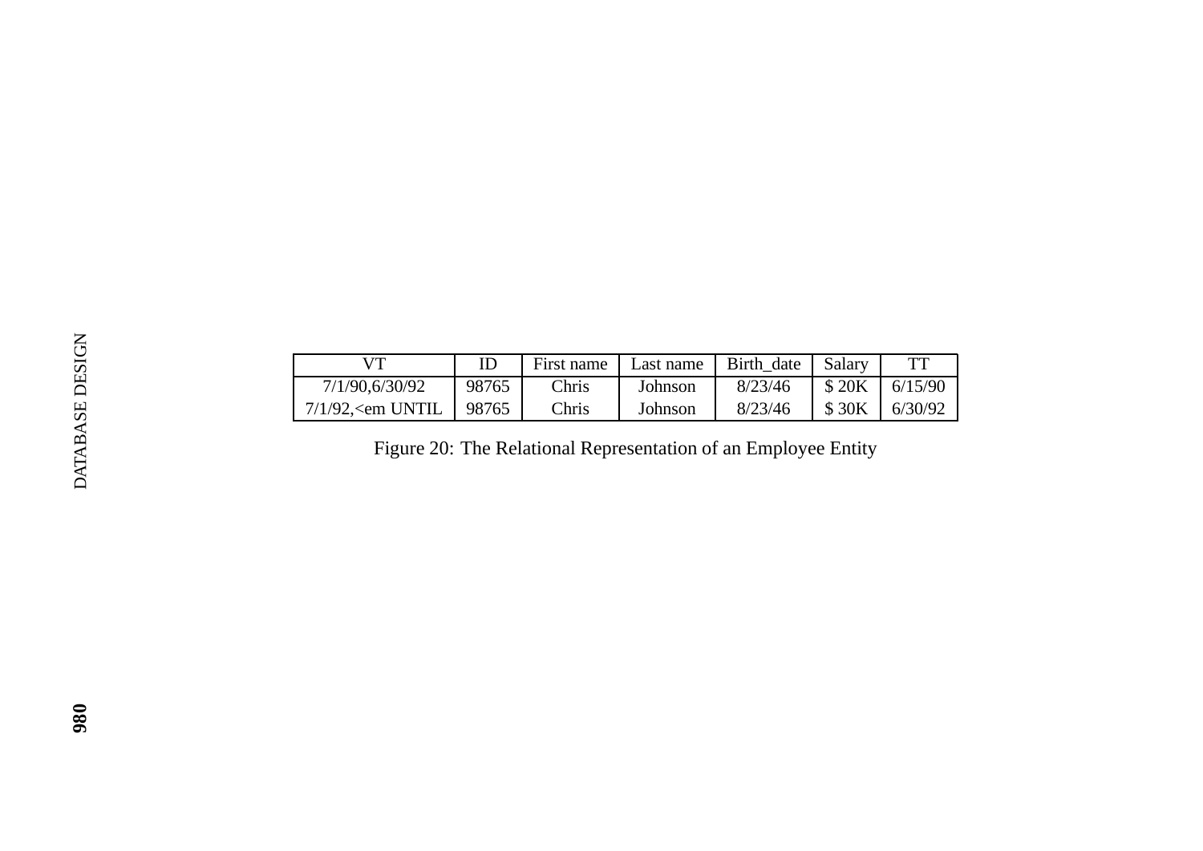| VT | ID | First name | Last name | Birth_date | Salary | TT |
|---|---|---|---|---|---|---|
| 7/1/90,6/30/92 | 98765 | Chris | Johnson | 8/23/46 | $ 20K | 6/15/90 |
| 7/1/92,<em UNTIL | 98765 | Chris | Johnson | 8/23/46 | $ 30K | 6/30/92 |

Figure 20: The Relational Representation of an Employee Entity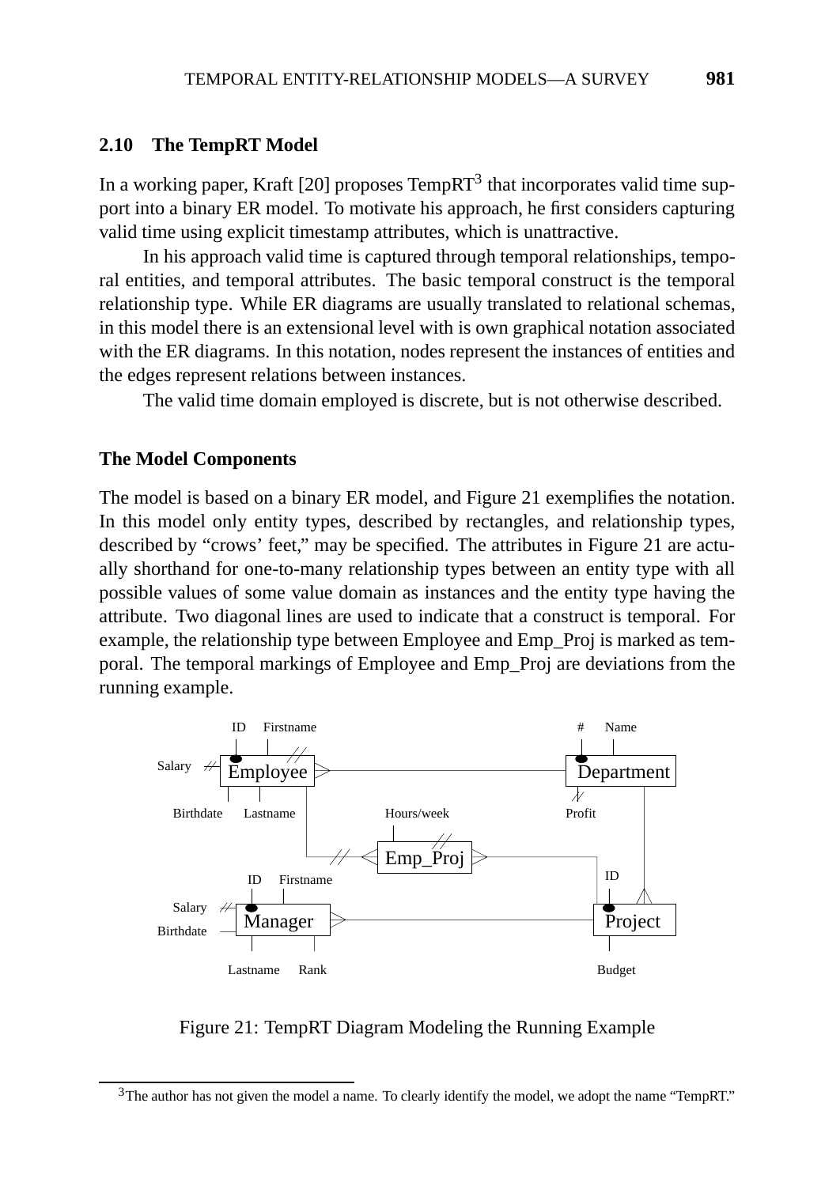## 2.10 The TempRT Model

In a working paper, Kraft [20] proposes TempRT[3] that incorporates valid time support into a binary ER model. To motivate his approach, he first considers capturing valid time using explicit timestamp attributes, which is unattractive.

In his approach valid time is captured through temporal relationships, temporal entities, and temporal attributes. The basic temporal construct is the temporal relationship type. While ER diagrams are usually translated to relational schemas, in this model there is an extensional level with is own graphical notation associated with the ER diagrams. In this notation, nodes represent the instances of entities and the edges represent relations between instances.

The valid time domain employed is discrete, but is not otherwise described.

### The Model Components

The model is based on a binary ER model, and Figure 21 exemplifies the notation. In this model only entity types, described by rectangles, and relationship types, described by "crows' feet," may be specified. The attributes in Figure 21 are actually shorthand for one-to-many relationship types between an entity type with all possible values of some value domain as instances and the entity type having the attribute. Two diagonal lines are used to indicate that a construct is temporal. For example, the relationship type between Employee and Emp_Proj is marked as temporal. The temporal markings of Employee and Emp_Proj are deviations from the running example.

Figure 21: TempRT Diagram Modeling the Running Example

[3] The author has not given the model a name. To clearly identify the model, we adopt the name "TempRT."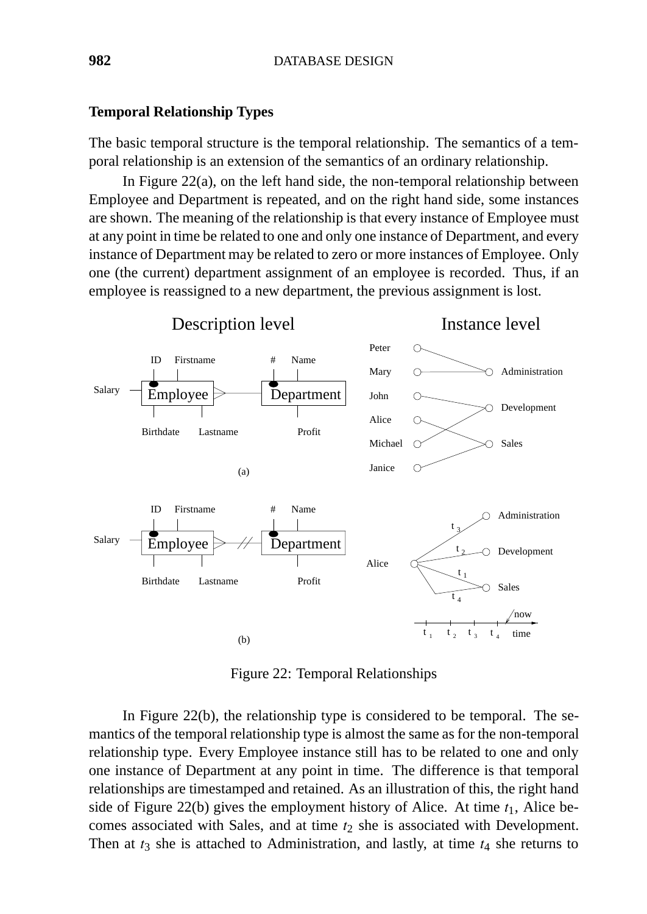### Temporal Relationship Types

The basic temporal structure is the temporal relationship. The semantics of a temporal relationship is an extension of the semantics of an ordinary relationship.

In Figure 22(a), on the left hand side, the non-temporal relationship between Employee and Department is repeated, and on the right hand side, some instances are shown. The meaning of the relationship is that every instance of Employee must at any point in time be related to one and only one instance of Department, and every instance of Department may be related to zero or more instances of Employee. Only one (the current) department assignment of an employee is recorded. Thus, if an employee is reassigned to a new department, the previous assignment is lost.

Figure 22: Temporal Relationships

In Figure 22(b), the relationship type is considered to be temporal. The semantics of the temporal relationship type is almost the same as for the non-temporal relationship type. Every Employee instance still has to be related to one and only one instance of Department at any point in time. The difference is that temporal relationships are timestamped and retained. As an illustration of this, the right hand side of Figure 22(b) gives the employment history of Alice. At time $t_1$, Alice becomes associated with Sales, and at time $t_2$ she is associated with Development. Then at $t_3$ she is attached to Administration, and lastly, at time $t_4$ she returns to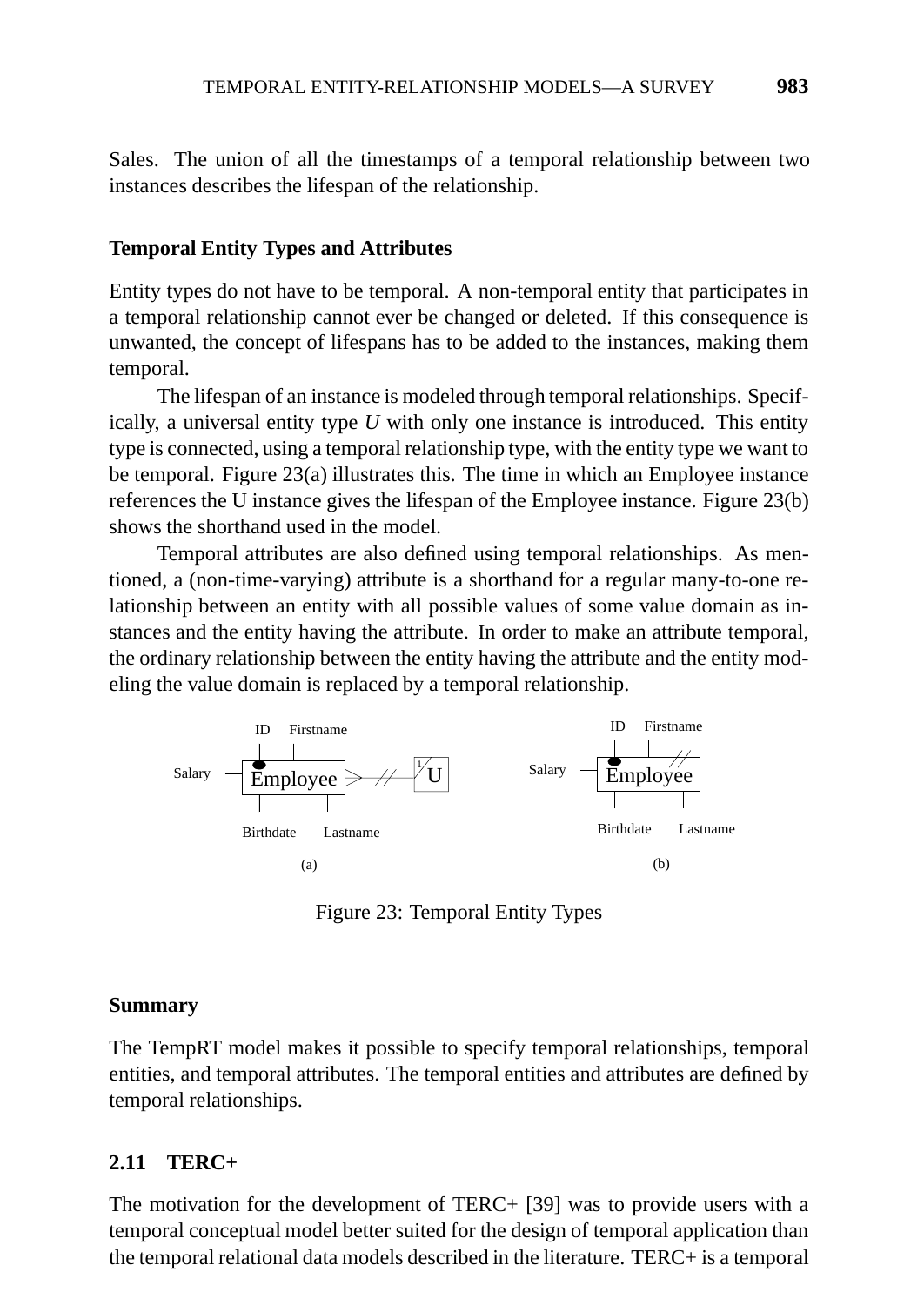Sales. The union of all the timestamps of a temporal relationship between two instances describes the lifespan of the relationship.

### Temporal Entity Types and Attributes

Entity types do not have to be temporal. A non-temporal entity that participates in a temporal relationship cannot ever be changed or deleted. If this consequence is unwanted, the concept of lifespans has to be added to the instances, making them temporal.

The lifespan of an instance is modeled through temporal relationships. Specifically, a universal entity type *U* with only one instance is introduced. This entity type is connected, using a temporal relationship type, with the entity type we want to be temporal. Figure 23(a) illustrates this. The time in which an Employee instance references the U instance gives the lifespan of the Employee instance. Figure 23(b) shows the shorthand used in the model.

Temporal attributes are also defined using temporal relationships. As mentioned, a (non-time-varying) attribute is a shorthand for a regular many-to-one relationship between an entity with all possible values of some value domain as instances and the entity having the attribute. In order to make an attribute temporal, the ordinary relationship between the entity having the attribute and the entity modeling the value domain is replaced by a temporal relationship.

Figure 23: Temporal Entity Types

### Summary

The TempRT model makes it possible to specify temporal relationships, temporal entities, and temporal attributes. The temporal entities and attributes are defined by temporal relationships.

## 2.11 TERC+

The motivation for the development of TERC+ [39] was to provide users with a temporal conceptual model better suited for the design of temporal application than the temporal relational data models described in the literature. TERC+ is a temporal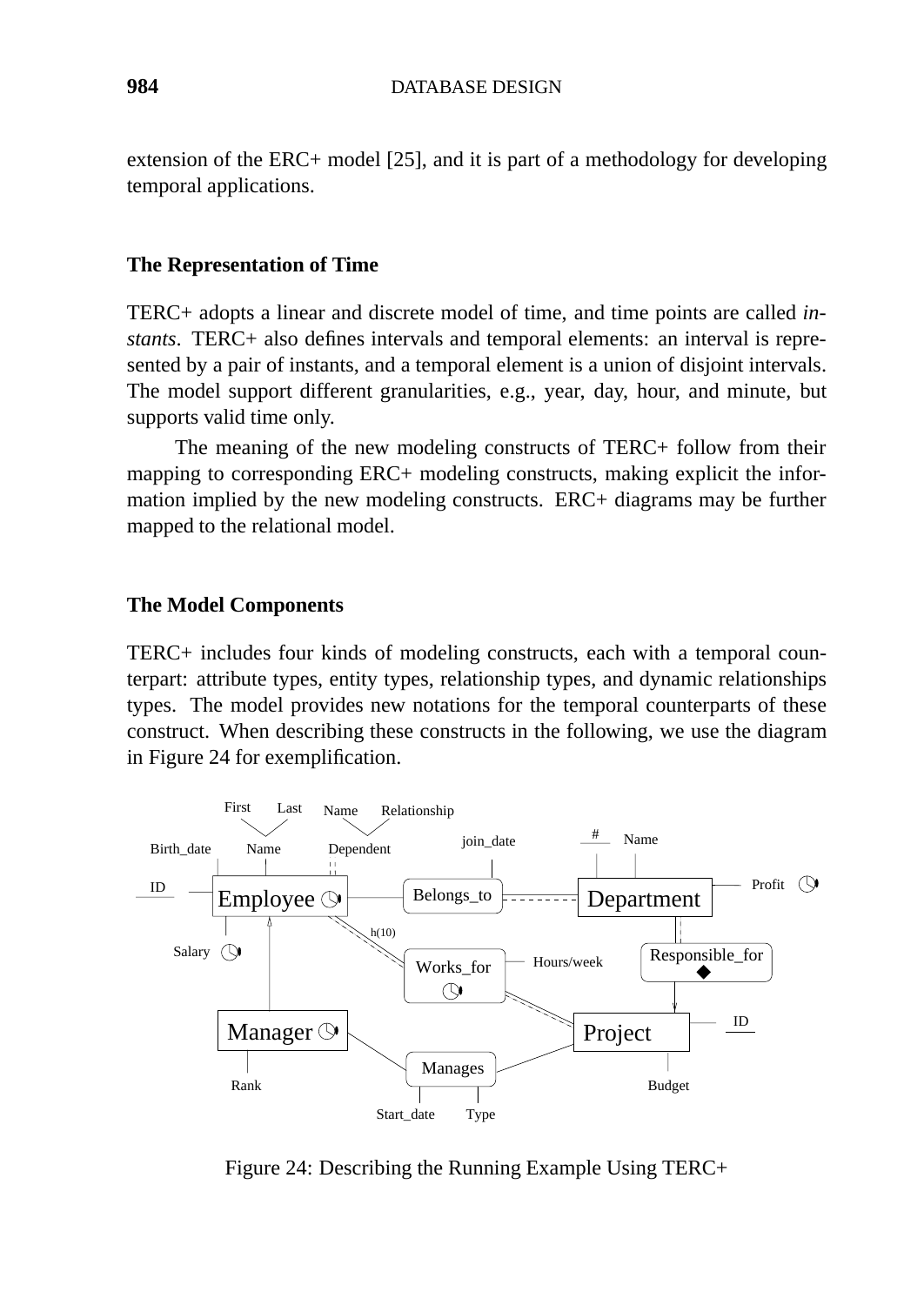extension of the ERC+ model [25], and it is part of a methodology for developing temporal applications.

### The Representation of Time

TERC+ adopts a linear and discrete model of time, and time points are called *instants*. TERC+ also defines intervals and temporal elements: an interval is represented by a pair of instants, and a temporal element is a union of disjoint intervals. The model support different granularities, e.g., year, day, hour, and minute, but supports valid time only.

The meaning of the new modeling constructs of TERC+ follow from their mapping to corresponding ERC+ modeling constructs, making explicit the information implied by the new modeling constructs. ERC+ diagrams may be further mapped to the relational model.

### The Model Components

TERC+ includes four kinds of modeling constructs, each with a temporal counterpart: attribute types, entity types, relationship types, and dynamic relationships types. The model provides new notations for the temporal counterparts of these construct. When describing these constructs in the following, we use the diagram in Figure 24 for exemplification.

Figure 24: Describing the Running Example Using TERC+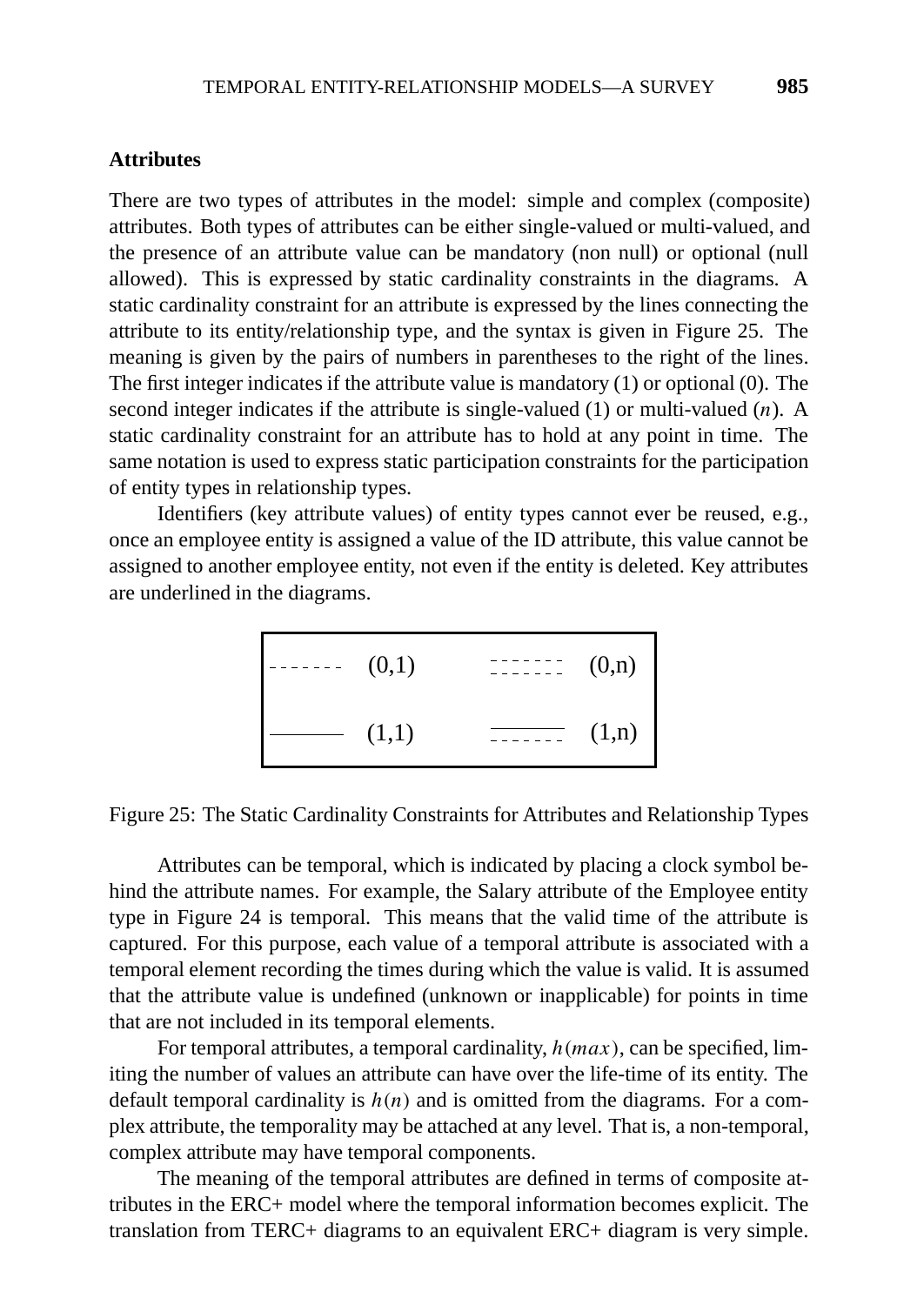### Attributes

There are two types of attributes in the model: simple and complex (composite) attributes. Both types of attributes can be either single-valued or multi-valued, and the presence of an attribute value can be mandatory (non null) or optional (null allowed). This is expressed by static cardinality constraints in the diagrams. A static cardinality constraint for an attribute is expressed by the lines connecting the attribute to its entity/relationship type, and the syntax is given in Figure 25. The meaning is given by the pairs of numbers in parentheses to the right of the lines. The first integer indicates if the attribute value is mandatory (1) or optional (0). The second integer indicates if the attribute is single-valued (1) or multi-valued ($n$). A static cardinality constraint for an attribute has to hold at any point in time. The same notation is used to express static participation constraints for the participation of entity types in relationship types.

Identifiers (key attribute values) of entity types cannot ever be reused, e.g., once an employee entity is assigned a value of the ID attribute, this value cannot be assigned to another employee entity, not even if the entity is deleted. Key attributes are underlined in the diagrams.

| Line | Constraint | Line | Constraint |
|---|---|---|---|
| - - - - - - - | (0,1) | ═ ═ ═ (double dashed) | (0,n) |
| ——— | (1,1) | solid over dashed | (1,n) |

Figure 25: The Static Cardinality Constraints for Attributes and Relationship Types

Attributes can be temporal, which is indicated by placing a clock symbol behind the attribute names. For example, the Salary attribute of the Employee entity type in Figure 24 is temporal. This means that the valid time of the attribute is captured. For this purpose, each value of a temporal attribute is associated with a temporal element recording the times during which the value is valid. It is assumed that the attribute value is undefined (unknown or inapplicable) for points in time that are not included in its temporal elements.

For temporal attributes, a temporal cardinality, $h(max)$, can be specified, limiting the number of values an attribute can have over the life-time of its entity. The default temporal cardinality is $h(n)$ and is omitted from the diagrams. For a complex attribute, the temporality may be attached at any level. That is, a non-temporal, complex attribute may have temporal components.

The meaning of the temporal attributes are defined in terms of composite attributes in the ERC+ model where the temporal information becomes explicit. The translation from TERC+ diagrams to an equivalent ERC+ diagram is very simple.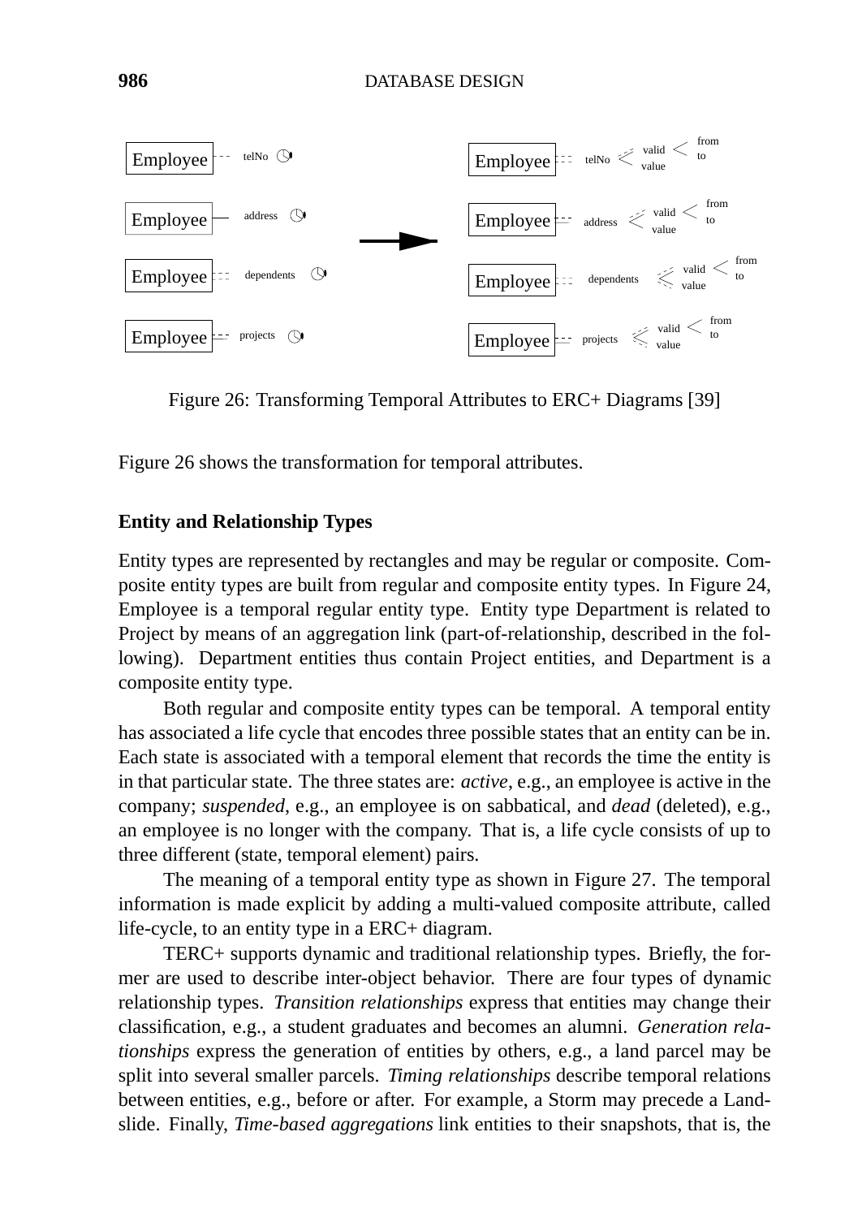Figure 26: Transforming Temporal Attributes to ERC+ Diagrams [39]

Figure 26 shows the transformation for temporal attributes.

### Entity and Relationship Types

Entity types are represented by rectangles and may be regular or composite. Composite entity types are built from regular and composite entity types. In Figure 24, Employee is a temporal regular entity type. Entity type Department is related to Project by means of an aggregation link (part-of-relationship, described in the following). Department entities thus contain Project entities, and Department is a composite entity type.

Both regular and composite entity types can be temporal. A temporal entity has associated a life cycle that encodes three possible states that an entity can be in. Each state is associated with a temporal element that records the time the entity is in that particular state. The three states are: *active*, e.g., an employee is active in the company; *suspended*, e.g., an employee is on sabbatical, and *dead* (deleted), e.g., an employee is no longer with the company. That is, a life cycle consists of up to three different (state, temporal element) pairs.

The meaning of a temporal entity type as shown in Figure 27. The temporal information is made explicit by adding a multi-valued composite attribute, called life-cycle, to an entity type in a ERC+ diagram.

TERC+ supports dynamic and traditional relationship types. Briefly, the former are used to describe inter-object behavior. There are four types of dynamic relationship types. *Transition relationships* express that entities may change their classification, e.g., a student graduates and becomes an alumni. *Generation relationships* express the generation of entities by others, e.g., a land parcel may be split into several smaller parcels. *Timing relationships* describe temporal relations between entities, e.g., before or after. For example, a Storm may precede a Landslide. Finally, *Time-based aggregations* link entities to their snapshots, that is, the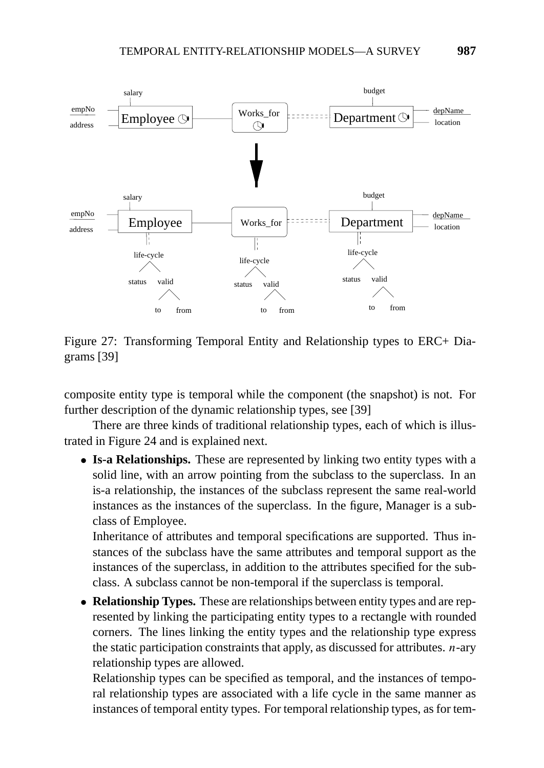Figure 27: Transforming Temporal Entity and Relationship types to ERC+ Diagrams [39]

composite entity type is temporal while the component (the snapshot) is not. For further description of the dynamic relationship types, see [39]

There are three kinds of traditional relationship types, each of which is illustrated in Figure 24 and is explained next.

- **Is-a Relationships.** These are represented by linking two entity types with a solid line, with an arrow pointing from the subclass to the superclass. In an is-a relationship, the instances of the subclass represent the same real-world instances as the instances of the superclass. In the figure, Manager is a subclass of Employee.

  Inheritance of attributes and temporal specifications are supported. Thus instances of the subclass have the same attributes and temporal support as the instances of the superclass, in addition to the attributes specified for the subclass. A subclass cannot be non-temporal if the superclass is temporal.

- **Relationship Types.** These are relationships between entity types and are represented by linking the participating entity types to a rectangle with rounded corners. The lines linking the entity types and the relationship type express the static participation constraints that apply, as discussed for attributes. $n$-ary relationship types are allowed.

  Relationship types can be specified as temporal, and the instances of temporal relationship types are associated with a life cycle in the same manner as instances of temporal entity types. For temporal relationship types, as for tem-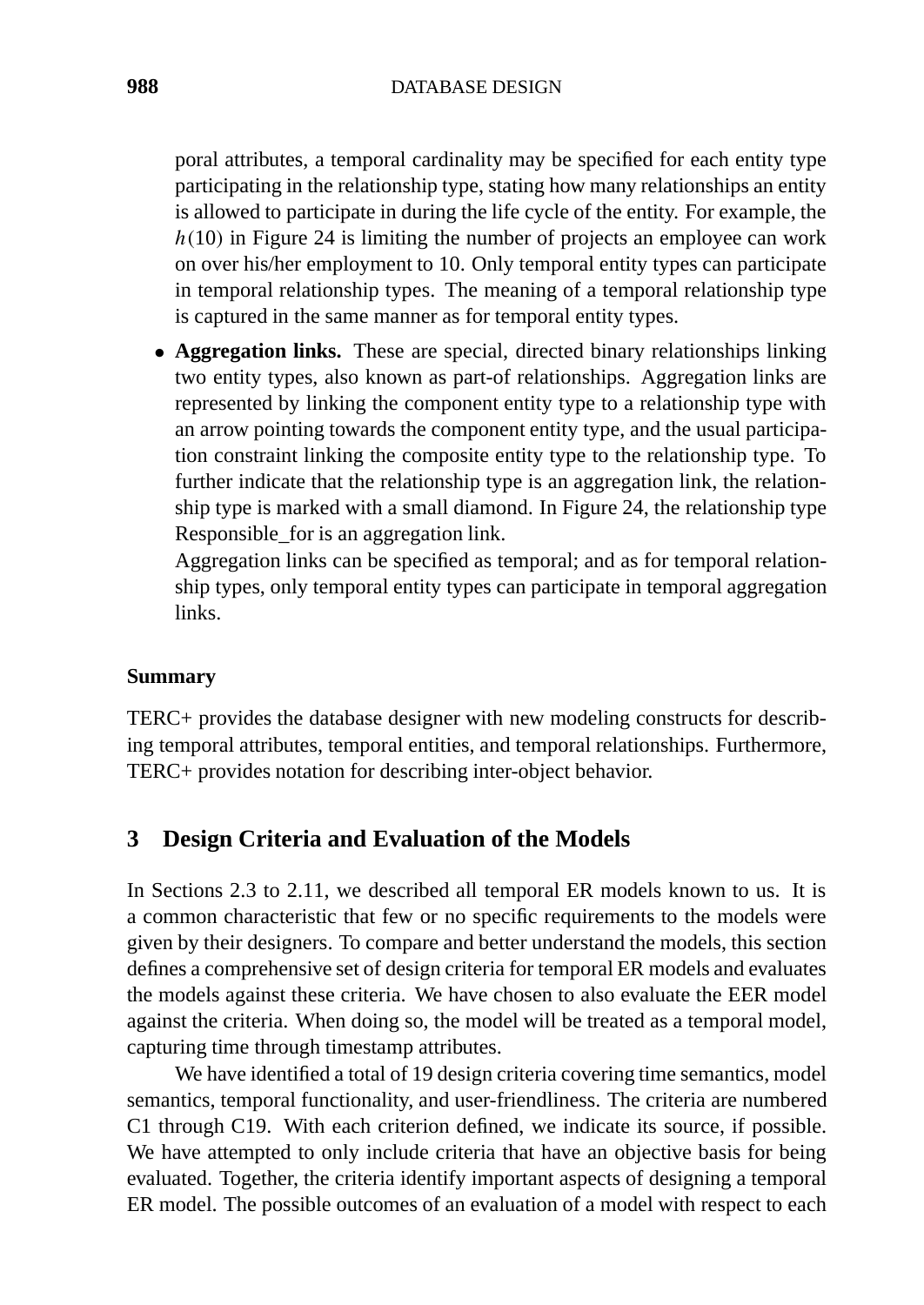poral attributes, a temporal cardinality may be specified for each entity type participating in the relationship type, stating how many relationships an entity is allowed to participate in during the life cycle of the entity. For example, the $h(10)$ in Figure 24 is limiting the number of projects an employee can work on over his/her employment to 10. Only temporal entity types can participate in temporal relationship types. The meaning of a temporal relationship type is captured in the same manner as for temporal entity types.

- **Aggregation links.** These are special, directed binary relationships linking two entity types, also known as part-of relationships. Aggregation links are represented by linking the component entity type to a relationship type with an arrow pointing towards the component entity type, and the usual participation constraint linking the composite entity type to the relationship type. To further indicate that the relationship type is an aggregation link, the relationship type is marked with a small diamond. In Figure 24, the relationship type Responsible_for is an aggregation link.
  Aggregation links can be specified as temporal; and as for temporal relationship types, only temporal entity types can participate in temporal aggregation links.

#### Summary

TERC+ provides the database designer with new modeling constructs for describing temporal attributes, temporal entities, and temporal relationships. Furthermore, TERC+ provides notation for describing inter-object behavior.

## 3 Design Criteria and Evaluation of the Models

In Sections 2.3 to 2.11, we described all temporal ER models known to us. It is a common characteristic that few or no specific requirements to the models were given by their designers. To compare and better understand the models, this section defines a comprehensive set of design criteria for temporal ER models and evaluates the models against these criteria. We have chosen to also evaluate the EER model against the criteria. When doing so, the model will be treated as a temporal model, capturing time through timestamp attributes.

We have identified a total of 19 design criteria covering time semantics, model semantics, temporal functionality, and user-friendliness. The criteria are numbered C1 through C19. With each criterion defined, we indicate its source, if possible. We have attempted to only include criteria that have an objective basis for being evaluated. Together, the criteria identify important aspects of designing a temporal ER model. The possible outcomes of an evaluation of a model with respect to each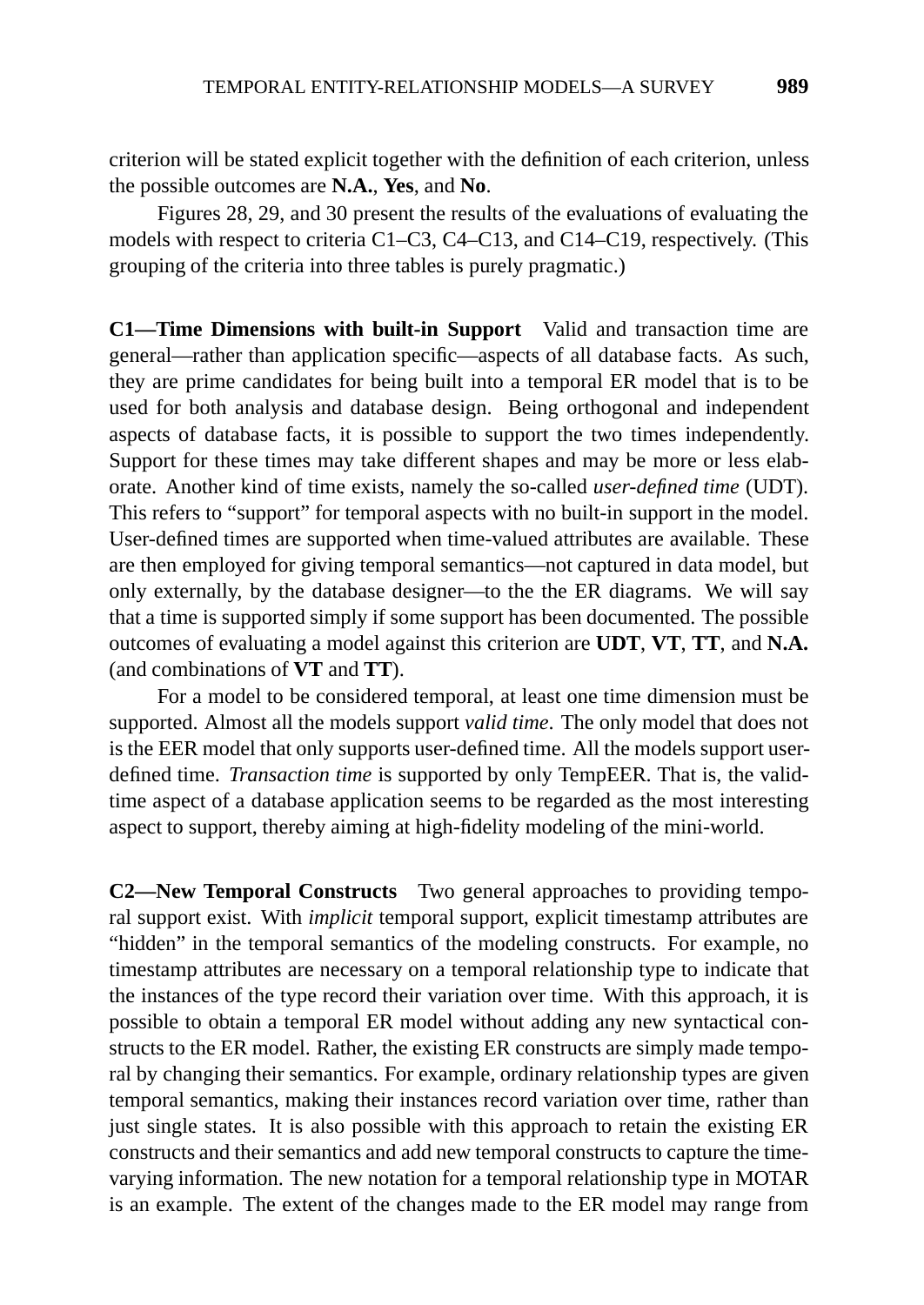criterion will be stated explicit together with the definition of each criterion, unless the possible outcomes are **N.A.**, **Yes**, and **No**.

Figures 28, 29, and 30 present the results of the evaluations of evaluating the models with respect to criteria C1–C3, C4–C13, and C14–C19, respectively. (This grouping of the criteria into three tables is purely pragmatic.)

**C1—Time Dimensions with built-in Support** Valid and transaction time are general—rather than application specific—aspects of all database facts. As such, they are prime candidates for being built into a temporal ER model that is to be used for both analysis and database design. Being orthogonal and independent aspects of database facts, it is possible to support the two times independently. Support for these times may take different shapes and may be more or less elaborate. Another kind of time exists, namely the so-called *user-defined time* (UDT). This refers to "support" for temporal aspects with no built-in support in the model. User-defined times are supported when time-valued attributes are available. These are then employed for giving temporal semantics—not captured in data model, but only externally, by the database designer—to the the ER diagrams. We will say that a time is supported simply if some support has been documented. The possible outcomes of evaluating a model against this criterion are **UDT**, **VT**, **TT**, and **N.A.** (and combinations of **VT** and **TT**).

For a model to be considered temporal, at least one time dimension must be supported. Almost all the models support *valid time*. The only model that does not is the EER model that only supports user-defined time. All the models support user-defined time. *Transaction time* is supported by only TempEER. That is, the valid-time aspect of a database application seems to be regarded as the most interesting aspect to support, thereby aiming at high-fidelity modeling of the mini-world.

**C2—New Temporal Constructs** Two general approaches to providing temporal support exist. With *implicit* temporal support, explicit timestamp attributes are "hidden" in the temporal semantics of the modeling constructs. For example, no timestamp attributes are necessary on a temporal relationship type to indicate that the instances of the type record their variation over time. With this approach, it is possible to obtain a temporal ER model without adding any new syntactical constructs to the ER model. Rather, the existing ER constructs are simply made temporal by changing their semantics. For example, ordinary relationship types are given temporal semantics, making their instances record variation over time, rather than just single states. It is also possible with this approach to retain the existing ER constructs and their semantics and add new temporal constructs to capture the time-varying information. The new notation for a temporal relationship type in MOTAR is an example. The extent of the changes made to the ER model may range from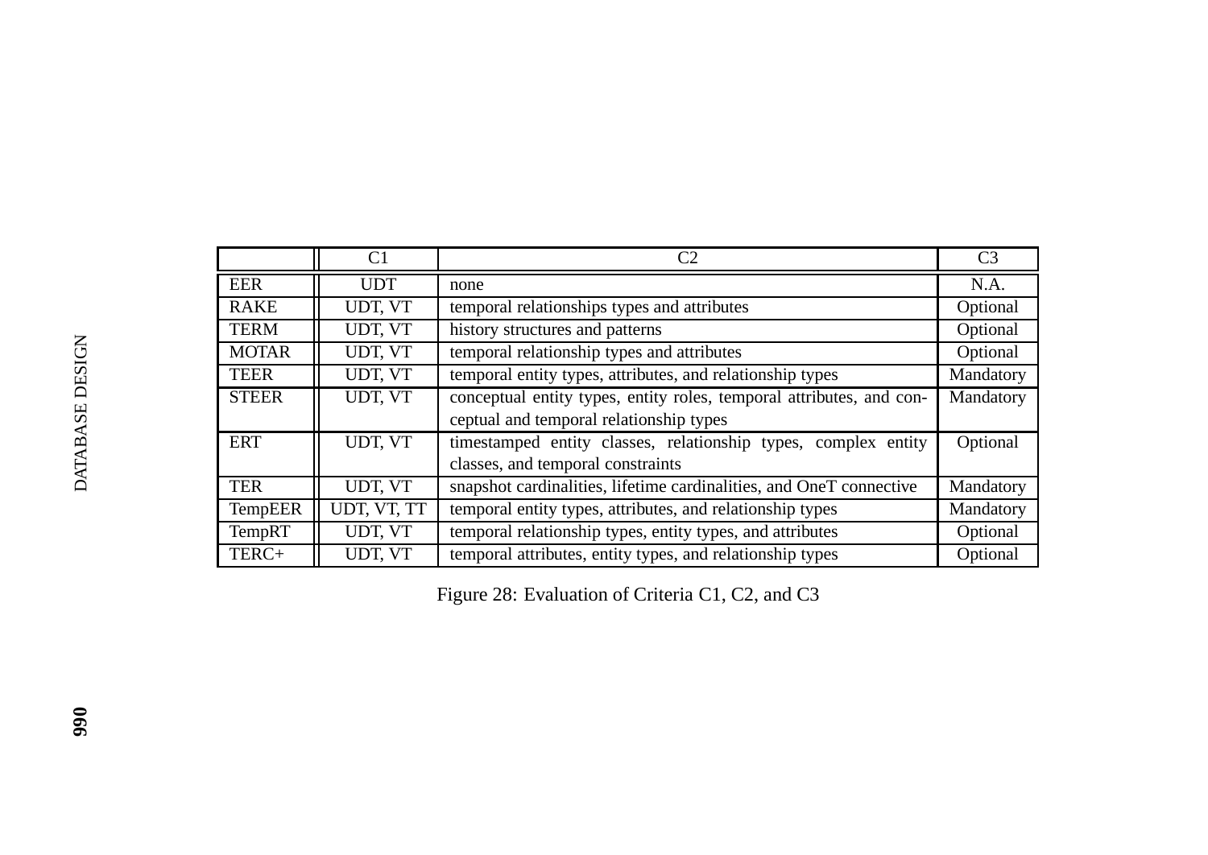|  | C1 | C2 | C3 |
|---|---|---|---|
| EER | UDT | none | N.A. |
| RAKE | UDT, VT | temporal relationships types and attributes | Optional |
| TERM | UDT, VT | history structures and patterns | Optional |
| MOTAR | UDT, VT | temporal relationship types and attributes | Optional |
| TEER | UDT, VT | temporal entity types, attributes, and relationship types | Mandatory |
| STEER | UDT, VT | conceptual entity types, entity roles, temporal attributes, and conceptual and temporal relationship types | Mandatory |
| ERT | UDT, VT | timestamped entity classes, relationship types, complex entity classes, and temporal constraints | Optional |
| TER | UDT, VT | snapshot cardinalities, lifetime cardinalities, and OneT connective | Mandatory |
| TempEER | UDT, VT, TT | temporal entity types, attributes, and relationship types | Mandatory |
| TempRT | UDT, VT | temporal relationship types, entity types, and attributes | Optional |
| TERC+ | UDT, VT | temporal attributes, entity types, and relationship types | Optional |

Figure 28: Evaluation of Criteria C1, C2, and C3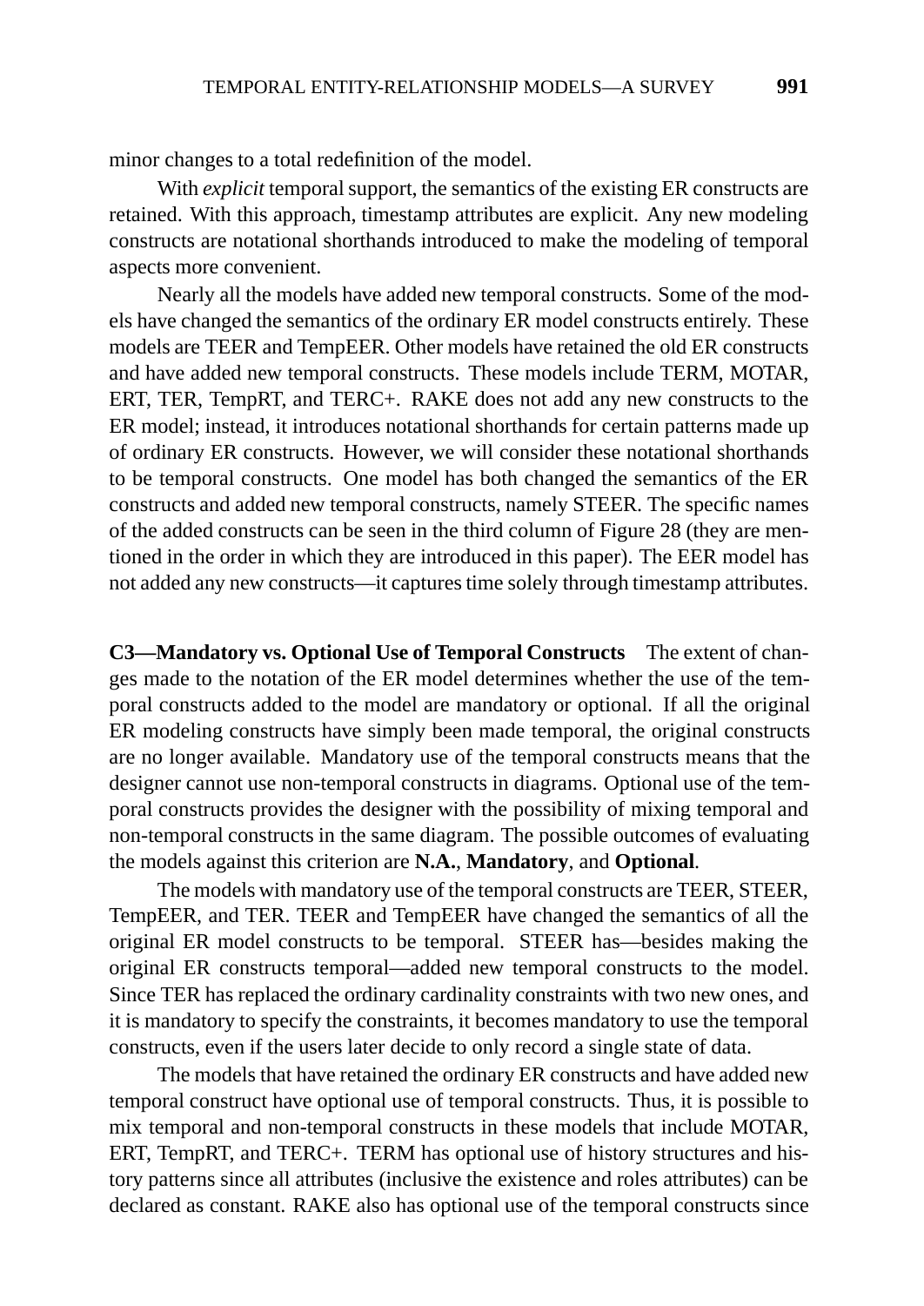minor changes to a total redefinition of the model.

With *explicit* temporal support, the semantics of the existing ER constructs are retained. With this approach, timestamp attributes are explicit. Any new modeling constructs are notational shorthands introduced to make the modeling of temporal aspects more convenient.

Nearly all the models have added new temporal constructs. Some of the models have changed the semantics of the ordinary ER model constructs entirely. These models are TEER and TempEER. Other models have retained the old ER constructs and have added new temporal constructs. These models include TERM, MOTAR, ERT, TER, TempRT, and TERC+. RAKE does not add any new constructs to the ER model; instead, it introduces notational shorthands for certain patterns made up of ordinary ER constructs. However, we will consider these notational shorthands to be temporal constructs. One model has both changed the semantics of the ER constructs and added new temporal constructs, namely STEER. The specific names of the added constructs can be seen in the third column of Figure 28 (they are mentioned in the order in which they are introduced in this paper). The EER model has not added any new constructs—it captures time solely through timestamp attributes.

**C3—Mandatory vs. Optional Use of Temporal Constructs** The extent of changes made to the notation of the ER model determines whether the use of the temporal constructs added to the model are mandatory or optional. If all the original ER modeling constructs have simply been made temporal, the original constructs are no longer available. Mandatory use of the temporal constructs means that the designer cannot use non-temporal constructs in diagrams. Optional use of the temporal constructs provides the designer with the possibility of mixing temporal and non-temporal constructs in the same diagram. The possible outcomes of evaluating the models against this criterion are **N.A.**, **Mandatory**, and **Optional**.

The models with mandatory use of the temporal constructs are TEER, STEER, TempEER, and TER. TEER and TempEER have changed the semantics of all the original ER model constructs to be temporal. STEER has—besides making the original ER constructs temporal—added new temporal constructs to the model. Since TER has replaced the ordinary cardinality constraints with two new ones, and it is mandatory to specify the constraints, it becomes mandatory to use the temporal constructs, even if the users later decide to only record a single state of data.

The models that have retained the ordinary ER constructs and have added new temporal construct have optional use of temporal constructs. Thus, it is possible to mix temporal and non-temporal constructs in these models that include MOTAR, ERT, TempRT, and TERC+. TERM has optional use of history structures and history patterns since all attributes (inclusive the existence and roles attributes) can be declared as constant. RAKE also has optional use of the temporal constructs since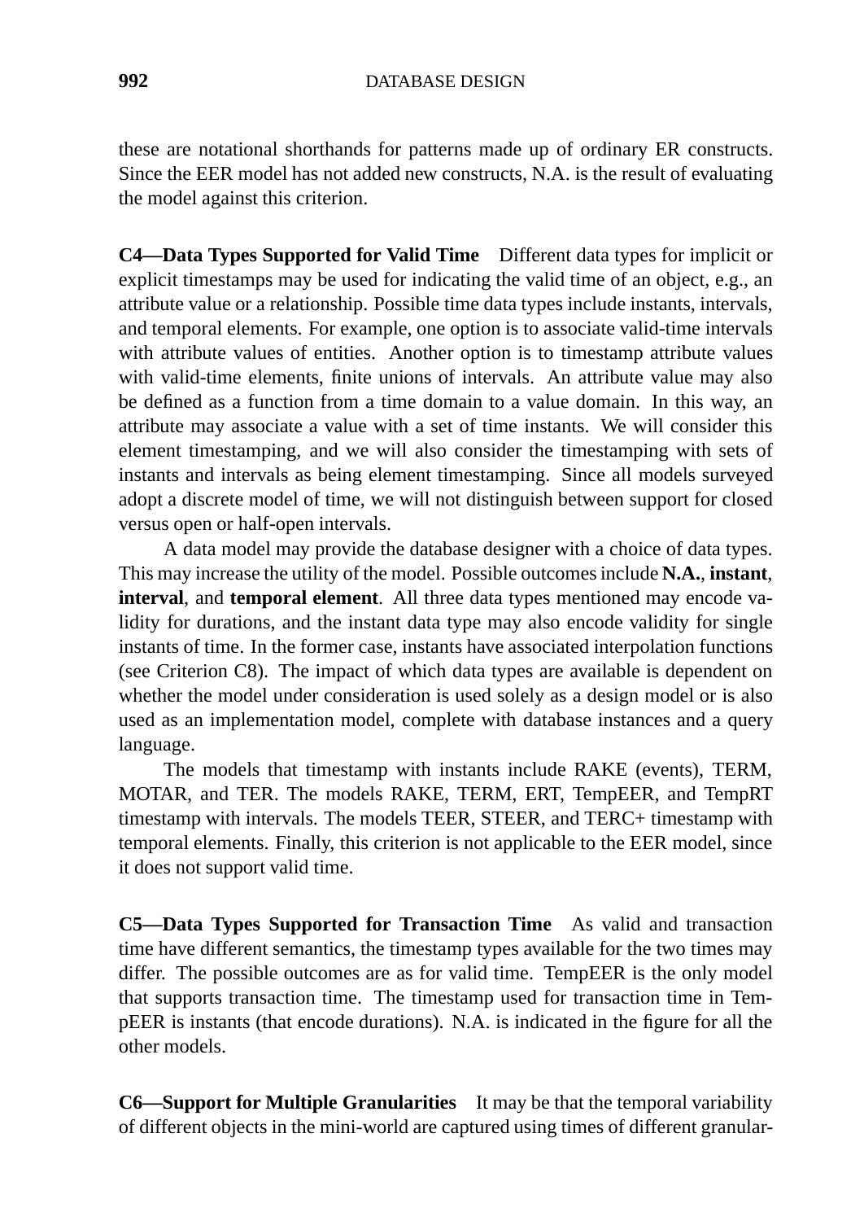these are notational shorthands for patterns made up of ordinary ER constructs. Since the EER model has not added new constructs, N.A. is the result of evaluating the model against this criterion.

**C4—Data Types Supported for Valid Time** Different data types for implicit or explicit timestamps may be used for indicating the valid time of an object, e.g., an attribute value or a relationship. Possible time data types include instants, intervals, and temporal elements. For example, one option is to associate valid-time intervals with attribute values of entities. Another option is to timestamp attribute values with valid-time elements, finite unions of intervals. An attribute value may also be defined as a function from a time domain to a value domain. In this way, an attribute may associate a value with a set of time instants. We will consider this element timestamping, and we will also consider the timestamping with sets of instants and intervals as being element timestamping. Since all models surveyed adopt a discrete model of time, we will not distinguish between support for closed versus open or half-open intervals.

A data model may provide the database designer with a choice of data types. This may increase the utility of the model. Possible outcomes include **N.A.**, **instant**, **interval**, and **temporal element**. All three data types mentioned may encode validity for durations, and the instant data type may also encode validity for single instants of time. In the former case, instants have associated interpolation functions (see Criterion C8). The impact of which data types are available is dependent on whether the model under consideration is used solely as a design model or is also used as an implementation model, complete with database instances and a query language.

The models that timestamp with instants include RAKE (events), TERM, MOTAR, and TER. The models RAKE, TERM, ERT, TempEER, and TempRT timestamp with intervals. The models TEER, STEER, and TERC+ timestamp with temporal elements. Finally, this criterion is not applicable to the EER model, since it does not support valid time.

**C5—Data Types Supported for Transaction Time** As valid and transaction time have different semantics, the timestamp types available for the two times may differ. The possible outcomes are as for valid time. TempEER is the only model that supports transaction time. The timestamp used for transaction time in TempEER is instants (that encode durations). N.A. is indicated in the figure for all the other models.

**C6—Support for Multiple Granularities** It may be that the temporal variability of different objects in the mini-world are captured using times of different granular-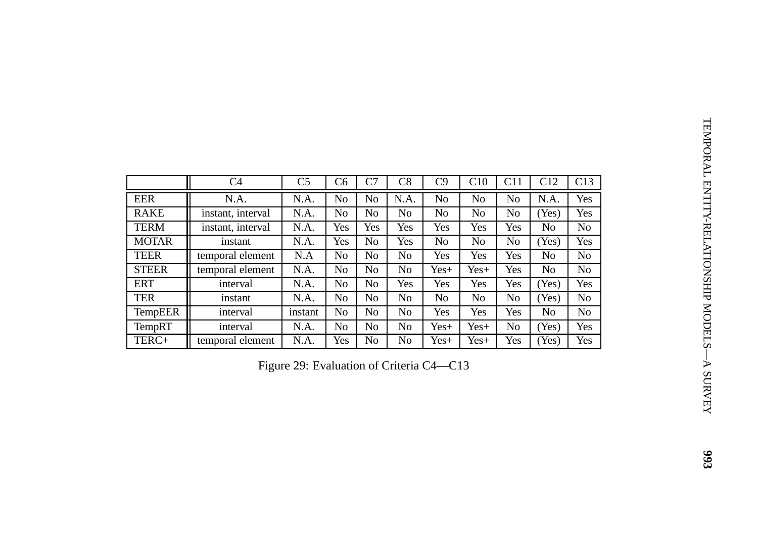| | C4 | C5 | C6 | C7 | C8 | C9 | C10 | C11 | C12 | C13 |
|---|---|---|---|---|---|---|---|---|---|---|
| EER | N.A. | N.A. | No | No | N.A. | No | No | No | N.A. | Yes |
| RAKE | instant, interval | N.A. | No | No | No | No | No | No | (Yes) | Yes |
| TERM | instant, interval | N.A. | Yes | Yes | Yes | Yes | Yes | Yes | No | No |
| MOTAR | instant | N.A. | Yes | No | Yes | No | No | No | (Yes) | Yes |
| TEER | temporal element | N.A | No | No | No | Yes | Yes | Yes | No | No |
| STEER | temporal element | N.A. | No | No | No | Yes+ | Yes+ | Yes | No | No |
| ERT | interval | N.A. | No | No | Yes | Yes | Yes | Yes | (Yes) | Yes |
| TER | instant | N.A. | No | No | No | No | No | No | (Yes) | No |
| TempEER | interval | instant | No | No | No | Yes | Yes | Yes | No | No |
| TempRT | interval | N.A. | No | No | No | Yes+ | Yes+ | No | (Yes) | Yes |
| TERC+ | temporal element | N.A. | Yes | No | No | Yes+ | Yes+ | Yes | (Yes) | Yes |

Figure 29: Evaluation of Criteria C4—C13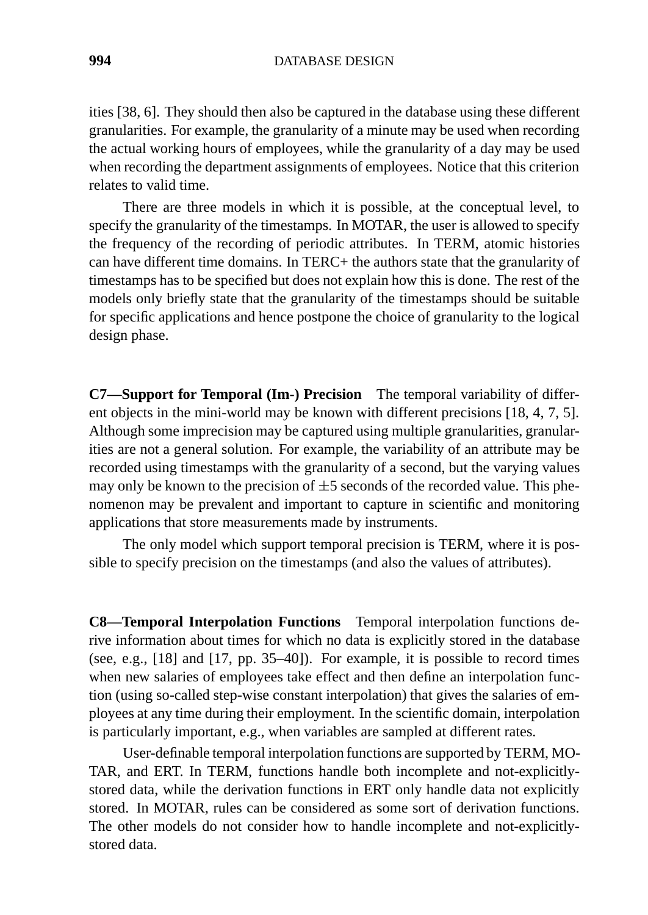ities [38, 6]. They should then also be captured in the database using these different granularities. For example, the granularity of a minute may be used when recording the actual working hours of employees, while the granularity of a day may be used when recording the department assignments of employees. Notice that this criterion relates to valid time.

There are three models in which it is possible, at the conceptual level, to specify the granularity of the timestamps. In MOTAR, the user is allowed to specify the frequency of the recording of periodic attributes. In TERM, atomic histories can have different time domains. In TERC+ the authors state that the granularity of timestamps has to be specified but does not explain how this is done. The rest of the models only briefly state that the granularity of the timestamps should be suitable for specific applications and hence postpone the choice of granularity to the logical design phase.

**C7—Support for Temporal (Im-) Precision** The temporal variability of different objects in the mini-world may be known with different precisions [18, 4, 7, 5]. Although some imprecision may be captured using multiple granularities, granularities are not a general solution. For example, the variability of an attribute may be recorded using timestamps with the granularity of a second, but the varying values may only be known to the precision of $\pm 5$ seconds of the recorded value. This phenomenon may be prevalent and important to capture in scientific and monitoring applications that store measurements made by instruments.

The only model which support temporal precision is TERM, where it is possible to specify precision on the timestamps (and also the values of attributes).

**C8—Temporal Interpolation Functions** Temporal interpolation functions derive information about times for which no data is explicitly stored in the database (see, e.g., [18] and [17, pp. 35–40]). For example, it is possible to record times when new salaries of employees take effect and then define an interpolation function (using so-called step-wise constant interpolation) that gives the salaries of employees at any time during their employment. In the scientific domain, interpolation is particularly important, e.g., when variables are sampled at different rates.

User-definable temporal interpolation functions are supported by TERM, MOTAR, and ERT. In TERM, functions handle both incomplete and not-explicitly-stored data, while the derivation functions in ERT only handle data not explicitly stored. In MOTAR, rules can be considered as some sort of derivation functions. The other models do not consider how to handle incomplete and not-explicitly-stored data.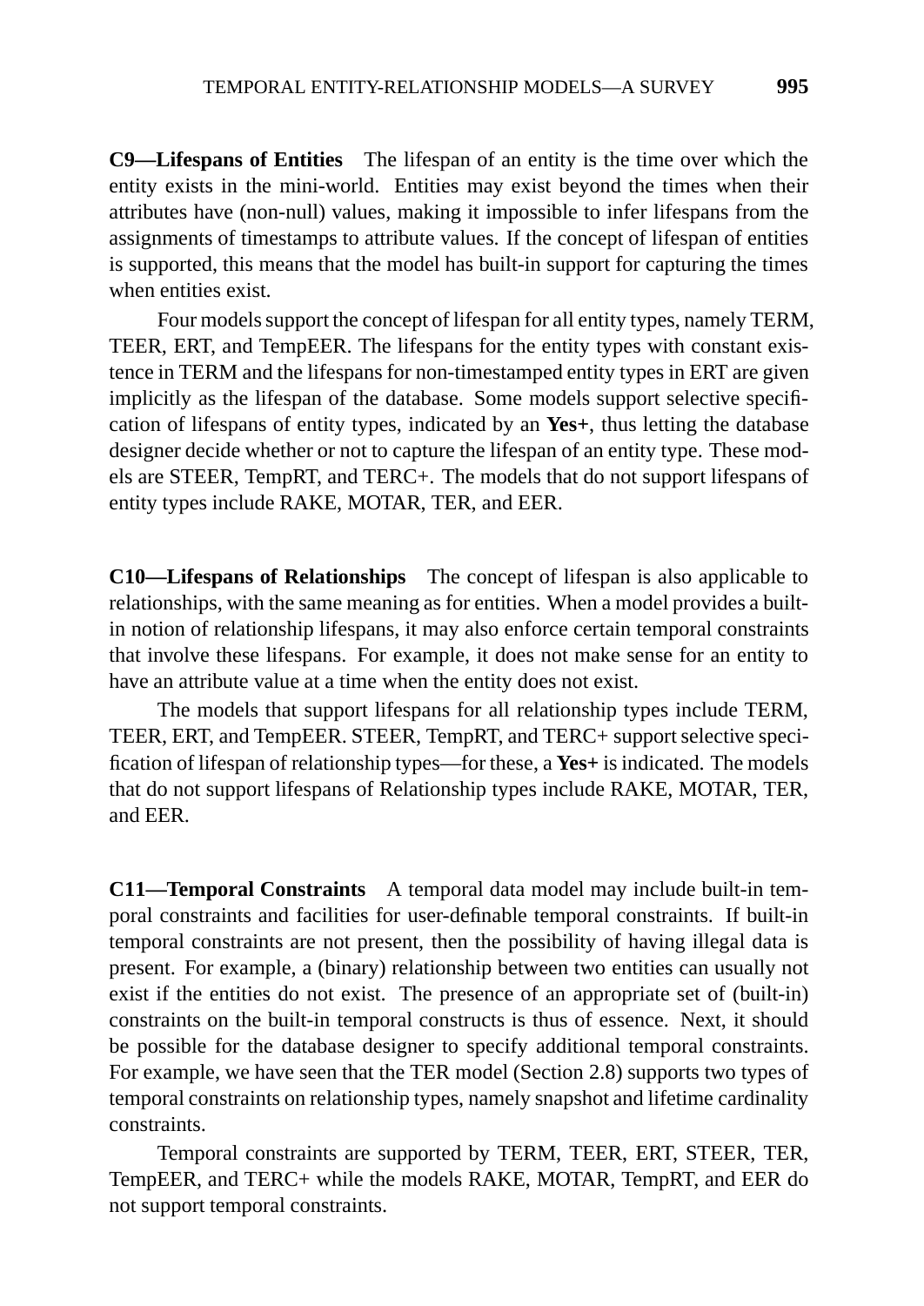**C9—Lifespans of Entities** The lifespan of an entity is the time over which the entity exists in the mini-world. Entities may exist beyond the times when their attributes have (non-null) values, making it impossible to infer lifespans from the assignments of timestamps to attribute values. If the concept of lifespan of entities is supported, this means that the model has built-in support for capturing the times when entities exist.

Four models support the concept of lifespan for all entity types, namely TERM, TEER, ERT, and TempEER. The lifespans for the entity types with constant existence in TERM and the lifespans for non-timestamped entity types in ERT are given implicitly as the lifespan of the database. Some models support selective specification of lifespans of entity types, indicated by an **Yes+**, thus letting the database designer decide whether or not to capture the lifespan of an entity type. These models are STEER, TempRT, and TERC+. The models that do not support lifespans of entity types include RAKE, MOTAR, TER, and EER.

**C10—Lifespans of Relationships** The concept of lifespan is also applicable to relationships, with the same meaning as for entities. When a model provides a built-in notion of relationship lifespans, it may also enforce certain temporal constraints that involve these lifespans. For example, it does not make sense for an entity to have an attribute value at a time when the entity does not exist.

The models that support lifespans for all relationship types include TERM, TEER, ERT, and TempEER. STEER, TempRT, and TERC+ support selective specification of lifespan of relationship types—for these, a **Yes+** is indicated. The models that do not support lifespans of Relationship types include RAKE, MOTAR, TER, and EER.

**C11—Temporal Constraints** A temporal data model may include built-in temporal constraints and facilities for user-definable temporal constraints. If built-in temporal constraints are not present, then the possibility of having illegal data is present. For example, a (binary) relationship between two entities can usually not exist if the entities do not exist. The presence of an appropriate set of (built-in) constraints on the built-in temporal constructs is thus of essence. Next, it should be possible for the database designer to specify additional temporal constraints. For example, we have seen that the TER model (Section 2.8) supports two types of temporal constraints on relationship types, namely snapshot and lifetime cardinality constraints.

Temporal constraints are supported by TERM, TEER, ERT, STEER, TER, TempEER, and TERC+ while the models RAKE, MOTAR, TempRT, and EER do not support temporal constraints.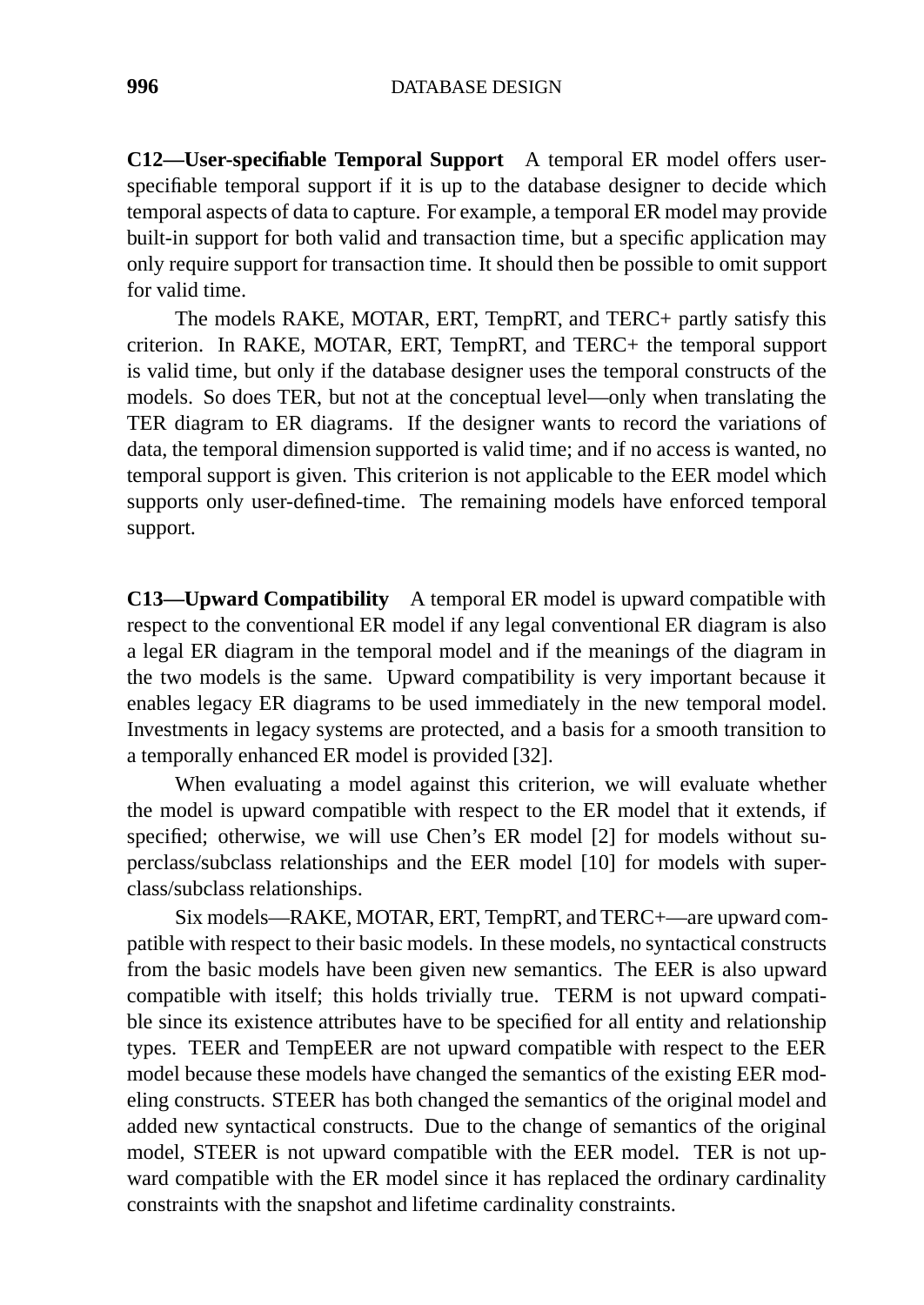**C12—User-specifiable Temporal Support** A temporal ER model offers user-specifiable temporal support if it is up to the database designer to decide which temporal aspects of data to capture. For example, a temporal ER model may provide built-in support for both valid and transaction time, but a specific application may only require support for transaction time. It should then be possible to omit support for valid time.

The models RAKE, MOTAR, ERT, TempRT, and TERC+ partly satisfy this criterion. In RAKE, MOTAR, ERT, TempRT, and TERC+ the temporal support is valid time, but only if the database designer uses the temporal constructs of the models. So does TER, but not at the conceptual level—only when translating the TER diagram to ER diagrams. If the designer wants to record the variations of data, the temporal dimension supported is valid time; and if no access is wanted, no temporal support is given. This criterion is not applicable to the EER model which supports only user-defined-time. The remaining models have enforced temporal support.

**C13—Upward Compatibility** A temporal ER model is upward compatible with respect to the conventional ER model if any legal conventional ER diagram is also a legal ER diagram in the temporal model and if the meanings of the diagram in the two models is the same. Upward compatibility is very important because it enables legacy ER diagrams to be used immediately in the new temporal model. Investments in legacy systems are protected, and a basis for a smooth transition to a temporally enhanced ER model is provided [32].

When evaluating a model against this criterion, we will evaluate whether the model is upward compatible with respect to the ER model that it extends, if specified; otherwise, we will use Chen's ER model [2] for models without superclass/subclass relationships and the EER model [10] for models with superclass/subclass relationships.

Six models—RAKE, MOTAR, ERT, TempRT, and TERC+—are upward compatible with respect to their basic models. In these models, no syntactical constructs from the basic models have been given new semantics. The EER is also upward compatible with itself; this holds trivially true. TERM is not upward compatible since its existence attributes have to be specified for all entity and relationship types. TEER and TempEER are not upward compatible with respect to the EER model because these models have changed the semantics of the existing EER modeling constructs. STEER has both changed the semantics of the original model and added new syntactical constructs. Due to the change of semantics of the original model, STEER is not upward compatible with the EER model. TER is not upward compatible with the ER model since it has replaced the ordinary cardinality constraints with the snapshot and lifetime cardinality constraints.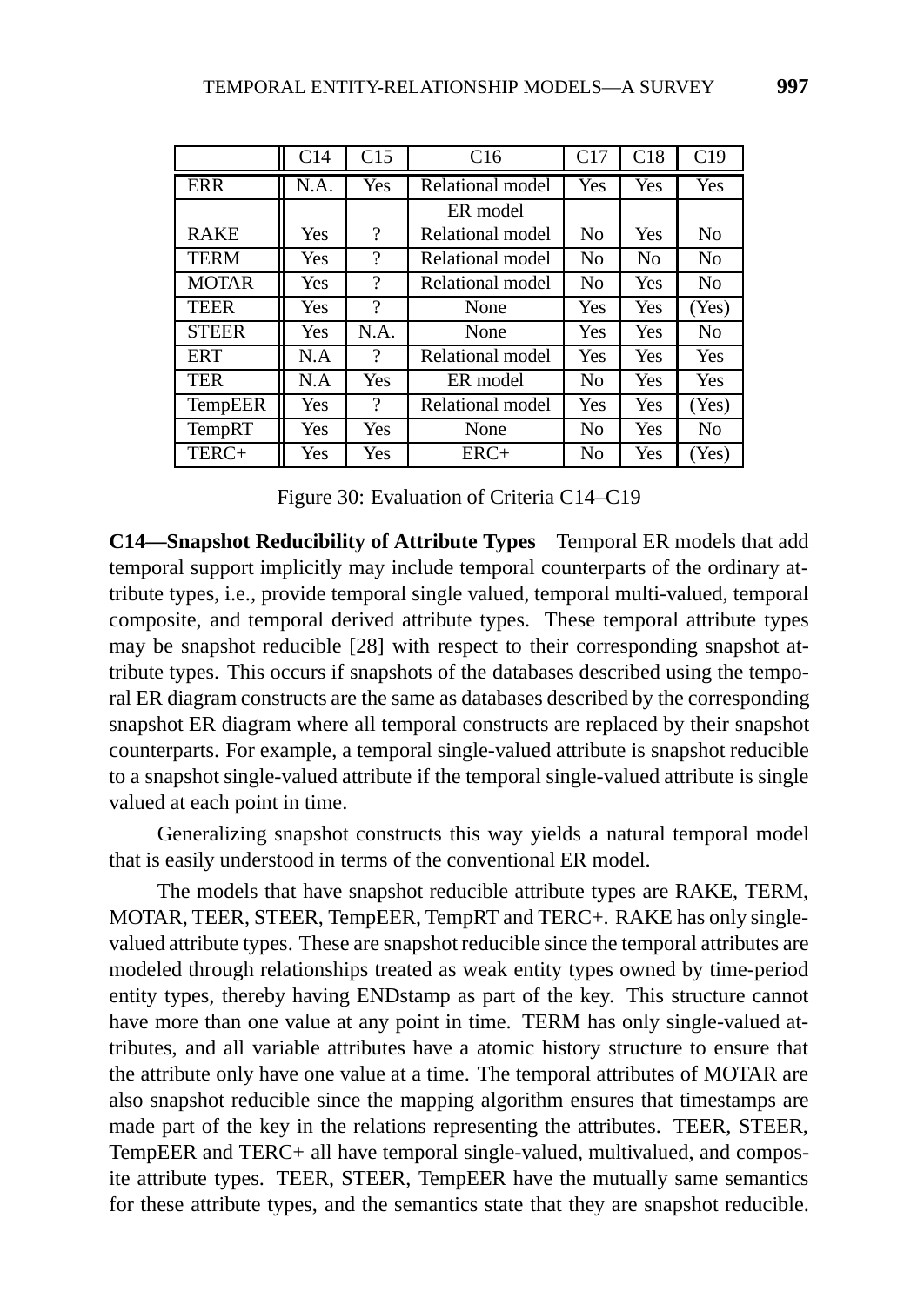|  | C14 | C15 | C16 | C17 | C18 | C19 |
|---|---|---|---|---|---|---|
| ERR | N.A. | Yes | Relational model | Yes | Yes | Yes |
| RAKE | Yes | ? | ER model<br>Relational model | No | Yes | No |
| TERM | Yes | ? | Relational model | No | No | No |
| MOTAR | Yes | ? | Relational model | No | Yes | No |
| TEER | Yes | ? | None | Yes | Yes | (Yes) |
| STEER | Yes | N.A. | None | Yes | Yes | No |
| ERT | N.A | ? | Relational model | Yes | Yes | Yes |
| TER | N.A | Yes | ER model | No | Yes | Yes |
| TempEER | Yes | ? | Relational model | Yes | Yes | (Yes) |
| TempRT | Yes | Yes | None | No | Yes | No |
| TERC+ | Yes | Yes | ERC+ | No | Yes | (Yes) |

Figure 30: Evaluation of Criteria C14–C19

**C14—Snapshot Reducibility of Attribute Types** Temporal ER models that add temporal support implicitly may include temporal counterparts of the ordinary attribute types, i.e., provide temporal single valued, temporal multi-valued, temporal composite, and temporal derived attribute types. These temporal attribute types may be snapshot reducible [28] with respect to their corresponding snapshot attribute types. This occurs if snapshots of the databases described using the temporal ER diagram constructs are the same as databases described by the corresponding snapshot ER diagram where all temporal constructs are replaced by their snapshot counterparts. For example, a temporal single-valued attribute is snapshot reducible to a snapshot single-valued attribute if the temporal single-valued attribute is single valued at each point in time.

Generalizing snapshot constructs this way yields a natural temporal model that is easily understood in terms of the conventional ER model.

The models that have snapshot reducible attribute types are RAKE, TERM, MOTAR, TEER, STEER, TempEER, TempRT and TERC+. RAKE has only single-valued attribute types. These are snapshot reducible since the temporal attributes are modeled through relationships treated as weak entity types owned by time-period entity types, thereby having ENDstamp as part of the key. This structure cannot have more than one value at any point in time. TERM has only single-valued attributes, and all variable attributes have a atomic history structure to ensure that the attribute only have one value at a time. The temporal attributes of MOTAR are also snapshot reducible since the mapping algorithm ensures that timestamps are made part of the key in the relations representing the attributes. TEER, STEER, TempEER and TERC+ all have temporal single-valued, multivalued, and composite attribute types. TEER, STEER, TempEER have the mutually same semantics for these attribute types, and the semantics state that they are snapshot reducible.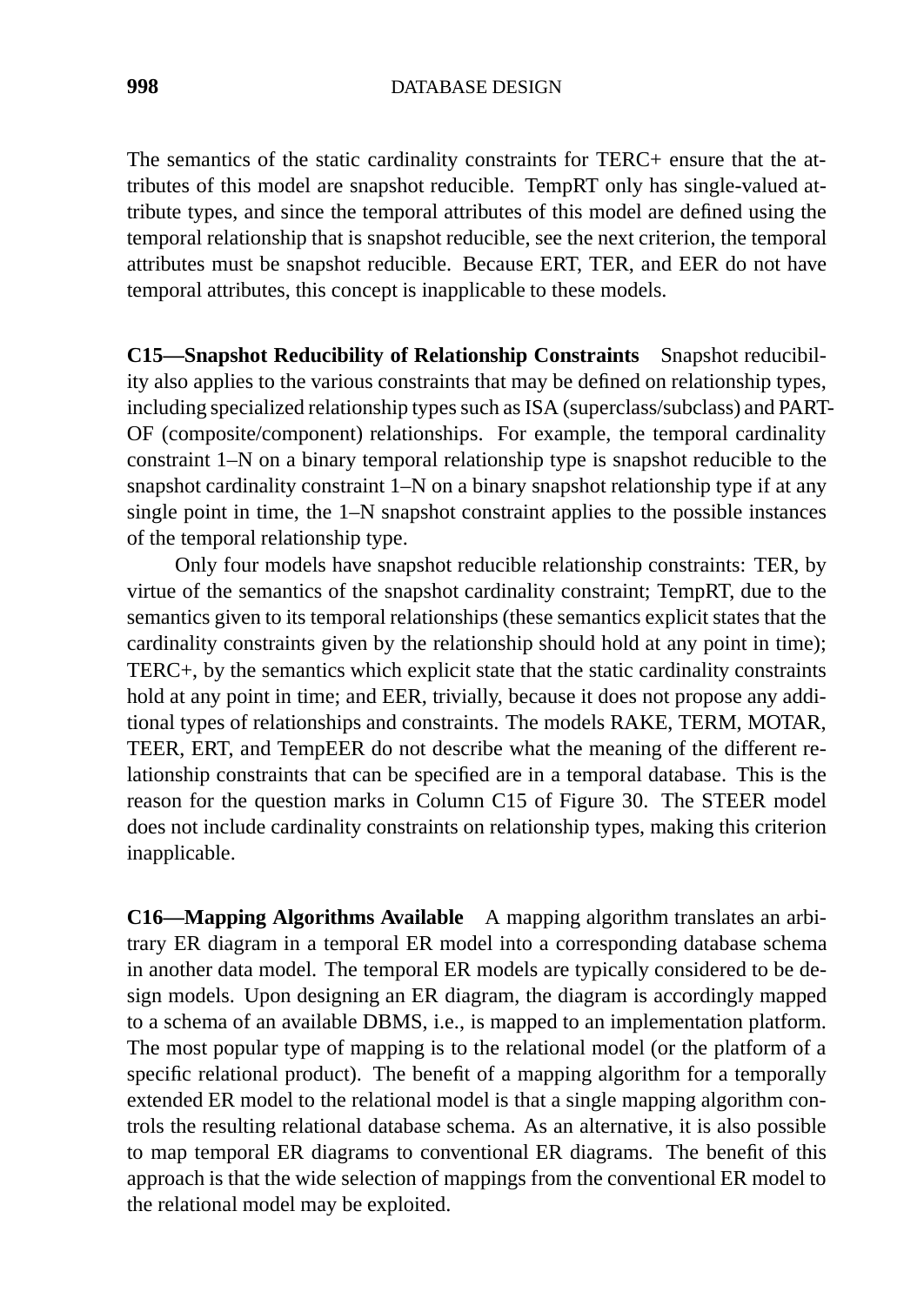The semantics of the static cardinality constraints for TERC+ ensure that the attributes of this model are snapshot reducible. TempRT only has single-valued attribute types, and since the temporal attributes of this model are defined using the temporal relationship that is snapshot reducible, see the next criterion, the temporal attributes must be snapshot reducible. Because ERT, TER, and EER do not have temporal attributes, this concept is inapplicable to these models.

**C15—Snapshot Reducibility of Relationship Constraints** Snapshot reducibility also applies to the various constraints that may be defined on relationship types, including specialized relationship types such as ISA (superclass/subclass) and PART-OF (composite/component) relationships. For example, the temporal cardinality constraint 1–N on a binary temporal relationship type is snapshot reducible to the snapshot cardinality constraint 1–N on a binary snapshot relationship type if at any single point in time, the 1–N snapshot constraint applies to the possible instances of the temporal relationship type.

Only four models have snapshot reducible relationship constraints: TER, by virtue of the semantics of the snapshot cardinality constraint; TempRT, due to the semantics given to its temporal relationships (these semantics explicit states that the cardinality constraints given by the relationship should hold at any point in time); TERC+, by the semantics which explicit state that the static cardinality constraints hold at any point in time; and EER, trivially, because it does not propose any additional types of relationships and constraints. The models RAKE, TERM, MOTAR, TEER, ERT, and TempEER do not describe what the meaning of the different relationship constraints that can be specified are in a temporal database. This is the reason for the question marks in Column C15 of Figure 30. The STEER model does not include cardinality constraints on relationship types, making this criterion inapplicable.

**C16—Mapping Algorithms Available** A mapping algorithm translates an arbitrary ER diagram in a temporal ER model into a corresponding database schema in another data model. The temporal ER models are typically considered to be design models. Upon designing an ER diagram, the diagram is accordingly mapped to a schema of an available DBMS, i.e., is mapped to an implementation platform. The most popular type of mapping is to the relational model (or the platform of a specific relational product). The benefit of a mapping algorithm for a temporally extended ER model to the relational model is that a single mapping algorithm controls the resulting relational database schema. As an alternative, it is also possible to map temporal ER diagrams to conventional ER diagrams. The benefit of this approach is that the wide selection of mappings from the conventional ER model to the relational model may be exploited.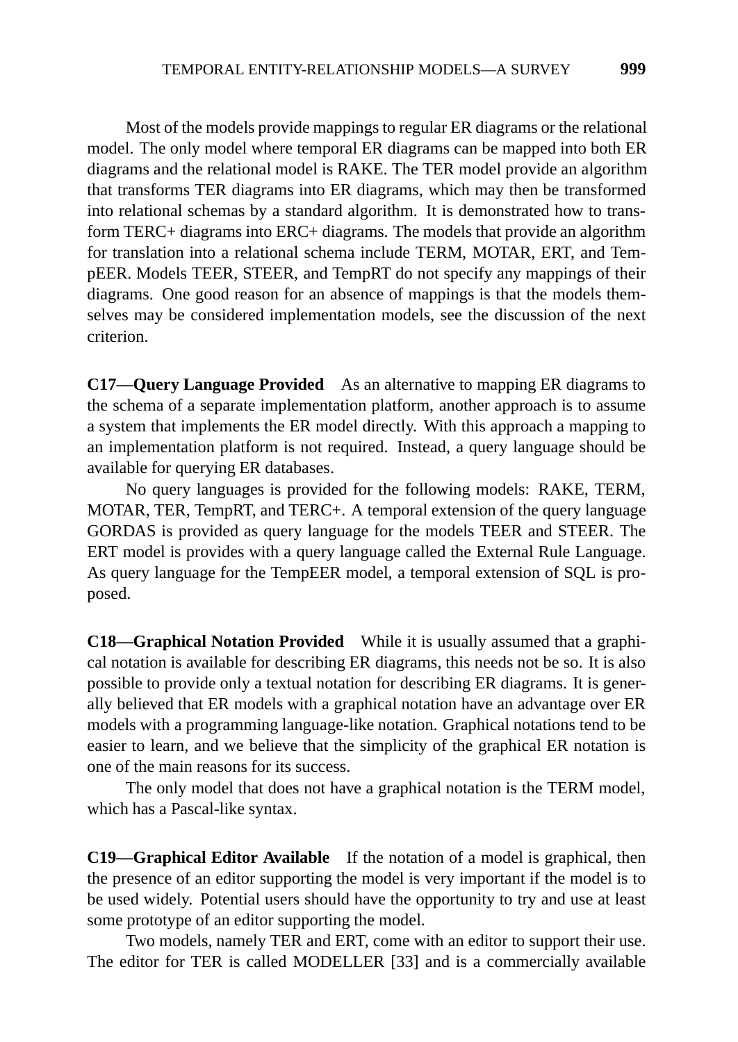Most of the models provide mappings to regular ER diagrams or the relational model. The only model where temporal ER diagrams can be mapped into both ER diagrams and the relational model is RAKE. The TER model provide an algorithm that transforms TER diagrams into ER diagrams, which may then be transformed into relational schemas by a standard algorithm. It is demonstrated how to transform TERC+ diagrams into ERC+ diagrams. The models that provide an algorithm for translation into a relational schema include TERM, MOTAR, ERT, and TempEER. Models TEER, STEER, and TempRT do not specify any mappings of their diagrams. One good reason for an absence of mappings is that the models themselves may be considered implementation models, see the discussion of the next criterion.

**C17—Query Language Provided** As an alternative to mapping ER diagrams to the schema of a separate implementation platform, another approach is to assume a system that implements the ER model directly. With this approach a mapping to an implementation platform is not required. Instead, a query language should be available for querying ER databases.

No query languages is provided for the following models: RAKE, TERM, MOTAR, TER, TempRT, and TERC+. A temporal extension of the query language GORDAS is provided as query language for the models TEER and STEER. The ERT model is provides with a query language called the External Rule Language. As query language for the TempEER model, a temporal extension of SQL is proposed.

**C18—Graphical Notation Provided** While it is usually assumed that a graphical notation is available for describing ER diagrams, this needs not be so. It is also possible to provide only a textual notation for describing ER diagrams. It is generally believed that ER models with a graphical notation have an advantage over ER models with a programming language-like notation. Graphical notations tend to be easier to learn, and we believe that the simplicity of the graphical ER notation is one of the main reasons for its success.

The only model that does not have a graphical notation is the TERM model, which has a Pascal-like syntax.

**C19—Graphical Editor Available** If the notation of a model is graphical, then the presence of an editor supporting the model is very important if the model is to be used widely. Potential users should have the opportunity to try and use at least some prototype of an editor supporting the model.

Two models, namely TER and ERT, come with an editor to support their use. The editor for TER is called MODELLER [33] and is a commercially available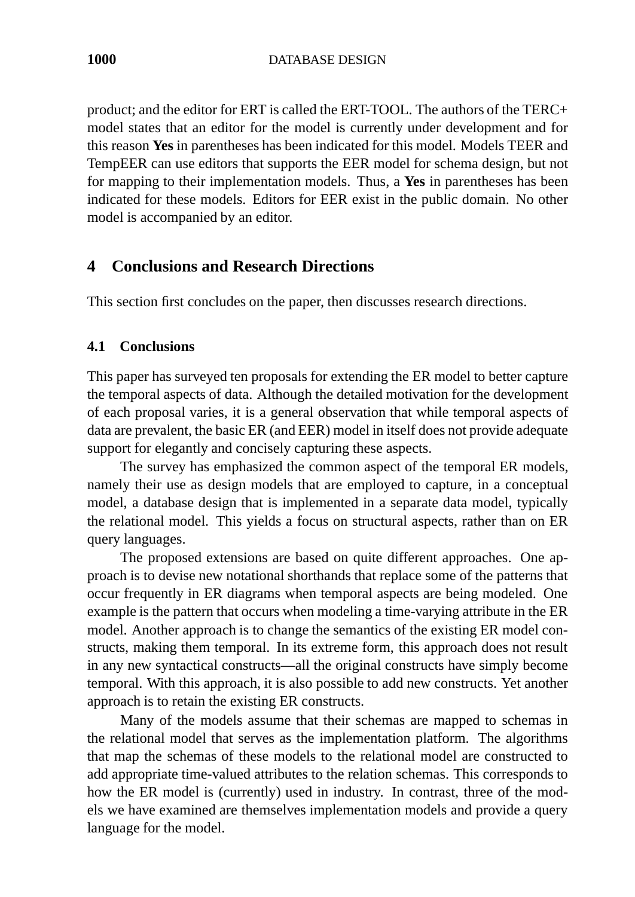product; and the editor for ERT is called the ERT-TOOL. The authors of the TERC+ model states that an editor for the model is currently under development and for this reason **Yes** in parentheses has been indicated for this model. Models TEER and TempEER can use editors that supports the EER model for schema design, but not for mapping to their implementation models. Thus, a **Yes** in parentheses has been indicated for these models. Editors for EER exist in the public domain. No other model is accompanied by an editor.

## 4 Conclusions and Research Directions

This section first concludes on the paper, then discusses research directions.

### 4.1 Conclusions

This paper has surveyed ten proposals for extending the ER model to better capture the temporal aspects of data. Although the detailed motivation for the development of each proposal varies, it is a general observation that while temporal aspects of data are prevalent, the basic ER (and EER) model in itself does not provide adequate support for elegantly and concisely capturing these aspects.

The survey has emphasized the common aspect of the temporal ER models, namely their use as design models that are employed to capture, in a conceptual model, a database design that is implemented in a separate data model, typically the relational model. This yields a focus on structural aspects, rather than on ER query languages.

The proposed extensions are based on quite different approaches. One approach is to devise new notational shorthands that replace some of the patterns that occur frequently in ER diagrams when temporal aspects are being modeled. One example is the pattern that occurs when modeling a time-varying attribute in the ER model. Another approach is to change the semantics of the existing ER model constructs, making them temporal. In its extreme form, this approach does not result in any new syntactical constructs—all the original constructs have simply become temporal. With this approach, it is also possible to add new constructs. Yet another approach is to retain the existing ER constructs.

Many of the models assume that their schemas are mapped to schemas in the relational model that serves as the implementation platform. The algorithms that map the schemas of these models to the relational model are constructed to add appropriate time-valued attributes to the relation schemas. This corresponds to how the ER model is (currently) used in industry. In contrast, three of the models we have examined are themselves implementation models and provide a query language for the model.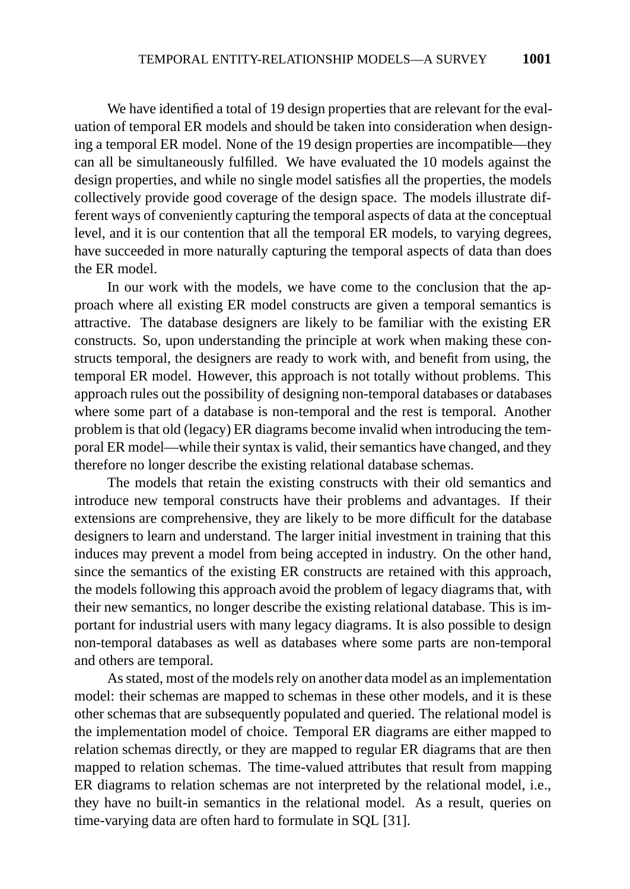We have identified a total of 19 design properties that are relevant for the evaluation of temporal ER models and should be taken into consideration when designing a temporal ER model. None of the 19 design properties are incompatible—they can all be simultaneously fulfilled. We have evaluated the 10 models against the design properties, and while no single model satisfies all the properties, the models collectively provide good coverage of the design space. The models illustrate different ways of conveniently capturing the temporal aspects of data at the conceptual level, and it is our contention that all the temporal ER models, to varying degrees, have succeeded in more naturally capturing the temporal aspects of data than does the ER model.

In our work with the models, we have come to the conclusion that the approach where all existing ER model constructs are given a temporal semantics is attractive. The database designers are likely to be familiar with the existing ER constructs. So, upon understanding the principle at work when making these constructs temporal, the designers are ready to work with, and benefit from using, the temporal ER model. However, this approach is not totally without problems. This approach rules out the possibility of designing non-temporal databases or databases where some part of a database is non-temporal and the rest is temporal. Another problem is that old (legacy) ER diagrams become invalid when introducing the temporal ER model—while their syntax is valid, their semantics have changed, and they therefore no longer describe the existing relational database schemas.

The models that retain the existing constructs with their old semantics and introduce new temporal constructs have their problems and advantages. If their extensions are comprehensive, they are likely to be more difficult for the database designers to learn and understand. The larger initial investment in training that this induces may prevent a model from being accepted in industry. On the other hand, since the semantics of the existing ER constructs are retained with this approach, the models following this approach avoid the problem of legacy diagrams that, with their new semantics, no longer describe the existing relational database. This is important for industrial users with many legacy diagrams. It is also possible to design non-temporal databases as well as databases where some parts are non-temporal and others are temporal.

As stated, most of the models rely on another data model as an implementation model: their schemas are mapped to schemas in these other models, and it is these other schemas that are subsequently populated and queried. The relational model is the implementation model of choice. Temporal ER diagrams are either mapped to relation schemas directly, or they are mapped to regular ER diagrams that are then mapped to relation schemas. The time-valued attributes that result from mapping ER diagrams to relation schemas are not interpreted by the relational model, i.e., they have no built-in semantics in the relational model. As a result, queries on time-varying data are often hard to formulate in SQL [31].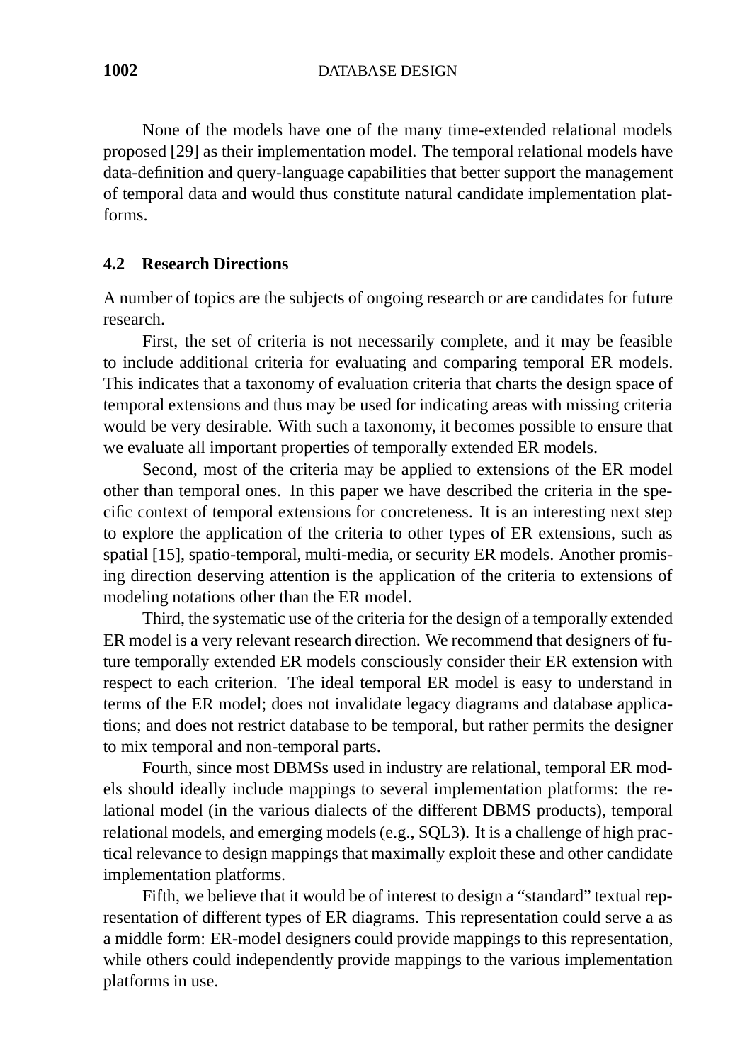None of the models have one of the many time-extended relational models proposed [29] as their implementation model. The temporal relational models have data-definition and query-language capabilities that better support the management of temporal data and would thus constitute natural candidate implementation platforms.

### 4.2 Research Directions

A number of topics are the subjects of ongoing research or are candidates for future research.

First, the set of criteria is not necessarily complete, and it may be feasible to include additional criteria for evaluating and comparing temporal ER models. This indicates that a taxonomy of evaluation criteria that charts the design space of temporal extensions and thus may be used for indicating areas with missing criteria would be very desirable. With such a taxonomy, it becomes possible to ensure that we evaluate all important properties of temporally extended ER models.

Second, most of the criteria may be applied to extensions of the ER model other than temporal ones. In this paper we have described the criteria in the specific context of temporal extensions for concreteness. It is an interesting next step to explore the application of the criteria to other types of ER extensions, such as spatial [15], spatio-temporal, multi-media, or security ER models. Another promising direction deserving attention is the application of the criteria to extensions of modeling notations other than the ER model.

Third, the systematic use of the criteria for the design of a temporally extended ER model is a very relevant research direction. We recommend that designers of future temporally extended ER models consciously consider their ER extension with respect to each criterion. The ideal temporal ER model is easy to understand in terms of the ER model; does not invalidate legacy diagrams and database applications; and does not restrict database to be temporal, but rather permits the designer to mix temporal and non-temporal parts.

Fourth, since most DBMSs used in industry are relational, temporal ER models should ideally include mappings to several implementation platforms: the relational model (in the various dialects of the different DBMS products), temporal relational models, and emerging models (e.g., SQL3). It is a challenge of high practical relevance to design mappings that maximally exploit these and other candidate implementation platforms.

Fifth, we believe that it would be of interest to design a "standard" textual representation of different types of ER diagrams. This representation could serve a as a middle form: ER-model designers could provide mappings to this representation, while others could independently provide mappings to the various implementation platforms in use.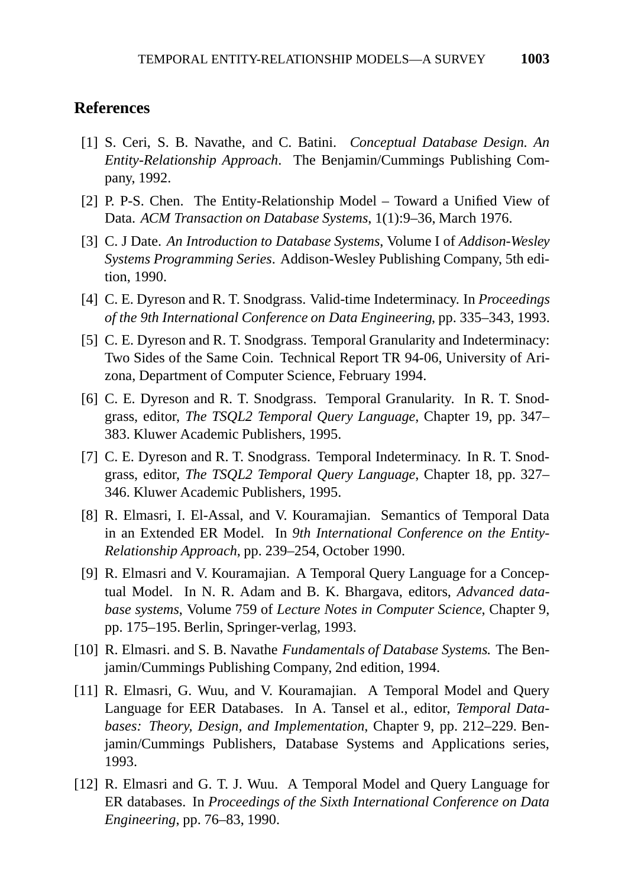## References

[1] S. Ceri, S. B. Navathe, and C. Batini. *Conceptual Database Design. An Entity-Relationship Approach*. The Benjamin/Cummings Publishing Company, 1992.

[2] P. P-S. Chen. The Entity-Relationship Model – Toward a Unified View of Data. *ACM Transaction on Database Systems*, 1(1):9–36, March 1976.

[3] C. J Date. *An Introduction to Database Systems*, Volume I of *Addison-Wesley Systems Programming Series*. Addison-Wesley Publishing Company, 5th edition, 1990.

[4] C. E. Dyreson and R. T. Snodgrass. Valid-time Indeterminacy. In *Proceedings of the 9th International Conference on Data Engineering*, pp. 335–343, 1993.

[5] C. E. Dyreson and R. T. Snodgrass. Temporal Granularity and Indeterminacy: Two Sides of the Same Coin. Technical Report TR 94-06, University of Arizona, Department of Computer Science, February 1994.

[6] C. E. Dyreson and R. T. Snodgrass. Temporal Granularity. In R. T. Snodgrass, editor, *The TSQL2 Temporal Query Language*, Chapter 19, pp. 347–383. Kluwer Academic Publishers, 1995.

[7] C. E. Dyreson and R. T. Snodgrass. Temporal Indeterminacy. In R. T. Snodgrass, editor, *The TSQL2 Temporal Query Language*, Chapter 18, pp. 327–346. Kluwer Academic Publishers, 1995.

[8] R. Elmasri, I. El-Assal, and V. Kouramajian. Semantics of Temporal Data in an Extended ER Model. In *9th International Conference on the Entity-Relationship Approach*, pp. 239–254, October 1990.

[9] R. Elmasri and V. Kouramajian. A Temporal Query Language for a Conceptual Model. In N. R. Adam and B. K. Bhargava, editors, *Advanced database systems*, Volume 759 of *Lecture Notes in Computer Science*, Chapter 9, pp. 175–195. Berlin, Springer-verlag, 1993.

[10] R. Elmasri. and S. B. Navathe *Fundamentals of Database Systems.* The Benjamin/Cummings Publishing Company, 2nd edition, 1994.

[11] R. Elmasri, G. Wuu, and V. Kouramajian. A Temporal Model and Query Language for EER Databases. In A. Tansel et al., editor, *Temporal Databases: Theory, Design, and Implementation*, Chapter 9, pp. 212–229. Benjamin/Cummings Publishers, Database Systems and Applications series, 1993.

[12] R. Elmasri and G. T. J. Wuu. A Temporal Model and Query Language for ER databases. In *Proceedings of the Sixth International Conference on Data Engineering*, pp. 76–83, 1990.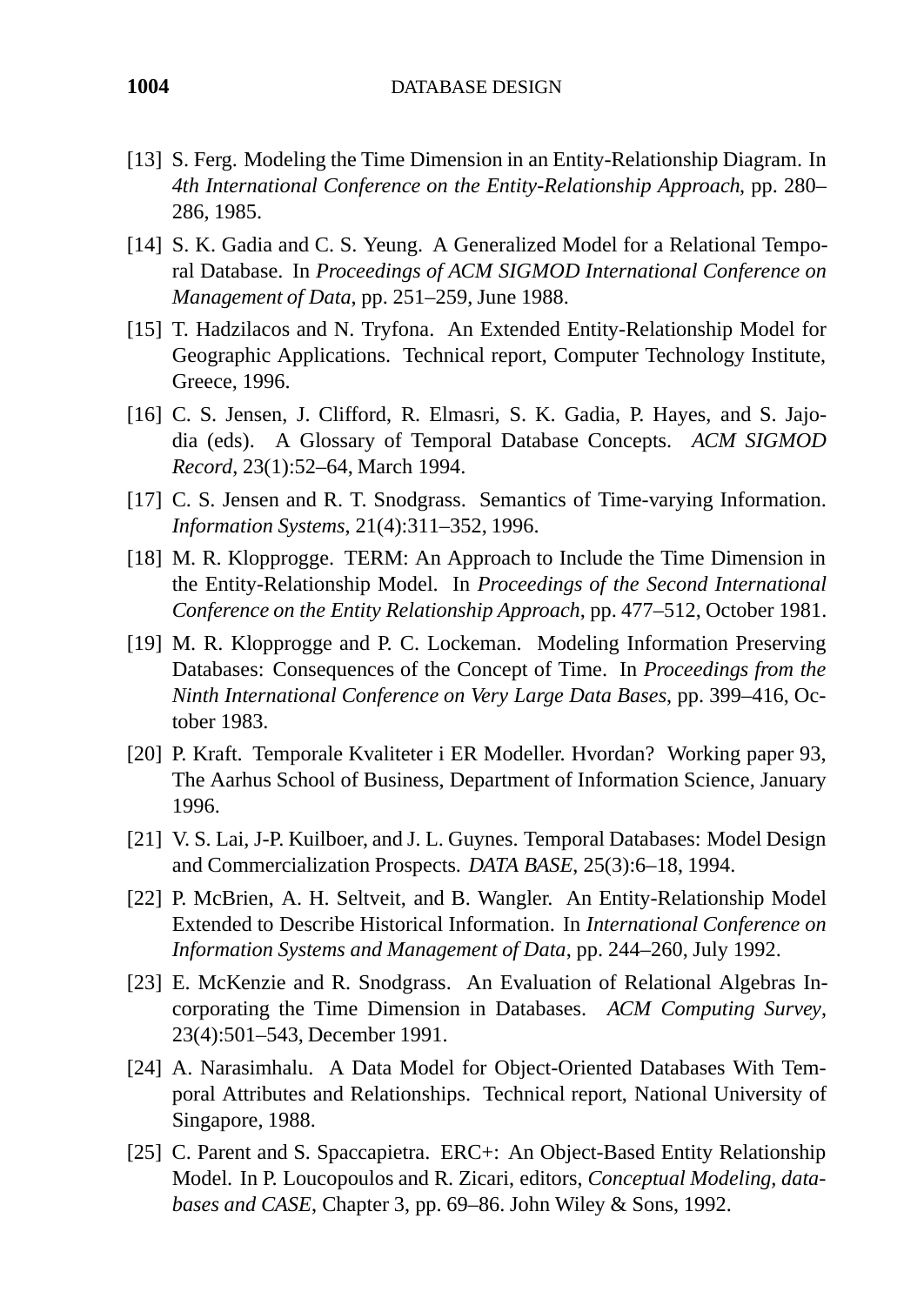[13] S. Ferg. Modeling the Time Dimension in an Entity-Relationship Diagram. In *4th International Conference on the Entity-Relationship Approach*, pp. 280–286, 1985.

[14] S. K. Gadia and C. S. Yeung. A Generalized Model for a Relational Temporal Database. In *Proceedings of ACM SIGMOD International Conference on Management of Data*, pp. 251–259, June 1988.

[15] T. Hadzilacos and N. Tryfona. An Extended Entity-Relationship Model for Geographic Applications. Technical report, Computer Technology Institute, Greece, 1996.

[16] C. S. Jensen, J. Clifford, R. Elmasri, S. K. Gadia, P. Hayes, and S. Jajodia (eds). A Glossary of Temporal Database Concepts. *ACM SIGMOD Record*, 23(1):52–64, March 1994.

[17] C. S. Jensen and R. T. Snodgrass. Semantics of Time-varying Information. *Information Systems*, 21(4):311–352, 1996.

[18] M. R. Klopprogge. TERM: An Approach to Include the Time Dimension in the Entity-Relationship Model. In *Proceedings of the Second International Conference on the Entity Relationship Approach*, pp. 477–512, October 1981.

[19] M. R. Klopprogge and P. C. Lockeman. Modeling Information Preserving Databases: Consequences of the Concept of Time. In *Proceedings from the Ninth International Conference on Very Large Data Bases*, pp. 399–416, October 1983.

[20] P. Kraft. Temporale Kvaliteter i ER Modeller. Hvordan? Working paper 93, The Aarhus School of Business, Department of Information Science, January 1996.

[21] V. S. Lai, J-P. Kuilboer, and J. L. Guynes. Temporal Databases: Model Design and Commercialization Prospects. *DATA BASE*, 25(3):6–18, 1994.

[22] P. McBrien, A. H. Seltveit, and B. Wangler. An Entity-Relationship Model Extended to Describe Historical Information. In *International Conference on Information Systems and Management of Data*, pp. 244–260, July 1992.

[23] E. McKenzie and R. Snodgrass. An Evaluation of Relational Algebras Incorporating the Time Dimension in Databases. *ACM Computing Survey*, 23(4):501–543, December 1991.

[24] A. Narasimhalu. A Data Model for Object-Oriented Databases With Temporal Attributes and Relationships. Technical report, National University of Singapore, 1988.

[25] C. Parent and S. Spaccapietra. ERC+: An Object-Based Entity Relationship Model. In P. Loucopoulos and R. Zicari, editors, *Conceptual Modeling, databases and CASE*, Chapter 3, pp. 69–86. John Wiley & Sons, 1992.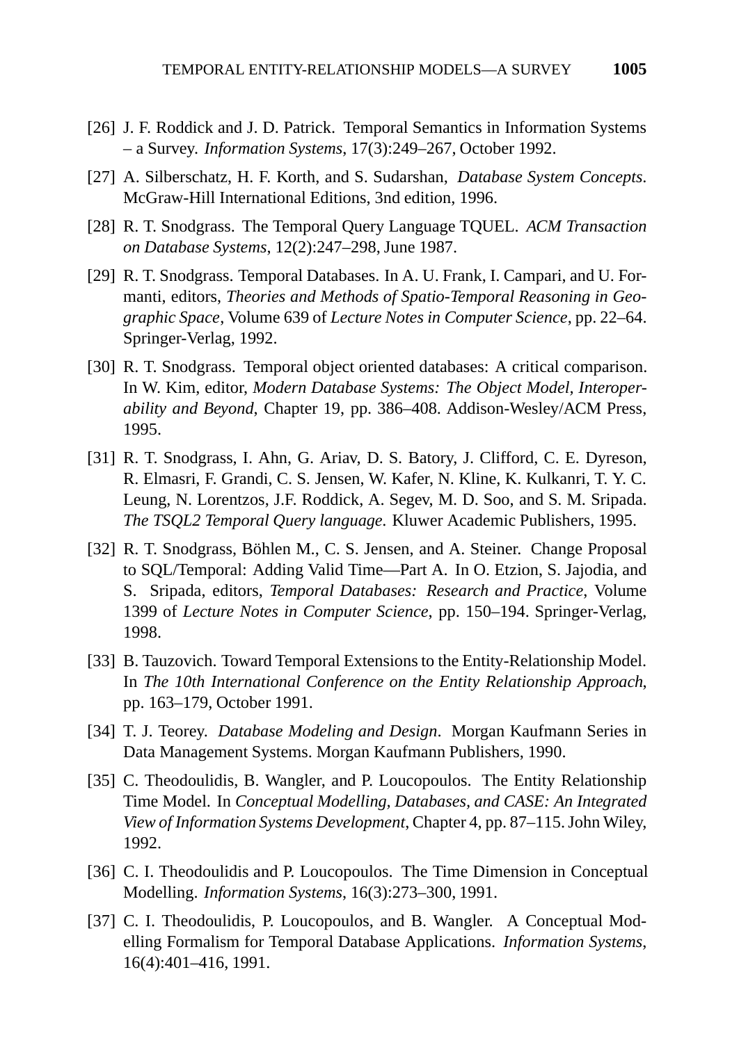[26] J. F. Roddick and J. D. Patrick. Temporal Semantics in Information Systems – a Survey. *Information Systems*, 17(3):249–267, October 1992.

[27] A. Silberschatz, H. F. Korth, and S. Sudarshan, *Database System Concepts*. McGraw-Hill International Editions, 3nd edition, 1996.

[28] R. T. Snodgrass. The Temporal Query Language TQUEL. *ACM Transaction on Database Systems*, 12(2):247–298, June 1987.

[29] R. T. Snodgrass. Temporal Databases. In A. U. Frank, I. Campari, and U. Formanti, editors, *Theories and Methods of Spatio-Temporal Reasoning in Geographic Space*, Volume 639 of *Lecture Notes in Computer Science*, pp. 22–64. Springer-Verlag, 1992.

[30] R. T. Snodgrass. Temporal object oriented databases: A critical comparison. In W. Kim, editor, *Modern Database Systems: The Object Model, Interoperability and Beyond*, Chapter 19, pp. 386–408. Addison-Wesley/ACM Press, 1995.

[31] R. T. Snodgrass, I. Ahn, G. Ariav, D. S. Batory, J. Clifford, C. E. Dyreson, R. Elmasri, F. Grandi, C. S. Jensen, W. Kafer, N. Kline, K. Kulkanri, T. Y. C. Leung, N. Lorentzos, J.F. Roddick, A. Segev, M. D. Soo, and S. M. Sripada. *The TSQL2 Temporal Query language.* Kluwer Academic Publishers, 1995.

[32] R. T. Snodgrass, Böhlen M., C. S. Jensen, and A. Steiner. Change Proposal to SQL/Temporal: Adding Valid Time—Part A. In O. Etzion, S. Jajodia, and S. Sripada, editors, *Temporal Databases: Research and Practice*, Volume 1399 of *Lecture Notes in Computer Science*, pp. 150–194. Springer-Verlag, 1998.

[33] B. Tauzovich. Toward Temporal Extensions to the Entity-Relationship Model. In *The 10th International Conference on the Entity Relationship Approach*, pp. 163–179, October 1991.

[34] T. J. Teorey. *Database Modeling and Design*. Morgan Kaufmann Series in Data Management Systems. Morgan Kaufmann Publishers, 1990.

[35] C. Theodoulidis, B. Wangler, and P. Loucopoulos. The Entity Relationship Time Model. In *Conceptual Modelling, Databases, and CASE: An Integrated View of Information Systems Development*, Chapter 4, pp. 87–115. John Wiley, 1992.

[36] C. I. Theodoulidis and P. Loucopoulos. The Time Dimension in Conceptual Modelling. *Information Systems*, 16(3):273–300, 1991.

[37] C. I. Theodoulidis, P. Loucopoulos, and B. Wangler. A Conceptual Modelling Formalism for Temporal Database Applications. *Information Systems*, 16(4):401–416, 1991.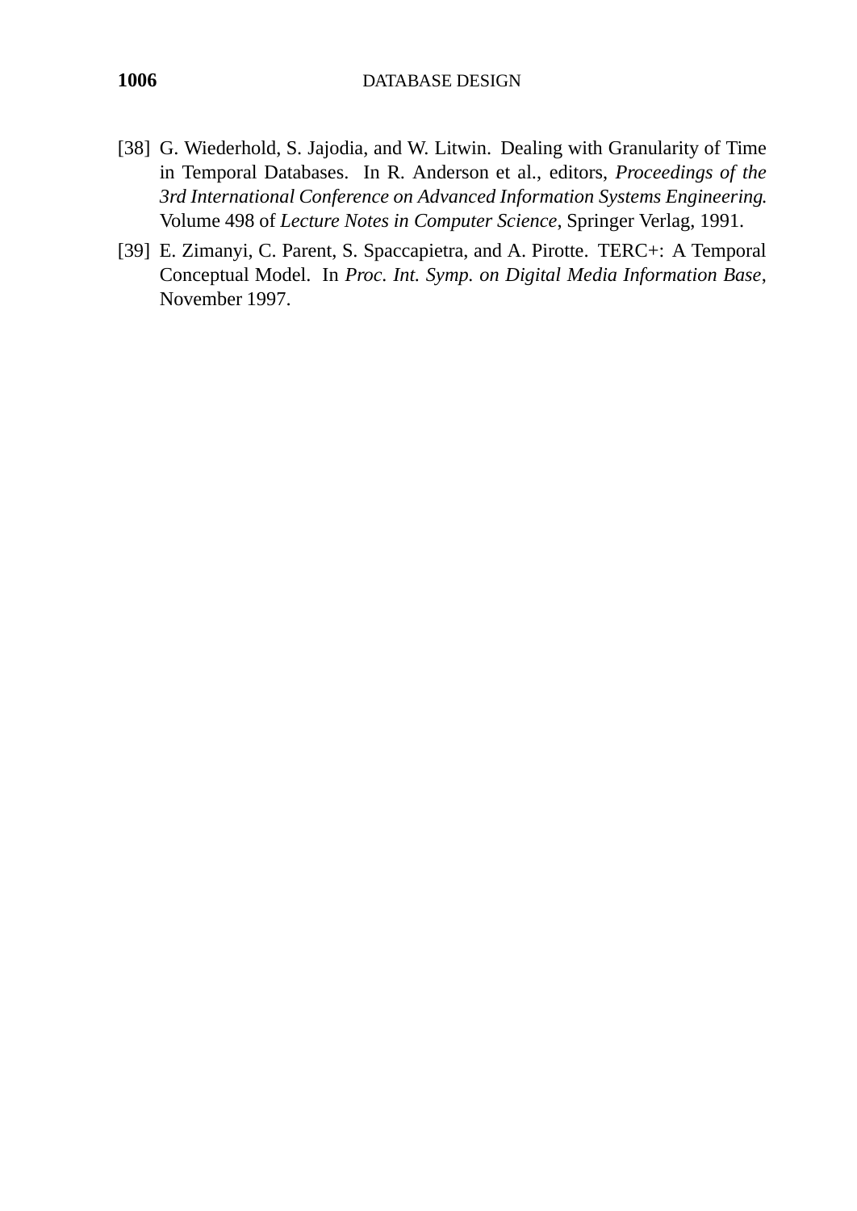[38] G. Wiederhold, S. Jajodia, and W. Litwin. Dealing with Granularity of Time in Temporal Databases. In R. Anderson et al., editors, *Proceedings of the 3rd International Conference on Advanced Information Systems Engineering*. Volume 498 of *Lecture Notes in Computer Science*, Springer Verlag, 1991.

[39] E. Zimanyi, C. Parent, S. Spaccapietra, and A. Pirotte. TERC+: A Temporal Conceptual Model. In *Proc. Int. Symp. on Digital Media Information Base*, November 1997.